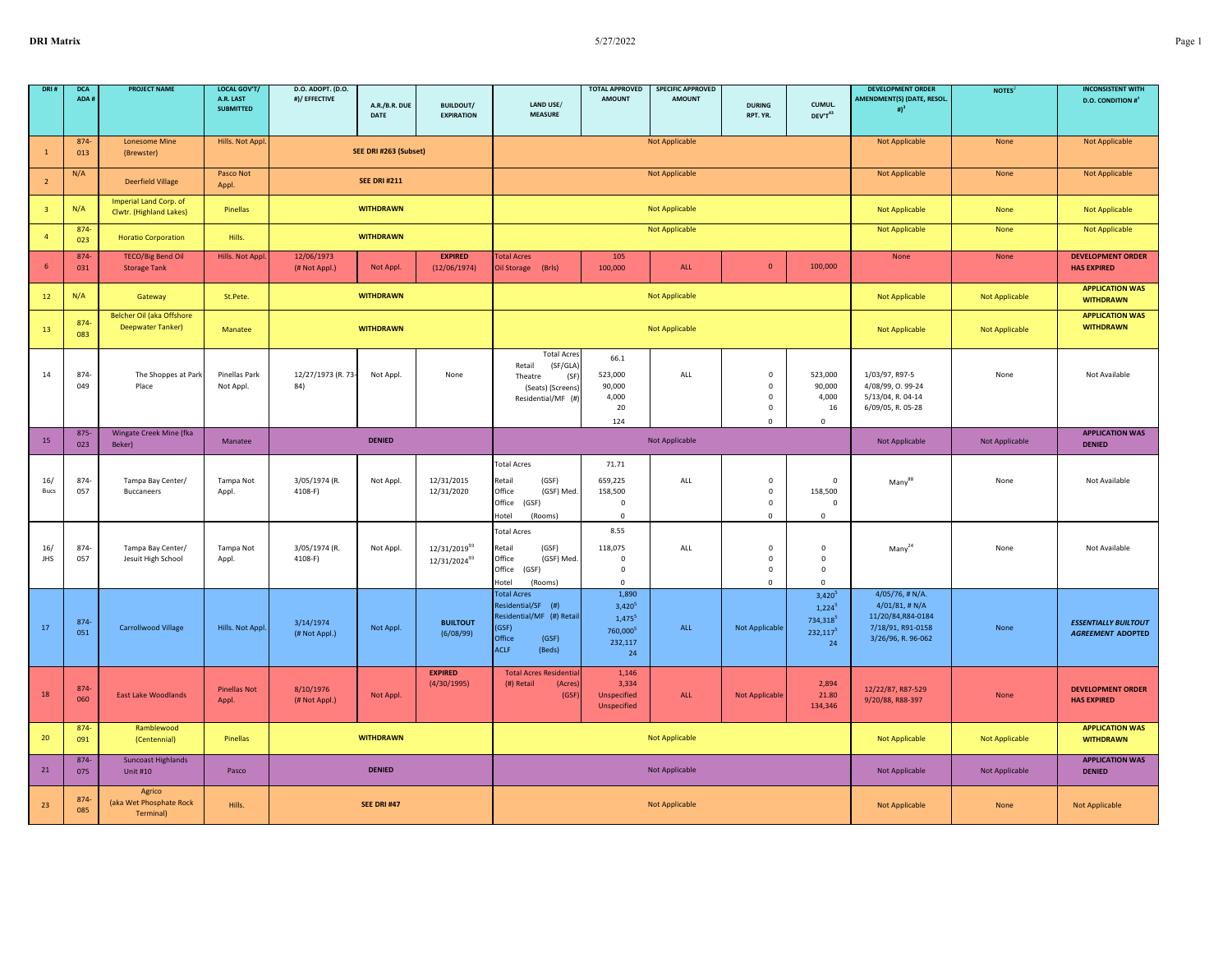| DRI # | DCA ADA # | PROJECT NAME | LOCAL GOV'T/ A.R. LAST SUBMITTED | D.O. ADOPT. (D.O. #)/ EFFECTIVE | A.R./B.R. DUE DATE | BUILDOUT/ EXPIRATION | LAND USE/ MEASURE | TOTAL APPROVED AMOUNT | SPECIFIC APPROVED AMOUNT | DURING RPT. YR. | CUMUL. DEV'T[43] | DEVELOPMENT ORDER AMENDMENT(S) (DATE, RESOL. #)[3] | NOTES[2] | INCONSISTENT WITH D.O. CONDITION #[4] |
|---|---|---|---|---|---|---|---|---|---|---|---|---|---|---|
| 1 | 874-013 | Lonesome Mine (Brewster) | Hills. Not Appl. | SEE DRI #263 (Subset) | | | Not Applicable | | | | | Not Applicable | None | Not Applicable |
| 2 | N/A | Deerfield Village | Pasco Not Appl. | SEE DRI #211 | | | Not Applicable | | | | | Not Applicable | None | Not Applicable |
| 3 | N/A | Imperial Land Corp. of Clwtr. (Highland Lakes) | Pinellas | WITHDRAWN | | | Not Applicable | | | | | Not Applicable | None | Not Applicable |
| 4 | 874-023 | Horatio Corporation | Hills. | WITHDRAWN | | | Not Applicable | | | | | Not Applicable | None | Not Applicable |
| 6 | 874-031 | TECO/Big Bend Oil Storage Tank | Hills. Not Appl. | 12/06/1973 (# Not Appl.) | Not Appl. | **EXPIRED** (12/06/1974) | Total Acres<br>Oil Storage (Brls) | 105<br>100,000 | ALL | 0 | 100,000 | None | None | **DEVELOPMENT ORDER HAS EXPIRED** |
| 12 | N/A | Gateway | St.Pete. | WITHDRAWN | | | Not Applicable | | | | | Not Applicable | Not Applicable | **APPLICATION WAS WITHDRAWN** |
| 13 | 874-083 | Belcher Oil (aka Offshore Deepwater Tanker) | Manatee | WITHDRAWN | | | Not Applicable | | | | | Not Applicable | Not Applicable | **APPLICATION WAS WITHDRAWN** |
| 14 | 874-049 | The Shoppes at Park Place | Pinellas Park Not Appl. | 12/27/1973 (R. 73-84) | Not Appl. | None | Total Acres<br>Retail (SF/GLA)<br>Theatre (SF)<br>(Seats) (Screens)<br>Residential/MF (#) | 66.1<br>523,000<br>90,000<br>4,000<br>20<br>124 | ALL | 0<br>0<br>0<br>0<br>0 | 523,000<br>90,000<br>4,000<br>16<br>0 | 1/03/97, R97-5<br>4/08/99, O. 99-24<br>5/13/04, R. 04-14<br>6/09/05, R. 05-28 | None | Not Available |
| 15 | 875-023 | Wingate Creek Mine (fka Beker) | Manatee | DENIED | | | Not Applicable | | | | | Not Applicable | Not Applicable | **APPLICATION WAS DENIED** |
| 16/ Bucs | 874-057 | Tampa Bay Center/ Buccaneers | Tampa Not Appl. | 3/05/1974 (R. 4108-F) | Not Appl. | 12/31/2015<br>12/31/2020 | Total Acres<br>Retail (GSF)<br>Office (GSF) Med.<br>Office (GSF)<br>Hotel (Rooms) | 71.71<br>659,225<br>158,500<br>0<br>0 | ALL | 0<br>0<br>0<br>0 | 0<br>158,500<br>0<br>0 | Many[88] | None | Not Available |
| 16/ JHS | 874-057 | Tampa Bay Center/ Jesuit High School | Tampa Not Appl. | 3/05/1974 (R. 4108-F) | Not Appl. | 12/31/2019[93]<br>12/31/2024[93] | Total Acres<br>Retail (GSF)<br>Office (GSF) Med.<br>Office (GSF)<br>Hotel (Rooms) | 8.55<br>118,075<br>0<br>0<br>0 | ALL | 0<br>0<br>0<br>0 | 0<br>0<br>0<br>0 | Many[24] | None | Not Available |
| 17 | 874-051 | Carrollwood Village | Hills. Not Appl. | 3/14/1974 (# Not Appl.) | Not Appl. | **BUILTOUT** (6/08/99) | Total Acres<br>Residential/SF (#)<br>Residential/MF (#) Retail (GSF)<br>Office (GSF)<br>ACLF (Beds) | 1,890<br>3,420[5]<br>1,475[5]<br>760,000[5]<br>232,117<br>24 | ALL | Not Applicable | 3,420[5]<br>1,224[5]<br>734,318[5]<br>232,117[5]<br>24 | 4/05/76, # N/A.<br>4/01/81, # N/A<br>11/20/84,R84-0184<br>7/18/91, R91-0158<br>3/26/96, R. 96-062 | None | ***ESSENTIALLY BUILTOUT AGREEMENT* ADOPTED** |
| 18 | 874-060 | East Lake Woodlands | Pinellas Not Appl. | 8/10/1976 (# Not Appl.) | Not Appl. | **EXPIRED** (4/30/1995) | Total Acres Residential (#) Retail (Acres) (GSF) | 1,146<br>3,334<br>Unspecified<br>Unspecified | ALL | Not Applicable | 2,894<br>21.80<br>134,346 | 12/22/87, R87-529<br>9/20/88, R88-397 | None | **DEVELOPMENT ORDER HAS EXPIRED** |
| 20 | 874-091 | Ramblewood (Centennial) | Pinellas | WITHDRAWN | | | Not Applicable | | | | | Not Applicable | Not Applicable | **APPLICATION WAS WITHDRAWN** |
| 21 | 874-075 | Suncoast Highlands Unit #10 | Pasco | DENIED | | | Not Applicable | | | | | Not Applicable | Not Applicable | **APPLICATION WAS DENIED** |
| 23 | 874-085 | Agrico (aka Wet Phosphate Rock Terminal) | Hills. | SEE DRI #47 | | | Not Applicable | | | | | Not Applicable | None | Not Applicable |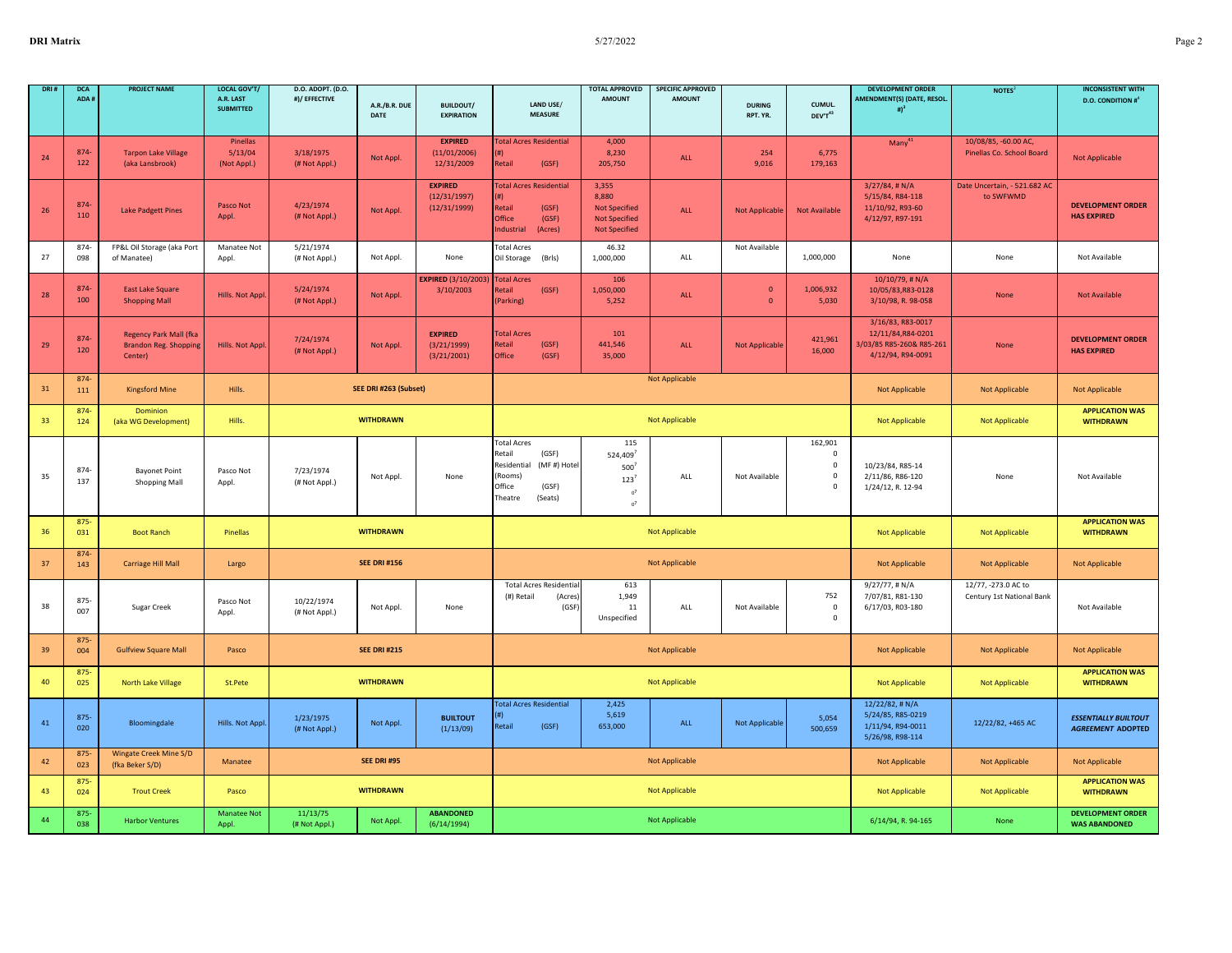| DRI # | DCA ADA # | PROJECT NAME | LOCAL GOV'T/ A.R. LAST SUBMITTED | D.O. ADOPT. (D.O. #)/ EFFECTIVE | A.R./B.R. DUE DATE | BUILDOUT/ EXPIRATION | LAND USE/ MEASURE | TOTAL APPROVED AMOUNT | SPECIFIC APPROVED AMOUNT | DURING RPT. YR. | CUMUL. DEV'T[43] | DEVELOPMENT ORDER AMENDMENT(S) (DATE, RESOL. #)[3] | NOTES[2] | INCONSISTENT WITH D.O. CONDITION #[4] |
|---|---|---|---|---|---|---|---|---|---|---|---|---|---|---|
| 24 | 874-122 | Tarpon Lake Village (aka Lansbrook) | Pinellas 5/13/04 (Not Appl.) | 3/18/1975 (# Not Appl.) | Not Appl. | **EXPIRED** (11/01/2006) 12/31/2009 | Total Acres Residential (#) Retail (GSF) | 4,000 8,230 205,750 | ALL | 254 9,016 | 6,775 179,163 | Many[41] | 10/08/85, -60.00 AC, Pinellas Co. School Board | Not Applicable |
| 26 | 874-110 | Lake Padgett Pines | Pasco Not Appl. | 4/23/1974 (# Not Appl.) | Not Appl. | **EXPIRED** (12/31/1997) (12/31/1999) | Total Acres Residential (#) Retail (GSF) Office (GSF) Industrial (Acres) | 3,355 8,880 Not Specified Not Specified Not Specified | ALL | Not Applicable | Not Available | 3/27/84, # N/A 5/15/84, R84-118 11/10/92, R93-60 4/12/97, R97-191 | Date Uncertain, - 521.682 AC to SWFWMD | **DEVELOPMENT ORDER HAS EXPIRED** |
| 27 | 874-098 | FP&L Oil Storage (aka Port of Manatee) | Manatee Not Appl. | 5/21/1974 (# Not Appl.) | Not Appl. | None | Total Acres Oil Storage (Brls) | 46.32 1,000,000 | ALL | Not Available | 1,000,000 | None | None | Not Available |
| 28 | 874-100 | East Lake Square Shopping Mall | Hills. Not Appl. | 5/24/1974 (# Not Appl.) | Not Appl. | **EXPIRED** (3/10/2003) 3/10/2003 | Total Acres Retail (GSF) (Parking) | 106 1,050,000 5,252 | ALL | 0 0 | 1,006,932 5,030 | 10/10/79, # N/A 10/05/83,R83-0128 3/10/98, R. 98-058 | None | Not Available |
| 29 | 874-120 | Regency Park Mall (fka Brandon Reg. Shopping Center) | Hills. Not Appl. | 7/24/1974 (# Not Appl.) | Not Appl. | **EXPIRED** (3/21/1999) (3/21/2001) | Total Acres Retail (GSF) Office (GSF) | 101 441,546 35,000 | ALL | Not Applicable | 421,961 16,000 | 3/16/83, R83-0017 12/11/84,R84-0201 3/03/85 R85-260& R85-261 4/12/94, R94-0091 | None | **DEVELOPMENT ORDER HAS EXPIRED** |
| 31 | 874-111 | Kingsford Mine | Hills. | **SEE DRI #263 (Subset)** | | | Not Applicable | | | | | Not Applicable | Not Applicable | Not Applicable |
| 33 | 874-124 | Dominion (aka WG Development) | Hills. | **WITHDRAWN** | | | Not Applicable | | | | | Not Applicable | Not Applicable | **APPLICATION WAS WITHDRAWN** |
| 35 | 874-137 | Bayonet Point Shopping Mall | Pasco Not Appl. | 7/23/1974 (# Not Appl.) | Not Appl. | None | Total Acres Retail (GSF) Residential (MF #) Hotel (Rooms) Office (GSF) Theatre (Seats) | 115 524,409[7] 500[7] 123[7] 0[7] 0[7] | ALL | Not Available | 162,901 0 0 0 0 | 10/23/84, R85-14 2/11/86, R86-120 1/24/12, R. 12-94 | None | Not Available |
| 36 | 875-031 | Boot Ranch | Pinellas | **WITHDRAWN** | | | Not Applicable | | | | | Not Applicable | Not Applicable | **APPLICATION WAS WITHDRAWN** |
| 37 | 874-143 | Carriage Hill Mall | Largo | **SEE DRI #156** | | | Not Applicable | | | | | Not Applicable | Not Applicable | Not Applicable |
| 38 | 875-007 | Sugar Creek | Pasco Not Appl. | 10/22/1974 (# Not Appl.) | Not Appl. | None | Total Acres Residential (#) Retail (Acres) (GSF) | 613 1,949 11 Unspecified | ALL | Not Available | 752 0 0 | 9/27/77, # N/A 7/07/81, R81-130 6/17/03, R03-180 | 12/77, -273.0 AC to Century 1st National Bank | Not Available |
| 39 | 875-004 | Gulfview Square Mall | Pasco | **SEE DRI #215** | | | Not Applicable | | | | | Not Applicable | Not Applicable | Not Applicable |
| 40 | 875-025 | North Lake Village | St.Pete | **WITHDRAWN** | | | Not Applicable | | | | | Not Applicable | Not Applicable | **APPLICATION WAS WITHDRAWN** |
| 41 | 875-020 | Bloomingdale | Hills. Not Appl. | 1/23/1975 (# Not Appl.) | Not Appl. | **BUILTOUT** (1/13/09) | Total Acres Residential (#) Retail (GSF) | 2,425 5,619 653,000 | ALL | Not Applicable | 5,054 500,659 | 12/22/82, # N/A 5/24/85, R85-0219 1/11/94, R94-0011 5/26/98, R98-114 | 12/22/82, +465 AC | ***ESSENTIALLY BUILTOUT AGREEMENT* ADOPTED** |
| 42 | 875-023 | Wingate Creek Mine S/D (fka Beker S/D) | Manatee | **SEE DRI #95** | | | Not Applicable | | | | | Not Applicable | Not Applicable | Not Applicable |
| 43 | 875-024 | Trout Creek | Pasco | **WITHDRAWN** | | | Not Applicable | | | | | Not Applicable | Not Applicable | **APPLICATION WAS WITHDRAWN** |
| 44 | 875-038 | Harbor Ventures | Manatee Not Appl. | 11/13/75 (# Not Appl.) | Not Appl. | **ABANDONED** (6/14/1994) | Not Applicable | | | | | 6/14/94, R. 94-165 | None | **DEVELOPMENT ORDER WAS ABANDONED** |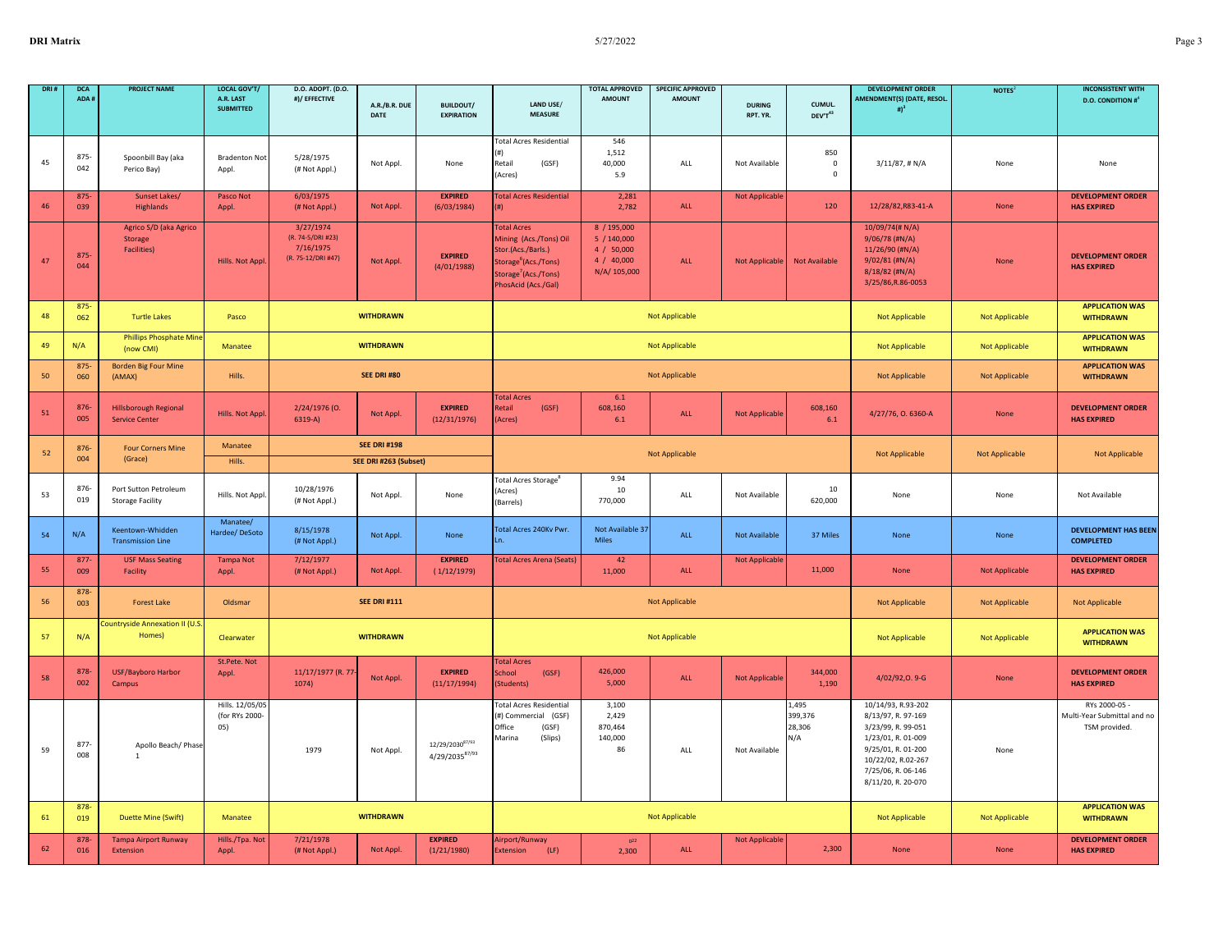| DRI # | DCA ADA # | PROJECT NAME | LOCAL GOV'T/ A.R. LAST SUBMITTED | D.O. ADOPT. (D.O. #)/ EFFECTIVE | A.R./B.R. DUE DATE | BUILDOUT/ EXPIRATION | LAND USE/ MEASURE | TOTAL APPROVED AMOUNT | SPECIFIC APPROVED AMOUNT | DURING RPT. YR. | CUMUL. DEV'T[43] | DEVELOPMENT ORDER AMENDMENT(S) (DATE, RESOL. #)[3] | NOTES[2] | INCONSISTENT WITH D.O. CONDITION #[4] |
|---|---|---|---|---|---|---|---|---|---|---|---|---|---|---|
| 45 | 875-042 | Spoonbill Bay (aka Perico Bay) | Bradenton Not Appl. | 5/28/1975 (# Not Appl.) | Not Appl. | None | Total Acres Residential (#) Retail (GSF) (Acres) | 546 1,512 40,000 5.9 | ALL | Not Available | 850 0 0 | 3/11/87, # N/A | None | None |
| 46 | 875-039 | Sunset Lakes/ Highlands | Pasco Not Appl. | 6/03/1975 (# Not Appl.) | Not Appl. | **EXPIRED** (6/03/1984) | Total Acres Residential (#) | 2,281 2,782 | ALL | Not Applicable | 120 | 12/28/82,R83-41-A | None | **DEVELOPMENT ORDER HAS EXPIRED** |
| 47 | 875-044 | Agrico S/D (aka Agrico Storage Facilities) | Hills. Not Appl. | 3/27/1974 (R. 74-5/DRI #23) 7/16/1975 (R. 75-12/DRI #47) | Not Appl. | **EXPIRED** (4/01/1988) | Total Acres Mining (Acs./Tons) Oil Stor.(Acs./Barls.) Storage[6](Acs./Tons) Storage[7](Acs./Tons) PhosAcid (Acs./Gal) | 8 / 195,000 5 / 140,000 4 / 50,000 4 / 40,000 N/A/ 105,000 | ALL | Not Applicable | Not Available | 10/09/74(# N/A) 9/06/78 (#N/A) 11/26/90 (#N/A) 9/02/81 (#N/A) 8/18/82 (#N/A) 3/25/86,R.86-0053 | None | **DEVELOPMENT ORDER HAS EXPIRED** |
| 48 | 875-062 | Turtle Lakes | Pasco | | **WITHDRAWN** | | | | Not Applicable | | | Not Applicable | Not Applicable | **APPLICATION WAS WITHDRAWN** |
| 49 | N/A | Phillips Phosphate Mine (now CMI) | Manatee | | **WITHDRAWN** | | | | Not Applicable | | | Not Applicable | Not Applicable | **APPLICATION WAS WITHDRAWN** |
| 50 | 875-060 | Borden Big Four Mine (AMAX) | Hills. | | **SEE DRI #80** | | | | Not Applicable | | | Not Applicable | Not Applicable | **APPLICATION WAS WITHDRAWN** |
| 51 | 876-005 | Hillsborough Regional Service Center | Hills. Not Appl. | 2/24/1976 (O. 6319-A) | Not Appl. | **EXPIRED** (12/31/1976) | Total Acres Retail (GSF) (Acres) | 6.1 608,160 6.1 | ALL | Not Applicable | 608,160 6.1 | 4/27/76, O. 6360-A | None | **DEVELOPMENT ORDER HAS EXPIRED** |
| 52 | 876-004 | Four Corners Mine (Grace) | Manatee / Hills. | | **SEE DRI #198** / **SEE DRI #263 (Subset)** | | | | Not Applicable | | | Not Applicable | Not Applicable | Not Applicable |
| 53 | 876-019 | Port Sutton Petroleum Storage Facility | Hills. Not Appl. | 10/28/1976 (# Not Appl.) | Not Appl. | None | Total Acres Storage[8] (Acres) (Barrels) | 9.94 10 770,000 | ALL | Not Available | 10 620,000 | None | None | Not Available |
| 54 | N/A | Keentown-Whidden Transmission Line | Manatee/ Hardee/ DeSoto | 8/15/1978 (# Not Appl.) | Not Appl. | None | Total Acres 240Kv Pwr. Ln. | Not Available 37 Miles | ALL | Not Available | 37 Miles | None | None | **DEVELOPMENT HAS BEEN COMPLETED** |
| 55 | 877-009 | USF Mass Seating Facility | Tampa Not Appl. | 7/12/1977 (# Not Appl.) | Not Appl. | **EXPIRED** ( 1/12/1979) | Total Acres Arena (Seats) | 42 11,000 | ALL | Not Applicable | 11,000 | None | Not Applicable | **DEVELOPMENT ORDER HAS EXPIRED** |
| 56 | 878-003 | Forest Lake | Oldsmar | | **SEE DRI #111** | | | | Not Applicable | | | Not Applicable | Not Applicable | Not Applicable |
| 57 | N/A | Countryside Annexation II (U.S. Homes) | Clearwater | | **WITHDRAWN** | | | | Not Applicable | | | Not Applicable | Not Applicable | **APPLICATION WAS WITHDRAWN** |
| 58 | 878-002 | USF/Bayboro Harbor Campus | St.Pete. Not Appl. | 11/17/1977 (R. 77-1074) | Not Appl. | **EXPIRED** (11/17/1994) | Total Acres School (GSF) (Students) | 426,000 5,000 | ALL | Not Applicable | 344,000 1,190 | 4/02/92,O. 9-G | None | **DEVELOPMENT ORDER HAS EXPIRED** |
| 59 | 877-008 | Apollo Beach/ Phase 1 | Hills. 12/05/05 (for RYs 2000-05) | 1979 | Not Appl. | 12/29/2030[87/93] 4/29/2035[87/93] | Total Acres Residential (#) Commercial (GSF) Office (GSF) Marina (Slips) | 3,100 2,429 870,464 140,000 86 | ALL | Not Available | 1,495 399,376 28,306 N/A | 10/14/93, R.93-202 8/13/97, R. 97-169 3/23/99, R. 99-051 1/23/01, R. 01-009 9/25/01, R. 01-200 10/22/02, R.02-267 7/25/06, R. 06-146 8/11/20, R. 20-070 | None | RYs 2000-05 - Multi-Year Submittal and no TSM provided. |
| 61 | 878-019 | Duette Mine (Swift) | Manatee | | **WITHDRAWN** | | | | Not Applicable | | | Not Applicable | Not Applicable | **APPLICATION WAS WITHDRAWN** |
| 62 | 878-016 | Tampa Airport Runway Extension | Hills./Tpa. Not Appl. | 7/21/1978 (# Not Appl.) | Not Appl. | **EXPIRED** (1/21/1980) | Airport/Runway Extension (LF) | 2,300 | ALL | Not Applicable | 2,300 | None | None | **DEVELOPMENT ORDER HAS EXPIRED** |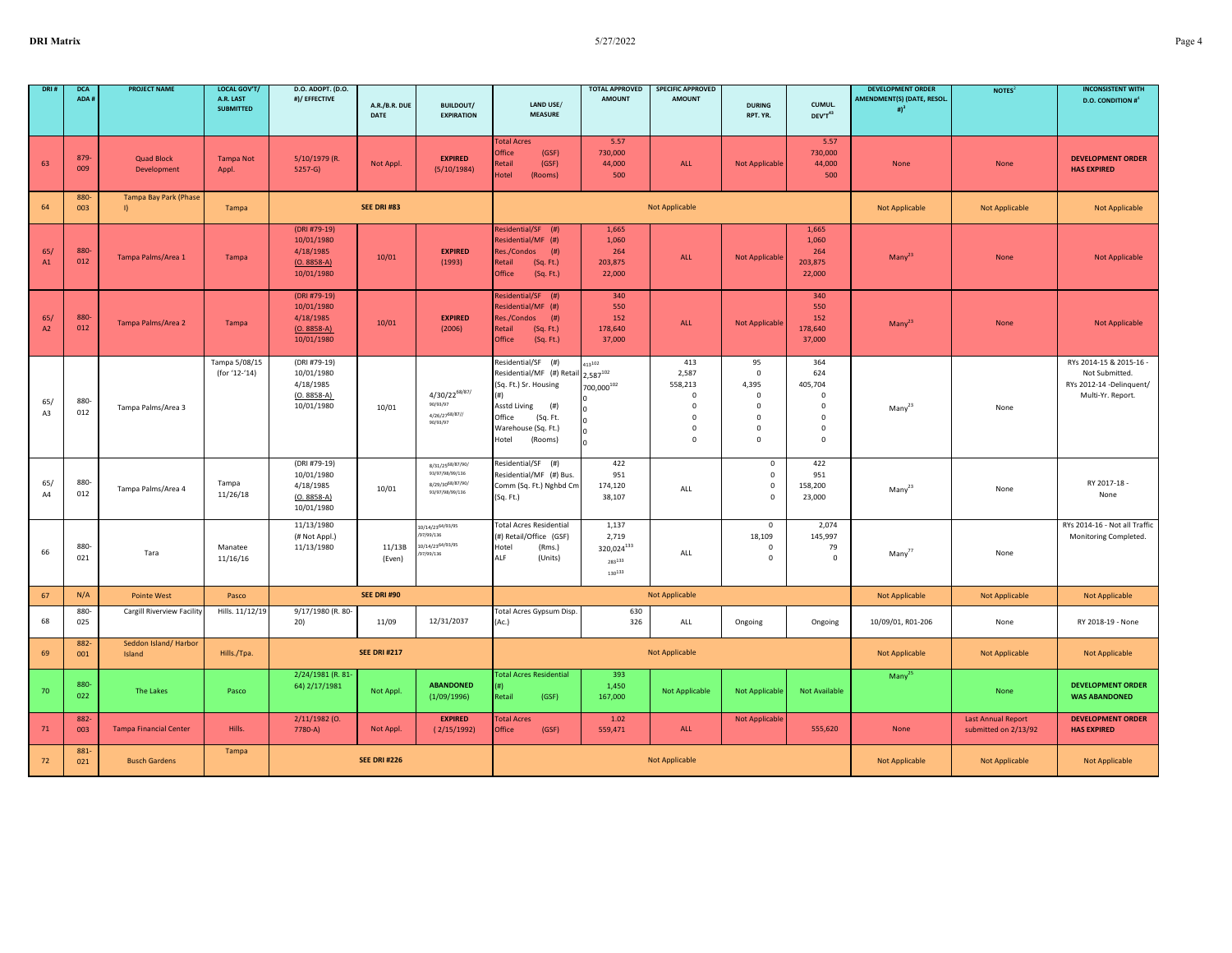| DRI # | DCA ADA # | PROJECT NAME | LOCAL GOV'T/ A.R. LAST SUBMITTED | D.O. ADOPT. (D.O. #)/ EFFECTIVE | A.R./B.R. DUE DATE | BUILDOUT/ EXPIRATION | LAND USE/ MEASURE | TOTAL APPROVED AMOUNT | SPECIFIC APPROVED AMOUNT | DURING RPT. YR. | CUMUL. DEV'T[43] | DEVELOPMENT ORDER AMENDMENT(S) (DATE, RESOL. #)[3] | NOTES[2] | INCONSISTENT WITH D.O. CONDITION #[4] |
|---|---|---|---|---|---|---|---|---|---|---|---|---|---|---|
| 63 | 879-009 | Quad Block Development | Tampa Not Appl. | 5/10/1979 (R. 5257-G) | Not Appl. | **EXPIRED** (5/10/1984) | Total Acres<br>Office (GSF)<br>Retail (GSF)<br>Hotel (Rooms) | 5.57<br>730,000<br>44,000<br>500 | ALL | Not Applicable | 5.57<br>730,000<br>44,000<br>500 | None | None | **DEVELOPMENT ORDER HAS EXPIRED** |
| 64 | 880-003 | Tampa Bay Park (Phase I) | Tampa | **SEE DRI #83** | | | Not Applicable | | | | | Not Applicable | Not Applicable | Not Applicable |
| 65/ A1 | 880-012 | Tampa Palms/Area 1 | Tampa | (DRI #79-19) 10/01/1980<br>4/18/1985<br>(O. 8858-A)<br>10/01/1980 | 10/01 | **EXPIRED** (1993) | Residential/SF (#)<br>Residential/MF (#)<br>Res./Condos (#)<br>Retail (Sq. Ft.)<br>Office (Sq. Ft.) | 1,665<br>1,060<br>264<br>203,875<br>22,000 | ALL | Not Applicable | 1,665<br>1,060<br>264<br>203,875<br>22,000 | Many[23] | None | Not Applicable |
| 65/ A2 | 880-012 | Tampa Palms/Area 2 | Tampa | (DRI #79-19) 10/01/1980<br>4/18/1985<br>(O. 8858-A)<br>10/01/1980 | 10/01 | **EXPIRED** (2006) | Residential/SF (#)<br>Residential/MF (#)<br>Res./Condos (#)<br>Retail (Sq. Ft.)<br>Office (Sq. Ft.) | 340<br>550<br>152<br>178,640<br>37,000 | ALL | Not Applicable | 340<br>550<br>152<br>178,640<br>37,000 | Many[23] | None | Not Applicable |
| 65/ A3 | 880-012 | Tampa Palms/Area 3 | Tampa 5/08/15 (for '12-'14) | (DRI #79-19) 10/01/1980<br>4/18/1985<br>(O. 8858-A)<br>10/01/1980 | 10/01 | 4/30/22[68/87/90/93/97]<br>4/26/27[68/87//90/93/97] | Residential/SF (#)<br>Residential/MF (#) Retail (Sq. Ft.) Sr. Housing (#)<br>Asstd Living (#)<br>Office (Sq. Ft.<br>Warehouse (Sq. Ft.)<br>Hotel (Rooms) | 413[102]<br>2,587[102]<br>700,000[102]<br>0<br>0<br>0<br>0<br>0 | 413<br>2,587<br>558,213<br>0<br>0<br>0<br>0<br>0 | 95<br>0<br>4,395<br>0<br>0<br>0<br>0<br>0 | 364<br>624<br>405,704<br>0<br>0<br>0<br>0<br>0 | Many[23] | None | RYs 2014-15 & 2015-16 - Not Submitted. RYs 2012-14 -Delinquent/ Multi-Yr. Report. |
| 65/ A4 | 880-012 | Tampa Palms/Area 4 | Tampa 11/26/18 | (DRI #79-19) 10/01/1980<br>4/18/1985<br>(O. 8858-A)<br>10/01/1980 | 10/01 | 8/31/25[68/87/90/93/97/98/99/136]<br>8/29/30[68/87/90/93/97/98/99/136] | Residential/SF (#)<br>Residential/MF (#) Bus. Comm (Sq. Ft.) Nghbd Cm (Sq. Ft.) | 422<br>951<br>174,120<br>38,107 | ALL | 0<br>0<br>0<br>0 | 422<br>951<br>158,200<br>23,000 | Many[23] | None | RY 2017-18 - None |
| 66 | 880-021 | Tara | Manatee 11/16/16 | 11/13/1980 (# Not Appl.) 11/13/1980 | 11/13B (Even) | 10/14/23[64/93/95/97/99/136]<br>10/14/23[64/93/95/97/99/136] | Total Acres Residential (#) Retail/Office (GSF)<br>Hotel (Rms.)<br>ALF (Units) | 1,137<br>2,719<br>320,024[133]<br>285[133]<br>130[133] | ALL | 0<br>18,109<br>0<br>0 | 2,074<br>145,997<br>79<br>0 | Many[77] | None | RYs 2014-16 - Not all Traffic Monitoring Completed. |
| 67 | N/A | Pointe West | Pasco | **SEE DRI #90** | | | Not Applicable | | | | | Not Applicable | Not Applicable | Not Applicable |
| 68 | 880-025 | Cargill Riverview Facility | Hills. 11/12/19 | 9/17/1980 (R. 80-20) | 11/09 | 12/31/2037 | Total Acres Gypsum Disp. (Ac.) | 630<br>326 | ALL | Ongoing | Ongoing | 10/09/01, R01-206 | None | RY 2018-19 - None |
| 69 | 882-001 | Seddon Island/ Harbor Island | Hills./Tpa. | **SEE DRI #217** | | | Not Applicable | | | | | Not Applicable | Not Applicable | Not Applicable |
| 70 | 880-022 | The Lakes | Pasco | 2/24/1981 (R. 81-64) 2/17/1981 | Not Appl. | **ABANDONED** (1/09/1996) | Total Acres Residential (#)<br>Retail (GSF) | 393<br>1,450<br>167,000 | Not Applicable | Not Applicable | Not Available | Many[25] | None | **DEVELOPMENT ORDER WAS ABANDONED** |
| 71 | 882-003 | Tampa Financial Center | Hills. | 2/11/1982 (O. 7780-A) | Not Appl. | **EXPIRED** ( 2/15/1992) | Total Acres<br>Office (GSF) | 1.02<br>559,471 | ALL | Not Applicable | 555,620 | None | Last Annual Report submitted on 2/13/92 | **DEVELOPMENT ORDER HAS EXPIRED** |
| 72 | 881-021 | Busch Gardens | Tampa | **SEE DRI #226** | | | Not Applicable | | | | | Not Applicable | Not Applicable | Not Applicable |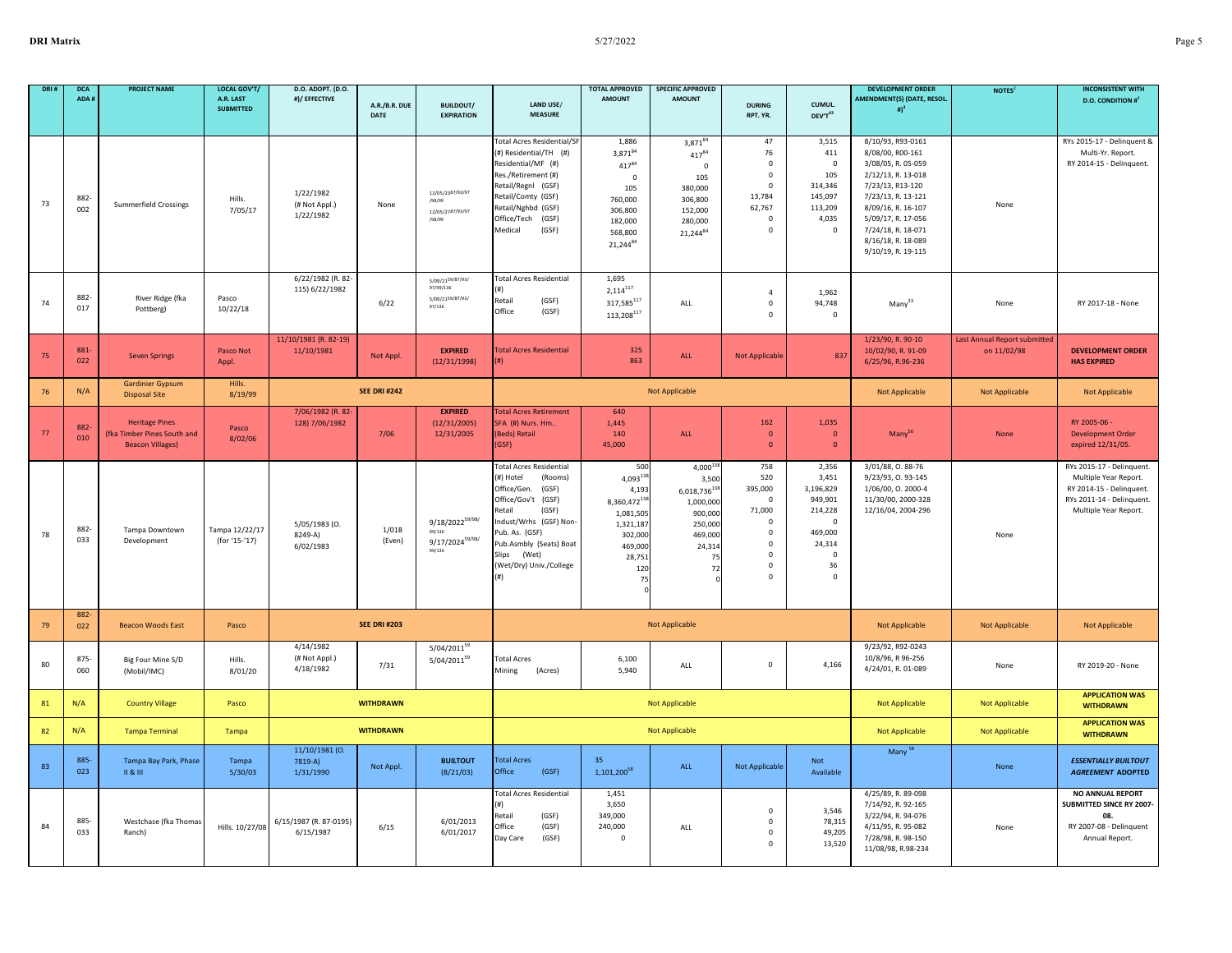| DRI # | DCA ADA # | PROJECT NAME | LOCAL GOV'T/ A.R. LAST SUBMITTED | D.O. ADOPT. (D.O. #)/ EFFECTIVE | A.R./B.R. DUE DATE | BUILDOUT/ EXPIRATION | LAND USE/ MEASURE | TOTAL APPROVED AMOUNT | SPECIFIC APPROVED AMOUNT | DURING RPT. YR. | CUMUL. DEV'T[43] | DEVELOPMENT ORDER AMENDMENT(S) (DATE, RESOL. #)[3] | NOTES[2] | INCONSISTENT WITH D.O. CONDITION #[4] |
|---|---|---|---|---|---|---|---|---|---|---|---|---|---|---|
| 73 | 882-002 | Summerfield Crossings | Hills. 7/05/17 | 1/22/1982 (# Not Appl.) 1/22/1982 | None | 12/05/23[87/93/97/98/99] 12/05/27[87/93/97/98/99] | Total Acres Residential/SF (#) Residential/TH (#) Residential/MF (#) Res./Retirement (#) Retail/Regnl (GSF) Retail/Comty (GSF) Retail/Nghbd (GSF) Office/Tech (GSF) Medical (GSF) | 1,886 3,871[84] 417[84] 0 105 760,000 306,800 182,000 568,800 21,244[84] | 3,871[84] 417[84] 0 105 380,000 306,800 152,000 280,000 21,244[84] | 47 76 0 0 0 13,784 62,767 0 0 | 3,515 411 0 105 314,346 145,097 113,209 4,035 0 | 8/10/93, R93-0161 8/08/00, R00-161 3/08/05, R. 05-059 2/12/13, R. 13-018 7/23/13, R13-120 7/23/13, R. 13-121 8/09/16, R. 16-107 5/09/17, R. 17-056 7/24/18, R. 18-071 8/16/18, R. 18-089 9/10/19, R. 19-115 | None | RYs 2015-17 - Delinquent & Multi-Yr. Report. RY 2014-15 - Delinquent. |
| 74 | 882-017 | River Ridge (fka Pottberg) | Pasco 10/22/18 | 6/22/1982 (R. 82-115) 6/22/1982 | 6/22 | 5/09/21[59/87/93/97/99/136] 5/09/21[59/87/93/97/136] | Total Acres Residential (#) Retail (GSF) Office (GSF) | 1,695 2,114[117] 317,585[117] 113,208[117] | ALL | 4 0 0 | 1,962 94,748 0 | Many[33] | None | RY 2017-18 - None |
| 75 | 881-022 | Seven Springs | Pasco Not Appl. | 11/10/1981 (R. 82-19) 11/10/1981 | Not Appl. | **EXPIRED** (12/31/1998) | Total Acres Residential (#) | 325 863 | ALL | Not Applicable | 837 | 1/23/90, R. 90-10 10/02/90, R. 91-09 6/25/96, R.96-236 | Last Annual Report submitted on 11/02/98 | **DEVELOPMENT ORDER HAS EXPIRED** |
| 76 | N/A | Gardinier Gypsum Disposal Site | Hills. 8/19/99 | **SEE DRI #242** | | | Not Applicable | | | | | Not Applicable | Not Applicable | Not Applicable |
| 77 | 882-010 | Heritage Pines (fka Timber Pines South and Beacon Villages) | Pasco 8/02/06 | 7/06/1982 (R. 82-128) 7/06/1982 | 7/06 | **EXPIRED** (12/31/2005) 12/31/2005 | Total Acres Retirement SFA (#) Nurs. Hm.. (Beds) Retail (GSF) | 640 1,445 140 45,000 | ALL | 162 0 0 | 1,035 0 0 | Many[56] | None | RY 2005-06 - Development Order expired 12/31/05. |
| 78 | 882-033 | Tampa Downtown Development | Tampa 12/22/17 (for '15-'17) | 5/05/1983 (O. 8249-A) 6/02/1983 | 1/01B (Even) | 9/18/2022[59/98/99/136] 9/17/2024[59/98/99/136] | Total Acres Residential (#) Hotel (Rooms) Office/Gen. (GSF) Office/Gov't (GSF) Retail (GSF) Indust/Wrhs (GSF) Non-Pub. As. (GSF) Pub.Asmbly (Seats) Boat Slips (Wet) (Wet/Dry) Univ./College (#) | 500 4,093[138] 4,193 8,360,472[138] 1,081,505 1,321,187 302,000 469,000 28,751 120 75 0 | 4,000[138] 3,500 6,018,736[138] 1,000,000 900,000 250,000 469,000 24,314 75 72 0 | 758 520 395,000 0 71,000 0 0 0 0 0 0 | 2,356 3,451 3,196,829 949,901 214,228 0 469,000 24,314 0 36 0 | 3/01/88, O. 88-76 9/23/93, O. 93-145 1/06/00, O. 2000-4 11/30/00, 2000-328 12/16/04, 2004-296 | None | RYs 2015-17 - Delinquent. Multiple Year Report. RY 2014-15 - Delinquent. RYs 2011-14 - Delinquent. Multiple Year Report. |
| 79 | 882-022 | Beacon Woods East | Pasco | **SEE DRI #203** | | | Not Applicable | | | | | Not Applicable | Not Applicable | Not Applicable |
| 80 | 875-060 | Big Four Mine S/D (Mobil/IMC) | Hills. 8/01/20 | 4/14/1982 (# Not Appl.) 4/18/1982 | 7/31 | 5/04/2011[59] 5/04/2011[59] | Total Acres Mining (Acres) | 6,100 5,940 | ALL | 0 | 4,166 | 9/23/92, R92-0243 10/8/96, R 96-256 4/24/01, R. 01-089 | None | RY 2019-20 - None |
| 81 | N/A | Country Village | Pasco | **WITHDRAWN** | | | Not Applicable | | | | | Not Applicable | Not Applicable | **APPLICATION WAS WITHDRAWN** |
| 82 | N/A | Tampa Terminal | Tampa | **WITHDRAWN** | | | Not Applicable | | | | | Not Applicable | Not Applicable | **APPLICATION WAS WITHDRAWN** |
| 83 | 885-023 | Tampa Bay Park, Phase II & III | Tampa 5/30/03 | 11/10/1981 (O. 7819-A) 1/31/1990 | Not Appl. | **BUILTOUT** (8/21/03) | Total Acres Office (GSF) | 35 1,101,200[58] | ALL | Not Applicable | Not Available | Many[58] | None | ***ESSENTIALLY BUILTOUT AGREEMENT* ADOPTED** |
| 84 | 885-033 | Westchase (fka Thomas Ranch) | Hills. 10/27/08 | 6/15/1987 (R. 87-0195) 6/15/1987 | 6/15 | 6/01/2013 6/01/2017 | Total Acres Residential (#) Retail (GSF) Office (GSF) Day Care (GSF) | 1,451 3,650 349,000 240,000 0 | ALL | 0 0 0 0 | 3,546 78,315 49,205 13,520 | 4/25/89, R. 89-098 7/14/92, R. 92-165 3/22/94, R. 94-076 4/11/95, R. 95-082 7/28/98, R. 98-150 11/08/98, R.98-234 | None | **NO ANNUAL REPORT SUBMITTED SINCE RY 2007-08.** RY 2007-08 - Delinquent Annual Report. |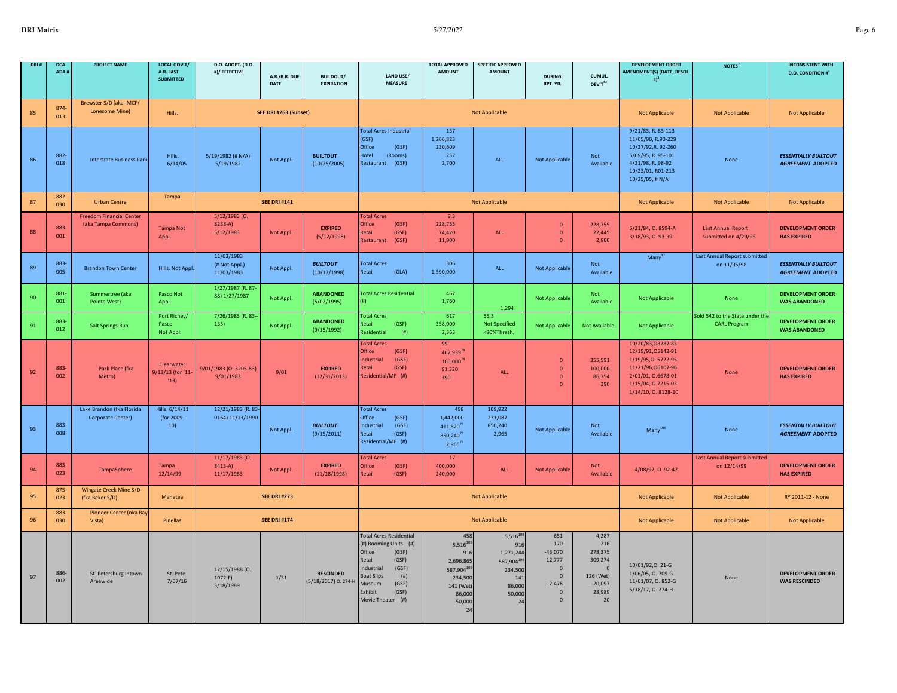| DRI # | DCA ADA # | PROJECT NAME | LOCAL GOV'T/ A.R. LAST SUBMITTED | D.O. ADOPT. (D.O. #)/ EFFECTIVE | A.R./B.R. DUE DATE | BUILDOUT/ EXPIRATION | LAND USE/ MEASURE | TOTAL APPROVED AMOUNT | SPECIFIC APPROVED AMOUNT | DURING RPT. YR. | CUMUL. DEV'T[43] | DEVELOPMENT ORDER AMENDMENT(S) (DATE, RESOL. #)[3] | NOTES[2] | INCONSISTENT WITH D.O. CONDITION #[4] |
|---|---|---|---|---|---|---|---|---|---|---|---|---|---|---|
| 85 | 874-013 | Brewster S/D (aka IMCF/ Lonesome Mine) | Hills. | SEE DRI #263 (Subset) | | | Not Applicable | | | | | Not Applicable | Not Applicable | Not Applicable |
| 86 | 882-018 | Interstate Business Park | Hills. 6/14/05 | 5/19/1982 (# N/A) 5/19/1982 | Not Appl. | **BUILTOUT** (10/25/2005) | Total Acres Industrial (GSF)<br>Office (GSF)<br>Hotel (Rooms)<br>Restaurant (GSF) | 137<br>1,266,823<br>230,609<br>257<br>2,700 | ALL | Not Applicable | Not Available | 9/21/83, R. 83-113<br>11/05/90, R.90-229<br>10/27/92,R. 92-260<br>5/09/95, R. 95-101<br>4/21/98, R. 98-92<br>10/23/01, R01-213<br>10/25/05, # N/A | None | ***ESSENTIALLY BUILTOUT AGREEMENT*** **ADOPTED** |
| 87 | 882-030 | Urban Centre | Tampa | SEE DRI #141 | | | Not Applicable | | | | | Not Applicable | Not Applicable | Not Applicable |
| 88 | 883-001 | Freedom Financial Center (aka Tampa Commons) | Tampa Not Appl. | 5/12/1983 (O. 8238-A)<br>5/12/1983 | Not Appl. | **EXPIRED** (5/12/1998) | Total Acres<br>Office (GSF)<br>Retail (GSF)<br>Restaurant (GSF) | 9.3<br>228,755<br>74,420<br>11,900 | ALL | 0<br>0<br>0 | 228,755<br>22,445<br>2,800 | 6/21/84, O. 8594-A<br>3/18/93, O. 93-39 | Last Annual Report submitted on 4/29/96 | **DEVELOPMENT ORDER HAS EXPIRED** |
| 89 | 883-005 | Brandon Town Center | Hills. Not Appl. | 11/03/1983 (# Not Appl.) 11/03/1983 | Not Appl. | ***BUILTOUT*** (10/12/1998) | Total Acres<br>Retail (GLA) | 306<br>1,590,000 | ALL | Not Applicable | Not Available | Many[32] | Last Annual Report submitted on 11/05/98 | ***ESSENTIALLY BUILTOUT AGREEMENT*** **ADOPTED** |
| 90 | 881-001 | Summertree (aka Pointe West) | Pasco Not Appl. | 1/27/1987 (R. 87-88) 1/27/1987 | Not Appl. | **ABANDONED** (5/02/1995) | Total Acres Residential (#) | 467<br>1,760 | 1,294 | Not Applicable | Not Available | Not Applicable | None | **DEVELOPMENT ORDER WAS ABANDONED** |
| 91 | 883-012 | Salt Springs Run | Port Richey/ Pasco Not Appl. | 7/26/1983 (R. 83--133) | Not Appl. | **ABANDONED** (9/15/1992) | Total Acres<br>Retail (GSF)<br>Residential (#) | 617<br>358,000<br>2,363 | 55.3<br>Not Specified<br><80%Thresh. | Not Applicable | Not Available | Not Applicable | Sold 542 to the State under the CARL Program | **DEVELOPMENT ORDER WAS ABANDONED** |
| 92 | 883-002 | Park Place (fka Metro) | Clearwater 9/13/13 (for '11-'13) | 9/01/1983 (O. 3205-83) 9/01/1983 | 9/01 | **EXPIRED** (12/31/2013) | Total Acres<br>Office (GSF)<br>Industrial (GSF)<br>Retail (GSF)<br>Residential/MF (#) | 99<br>467,939[78]<br>100,000[78]<br>91,320<br>390 | ALL | 0<br>0<br>0<br>0 | 355,591<br>100,000<br>86,754<br>390 | 10/20/83,O3287-83<br>12/19/91,O5142-91<br>1/19/95,O. 5722-95<br>11/21/96,O6107-96<br>2/01/01, O.6678-01<br>1/15/04, O.7215-03<br>1/14/10, O. 8128-10 | None | **DEVELOPMENT ORDER HAS EXPIRED** |
| 93 | 883-008 | Lake Brandon (fka Florida Corporate Center) | Hills. 6/14/11 (for 2009-10) | 12/21/1983 (R. 83-0164) 11/13/1990 | Not Appl. | ***BUILTOUT*** (9/15/2011) | Total Acres<br>Office (GSF)<br>Industrial (GSF)<br>Retail (GSF)<br>Residential/MF (#) | 498<br>1,442,000<br>411,820[73]<br>850,240[73]<br>2,965[73] | 109,922<br>231,087<br>850,240<br>2,965 | Not Applicable | Not Available | Many[105] | None | ***ESSENTIALLY BUILTOUT AGREEMENT*** **ADOPTED** |
| 94 | 883-023 | TampaSphere | Tampa 12/14/99 | 11/17/1983 (O. 8413-A) 11/17/1983 | Not Appl. | **EXPIRED** (11/18/1998) | Total Acres<br>Office (GSF)<br>Retail (GSF) | 17<br>400,000<br>240,000 | ALL | Not Applicable | Not Available | 4/08/92, O. 92-47 | Last Annual Report submitted on 12/14/99 | **DEVELOPMENT ORDER HAS EXPIRED** |
| 95 | 875-023 | Wingate Creek Mine S/D (fka Beker S/D) | Manatee | SEE DRI #273 | | | Not Applicable | | | | | Not Applicable | Not Applicable | RY 2011-12 - None |
| 96 | 883-030 | Pioneer Center (nka Bay Vista) | Pinellas | SEE DRI #174 | | | Not Applicable | | | | | Not Applicable | Not Applicable | Not Applicable |
| 97 | 886-002 | St. Petersburg Intown Areawide | St. Pete. 7/07/16 | 12/15/1988 (O. 1072-F) 3/18/1989 | 1/31 | **RESCINDED** (5/18/2017) O. 274-H | Total Acres Residential (#) Rooming Units (#)<br>Office (GSF)<br>Retail (GSF)<br>Industrial (GSF)<br>Boat Slips (#)<br>Museum (GSF)<br>Exhibit (GSF)<br>Movie Theater (#) | 458<br>5,516[109]<br>916<br>2,696,865<br>587,904[109]<br>234,500<br>141 (Wet)<br>86,000<br>50,000<br>24 | 5,516[109]<br>916<br>1,271,244<br>587,904[109]<br>234,500<br>141<br>86,000<br>50,000<br>24 | 651<br>170<br>-43,070<br>12,777<br>0<br>0<br>-2,476<br>0<br>0 | 4,287<br>216<br>278,375<br>309,274<br>0<br>126 (Wet)<br>-20,097<br>28,989<br>20 | 10/01/92,O. 21-G<br>1/06/05, O. 709-G<br>11/01/07, O. 852-G<br>5/18/17, O. 274-H | None | **DEVELOPMENT ORDER WAS RESCINDED** |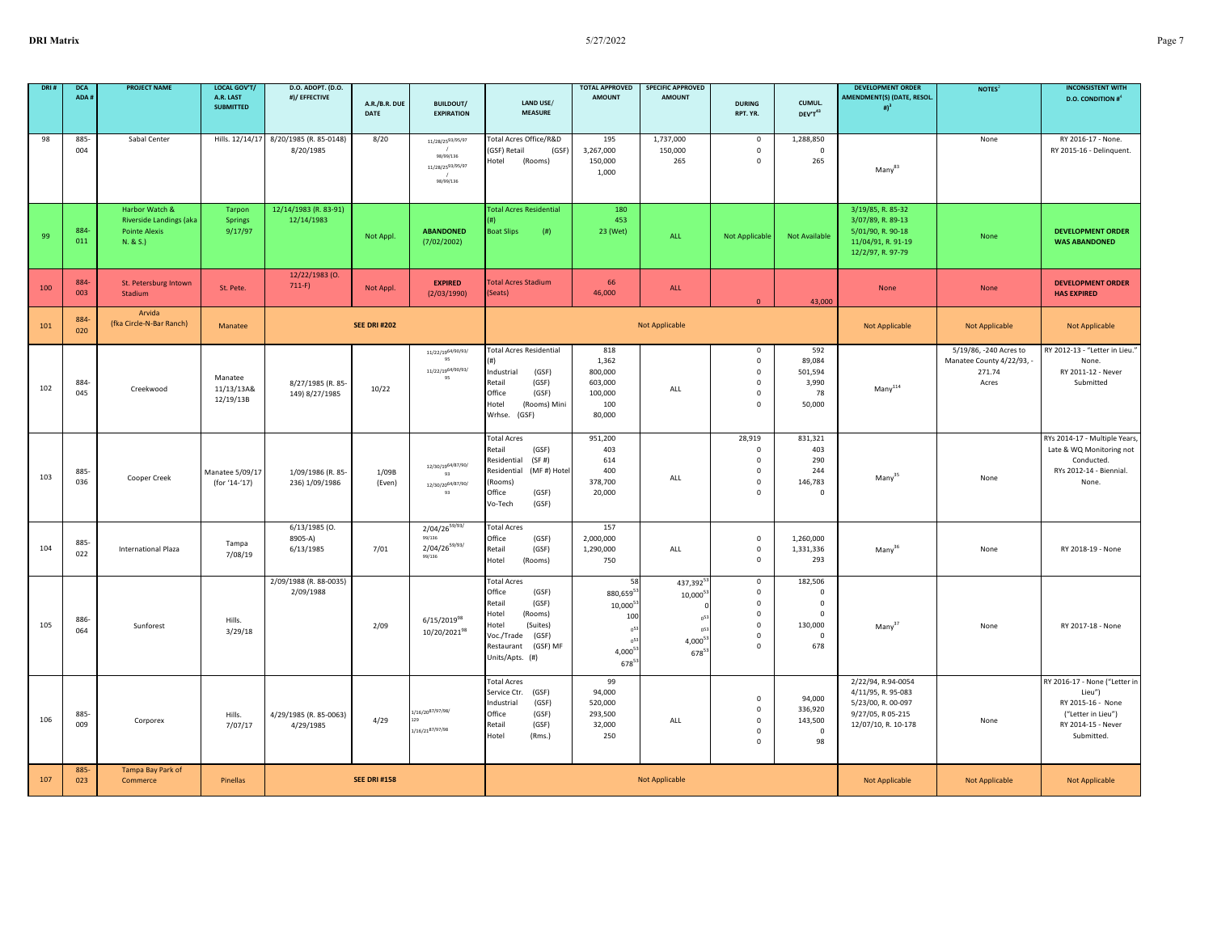| DRI # | DCA ADA # | PROJECT NAME | LOCAL GOV'T/ A.R. LAST SUBMITTED | D.O. ADOPT. (D.O. #)/ EFFECTIVE | A.R./B.R. DUE DATE | BUILDOUT/ EXPIRATION | LAND USE/ MEASURE | TOTAL APPROVED AMOUNT | SPECIFIC APPROVED AMOUNT | DURING RPT. YR. | CUMUL. DEV'T[43] | DEVELOPMENT ORDER AMENDMENT(S) (DATE, RESOL. #)[3] | NOTES[2] | INCONSISTENT WITH D.O. CONDITION #[4] |
|---|---|---|---|---|---|---|---|---|---|---|---|---|---|---|
| 98 | 885-004 | Sabal Center | Hills. 12/14/17 | 8/20/1985 (R. 85-0148) 8/20/1985 | 8/20 | 11/28/25[93/05/97/98/99/136] 11/28/25[93/05/97/98/99/136] | Total Acres Office/R&D (GSF) Retail (GSF) Hotel (Rooms) | 195 3,267,000 150,000 1,000 | 1,737,000 150,000 265 | 0 0 0 | 1,288,850 0 265 | Many[83] | None | RY 2016-17 - None. RY 2015-16 - Delinquent. |
| 99 | 884-011 | Harbor Watch & Riverside Landings (aka Pointe Alexis N. & S.) | Tarpon Springs 9/17/97 | 12/14/1983 (R. 83-91) 12/14/1983 | Not Appl. | **ABANDONED** (7/02/2002) | Total Acres Residential (#) Boat Slips (#) | 180 453 23 (Wet) | ALL | Not Applicable | Not Available | 3/19/85, R. 85-32 3/07/89, R. 89-13 5/01/90, R. 90-18 11/04/91, R. 91-19 12/2/97, R. 97-79 | None | **DEVELOPMENT ORDER WAS ABANDONED** |
| 100 | 884-003 | St. Petersburg Intown Stadium | St. Pete. | 12/22/1983 (O. 711-F) | Not Appl. | **EXPIRED** (2/03/1990) | Total Acres Stadium (Seats) | 66 46,000 | ALL | 0 | 43,000 | None | None | **DEVELOPMENT ORDER HAS EXPIRED** |
| 101 | 884-020 | Arvida (fka Circle-N-Bar Ranch) | Manatee | | **SEE DRI #202** | | | | Not Applicable | | | Not Applicable | Not Applicable | Not Applicable |
| 102 | 884-045 | Creekwood | Manatee 11/13/13A& 12/19/13B | 8/27/1985 (R. 85-149) 8/27/1985 | 10/22 | 11/22/19[64/00/93/95] 11/22/19[64/00/93/95] | Total Acres Residential (#) Industrial (GSF) Retail (GSF) Office (GSF) Hotel (Rooms) Mini Wrhse. (GSF) | 818 1,362 800,000 603,000 100,000 100 80,000 | ALL | 0 0 0 0 0 0 | 592 89,084 501,594 3,990 78 50,000 | Many[114] | 5/19/86, -240 Acres to Manatee County 4/22/93, -271.74 Acres | RY 2012-13 - "Letter in Lieu." None. RY 2011-12 - Never Submitted |
| 103 | 885-036 | Cooper Creek | Manatee 5/09/17 (for '14-'17) | 1/09/1986 (R. 85-236) 1/09/1986 | 1/09B (Even) | 12/30/19[64/87/90/93] 12/30/20[64/87/90/93] | Total Acres Retail (GSF) Residential (SF #) Residential (MF #) Hotel (Rooms) Office (GSF) Vo-Tech (GSF) | 951,200 403 614 400 378,700 20,000 | ALL | 28,919 0 0 0 0 0 | 831,321 403 290 244 146,783 0 | Many[35] | None | RYs 2014-17 - Multiple Years, Late & WQ Monitoring not Conducted. RYs 2012-14 - Biennial. None. |
| 104 | 885-022 | International Plaza | Tampa 7/08/19 | 6/13/1985 (O. 8905-A) 6/13/1985 | 7/01 | 2/04/26[59/93/99/136] 2/04/26[59/93/99/136] | Total Acres Office (GSF) Retail (GSF) Hotel (Rooms) | 157 2,000,000 1,290,000 750 | ALL | 0 0 0 | 1,260,000 1,331,336 293 | Many[36] | None | RY 2018-19 - None |
| 105 | 886-064 | Sunforest | Hills. 3/29/18 | 2/09/1988 (R. 88-0035) 2/09/1988 | 2/09 | 6/15/2019[98] 10/20/2021[98] | Total Acres Office (GSF) Retail (GSF) Hotel (Rooms) Hotel (Suites) Voc./Trade (GSF) Restaurant (GSF) MF Units/Apts. (#) | 58 880,659[53] 10,000[53] 100 0[53] 0[53] 4,000[53] 678[53] | 437,392[53] 10,000[53] 0 0[53] 0[53] 4,000[53] 678[53] | 0 0 0 0 0 0 0 | 182,506 0 0 0 130,000 0 678 | Many[37] | None | RY 2017-18 - None |
| 106 | 885-009 | Corporex | Hills. 7/07/17 | 4/29/1985 (R. 85-0063) 4/29/1985 | 4/29 | 1/16/20[87/97/98/129] 1/16/21[87/97/98] | Total Acres Service Ctr. (GSF) Industrial (GSF) Office (GSF) Retail (GSF) Hotel (Rms.) | 99 94,000 520,000 293,500 32,000 250 | ALL | 0 0 0 0 0 | 94,000 336,920 143,500 0 98 | 2/22/94, R.94-0054 4/11/95, R. 95-083 5/23/00, R. 00-097 9/27/05, R 05-215 12/07/10, R. 10-178 | None | RY 2016-17 - None ("Letter in Lieu") RY 2015-16 - None ("Letter in Lieu") RY 2014-15 - Never Submitted. |
| 107 | 885-023 | Tampa Bay Park of Commerce | Pinellas | | **SEE DRI #158** | | | | Not Applicable | | | Not Applicable | Not Applicable | Not Applicable |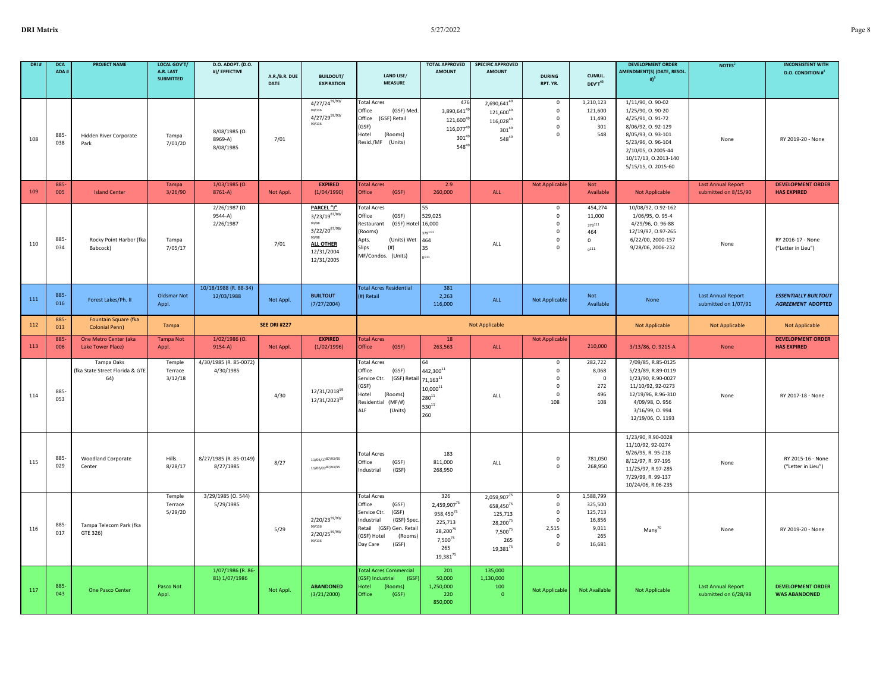| DRI # | DCA ADA # | PROJECT NAME | LOCAL GOV'T/ A.R. LAST SUBMITTED | D.O. ADOPT. (D.O. #)/ EFFECTIVE | A.R./B.R. DUE DATE | BUILDOUT/ EXPIRATION | LAND USE/ MEASURE | TOTAL APPROVED AMOUNT | SPECIFIC APPROVED AMOUNT | DURING RPT. YR. | CUMUL. DEV'T[48] | DEVELOPMENT ORDER AMENDMENT(S) (DATE, RESOL. #)[3] | NOTES[2] | INCONSISTENT WITH D.O. CONDITION #[4] |
|---|---|---|---|---|---|---|---|---|---|---|---|---|---|---|
| 108 | 885-038 | Hidden River Corporate Park | Tampa 7/01/20 | 8/08/1985 (O. 8969-A) 8/08/1985 | 7/01 | 4/27/24[59/93/99/136] 4/27/29[59/93/99/136] | Total Acres Office (GSF) Med. Office (GSF) Retail (GSF) Hotel (Rooms) Resid./MF (Units) | 476 3,890,641[49] 121,600[49] 116,077[49] 301[49] 548[49] | 2,690,641[49] 121,600[49] 116,028[49] 301[49] 548[49] | 0 0 0 0 0 | 1,210,123 121,600 11,490 301 548 | 1/11/90, O. 90-02 1/25/90, O. 90-20 4/25/91, O. 91-72 8/06/92, O. 92-129 8/05/93, O. 93-101 5/23/96, O. 96-104 2/10/05, O.2005-44 10/17/13, O.2013-140 5/15/15, O. 2015-60 | None | RY 2019-20 - None |
| 109 | 885-005 | Island Center | Tampa 3/26/90 | 1/03/1985 (O. 8761-A) | Not Appl. | **EXPIRED** (1/04/1990) | Total Acres Office (GSF) | 2.9 260,000 | ALL | Not Applicable | Not Available | Not Applicable | Last Annual Report submitted on 8/15/90 | **DEVELOPMENT ORDER HAS EXPIRED** |
| 110 | 885-034 | Rocky Point Harbor (fka Babcock) | Tampa 7/05/17 | 2/26/1987 (O. 9544-A) 2/26/1987 | 7/01 | **PARCEL "J"** 3/23/19[87/89/93/98] 3/22/20[87/98/93/98] **ALL OTHER** 12/31/2004 12/31/2005 | Total Acres Office (GSF) Restaurant (GSF) Hotel (Rooms) Apts. (Units) Wet Slips (#) MF/Condos. (Units) | 55 529,025 16,000 379[111] 464 35 0[111] | ALL | 0 0 0 0 0 0 | 454,274 11,000 379[111] 464 0 0[111] | 10/08/92, O.92-162 1/06/95, O. 95-4 4/29/96, O. 96-88 12/19/97, O.97-265 6/22/00, 2000-157 9/28/06, 2006-232 | None | RY 2016-17 - None ("Letter in Lieu") |
| 111 | 885-016 | Forest Lakes/Ph. II | Oldsmar Not Appl. | 10/18/1988 (R. 88-34) 12/03/1988 | Not Appl. | **BUILTOUT** (7/27/2004) | Total Acres Residential (#) Retail | 381 2,263 116,000 | ALL | Not Applicable | Not Available | None | Last Annual Report submitted on 1/07/91 | ***ESSENTIALLY BUILTOUT AGREEMENT* ADOPTED** |
| 112 | 885-013 | Fountain Square (fka Colonial Penn) | Tampa | | **SEE DRI #227** | | | Not Applicable | | | | Not Applicable | Not Applicable | Not Applicable |
| 113 | 885-006 | One Metro Center (aka Lake Tower Place) | Tampa Not Appl. | 1/02/1986 (O. 9154-A) | Not Appl. | **EXPIRED** (1/02/1996) | Total Acres Office (GSF) | 18 263,563 | ALL | Not Applicable | 210,000 | 3/13/86, O. 9215-A | None | **DEVELOPMENT ORDER HAS EXPIRED** |
| 114 | 885-053 | Tampa Oaks (fka State Street Florida & GTE 64) | Temple Terrace 3/12/18 | 4/30/1985 (R. 85-0072) 4/30/1985 | 4/30 | 12/31/2018[59] 12/31/2023[59] | Total Acres Office (GSF) Service Ctr. (GSF) Retail (GSF) Hotel (Rooms) Residential (MF/#) ALF (Units) | 64 442,300[11] 71,163[11] 10,000[11] 280[11] 530[11] 260 | ALL | 0 0 0 0 0 108 | 282,722 8,068 0 272 496 108 | 7/09/85, R.85-0125 5/23/89, R.89-0119 1/23/90, R.90-0027 11/10/92, 92-0273 12/19/96, R.96-310 4/09/98, O. 956 3/16/99, O. 994 12/19/06, O. 1193 | None | RY 2017-18 - None |
| 115 | 885-029 | Woodland Corporate Center | Hills. 8/28/17 | 8/27/1985 (R. 85-0149) 8/27/1985 | 8/27 | 11/06/17[87/93/95] 11/06/22[87/93/95] | Total Acres Office (GSF) Industrial (GSF) | 183 811,000 268,950 | ALL | 0 0 | 781,050 268,950 | 1/23/90, R.90-0028 11/10/92, 92-0274 9/26/95, R. 95-218 8/12/97, R. 97-195 11/25/97, R.97-285 7/29/99, R. 99-137 10/24/06, R.06-235 | None | RY 2015-16 - None ("Letter in Lieu") |
| 116 | 885-017 | Tampa Telecom Park (fka GTE 326) | Temple Terrace 5/29/20 | 3/29/1985 (O. 544) 5/29/1985 | 5/29 | 2/20/23[59/93/99/136] 2/20/25[59/93/99/136] | Total Acres Office (GSF) Service Ctr. (GSF) Industrial (GSF) Spec. Retail (GSF) Gen. Retail (GSF) Hotel (Rooms) Day Care (GSF) | 326 2,459,907[75] 958,450[75] 225,713 28,200[75] 7,500[75] 265 19,381[75] | 2,059,907[75] 658,450[75] 125,713 28,200[75] 7,500[75] 265 19,381[75] | 0 0 0 0 2,515 0 0 | 1,588,799 325,500 125,713 16,856 9,011 265 16,681 | Many[70] | None | RY 2019-20 - None |
| 117 | 885-043 | One Pasco Center | Pasco Not Appl. | 1/07/1986 (R. 86-81) 1/07/1986 | Not Appl. | **ABANDONED** (3/21/2000) | Total Acres Commercial (GSF) Industrial (GSF) Hotel (Rooms) Office (GSF) | 201 50,000 1,250,000 220 850,000 | 135,000 1,130,000 100 0 | Not Applicable | Not Available | Not Applicable | Last Annual Report submitted on 6/28/98 | **DEVELOPMENT ORDER WAS ABANDONED** |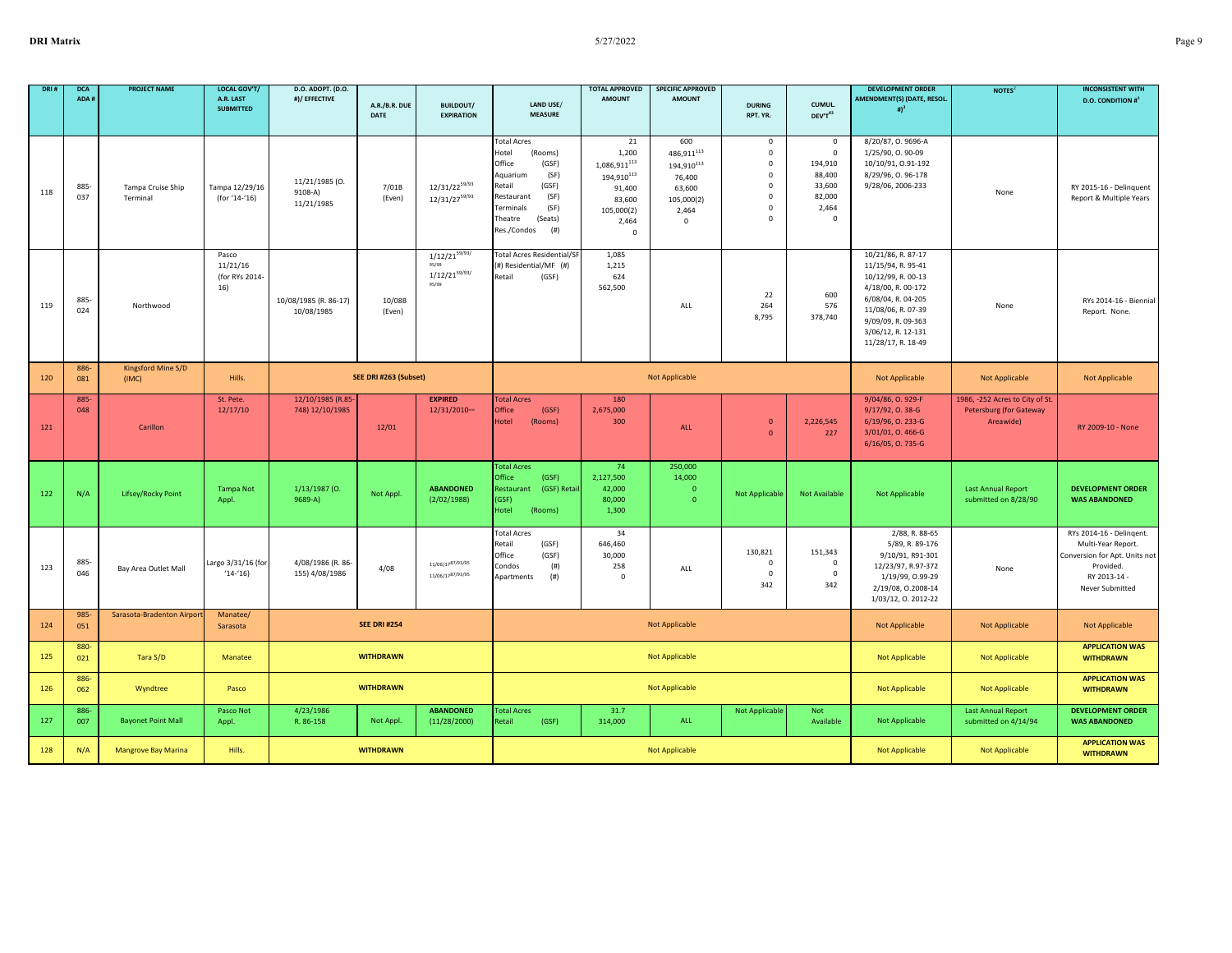| DRI # | DCA ADA # | PROJECT NAME | LOCAL GOV'T/ A.R. LAST SUBMITTED | D.O. ADOPT. (D.O. #)/ EFFECTIVE | A.R./B.R. DUE DATE | BUILDOUT/ EXPIRATION | LAND USE/ MEASURE | TOTAL APPROVED AMOUNT | SPECIFIC APPROVED AMOUNT | DURING RPT. YR. | CUMUL. DEV'T[43] | DEVELOPMENT ORDER AMENDMENT(S) (DATE, RESOL. #)[3] | NOTES[2] | INCONSISTENT WITH D.O. CONDITION #[4] |
|---|---|---|---|---|---|---|---|---|---|---|---|---|---|---|
| 118 | 885-037 | Tampa Cruise Ship Terminal | Tampa 12/29/16 (for '14-'16) | 11/21/1985 (O. 9108-A) 11/21/1985 | 7/01B (Even) | 12/31/22[59/93] 12/31/27[59/93] | Total Acres<br>Hotel (Rooms)<br>Office (GSF)<br>Aquarium (SF)<br>Retail (GSF)<br>Restaurant (SF)<br>Terminals (SF)<br>Theatre (Seats)<br>Res./Condos (#) | 21<br>1,200<br>1,086,911[113]<br>194,910[113]<br>91,400<br>83,600<br>105,000(2)<br>2,464<br>0 | 600<br>486,911[113]<br>194,910[113]<br>76,400<br>63,600<br>105,000(2)<br>2,464<br>0 | 0<br>0<br>0<br>0<br>0<br>0<br>0<br>0 | 0<br>0<br>194,910<br>88,400<br>33,600<br>82,000<br>2,464<br>0 | 8/20/87, O. 9696-A<br>1/25/90, O. 90-09<br>10/10/91, O.91-192<br>8/29/96, O. 96-178<br>9/28/06, 2006-233 | None | RY 2015-16 - Delinquent Report & Multiple Years |
| 119 | 885-024 | Northwood | Pasco 11/21/16 (for RYs 2014-16) | 10/08/1985 (R. 86-17) 10/08/1985 | 10/08B (Even) | 1/12/21[59/93/95/99]<br>1/12/21[59/93/95/99] | Total Acres Residential/SF (#) Residential/MF (#)<br>Retail (GSF) | 1,085<br>1,215<br>624<br>562,500 | ALL | 22<br>264<br>8,795 | 600<br>576<br>378,740 | 10/21/86, R. 87-17<br>11/15/94, R. 95-41<br>10/12/99, R. 00-13<br>4/18/00, R. 00-172<br>6/08/04, R. 04-205<br>11/08/06, R. 07-39<br>9/09/09, R. 09-363<br>3/06/12, R. 12-131<br>11/28/17, R. 18-49 | None | RYs 2014-16 - Biennial Report. None. |
| 120 | 886-081 | Kingsford Mine S/D (IMC) | Hills. | SEE DRI #263 (Subset) | | | Not Applicable | | | | | Not Applicable | Not Applicable | Not Applicable |
| 121 | 885-048 | Carillon | St. Pete. 12/17/10 | 12/10/1985 (R.85-748) 12/10/1985 | 12/01 | **EXPIRED** 12/31/2010 | Total Acres<br>Office (GSF)<br>Hotel (Rooms) | 180<br>2,675,000<br>300 | ALL | 0<br>0 | 2,226,545<br>227 | 9/04/86, O. 929-F<br>9/17/92, O. 38-G<br>6/19/96, O. 233-G<br>3/01/01, O. 466-G<br>6/16/05, O. 735-G | 1986, -252 Acres to City of St. Petersburg (for Gateway Areawide) | RY 2009-10 - None |
| 122 | N/A | Lifsey/Rocky Point | Tampa Not Appl. | 1/13/1987 (O. 9689-A) | Not Appl. | **ABANDONED** (2/02/1988) | Total Acres<br>Office (GSF)<br>Restaurant (GSF) Retail (GSF)<br>Hotel (Rooms) | 74<br>2,127,500<br>42,000<br>80,000<br>1,300 | 250,000<br>14,000<br>0<br>0 | Not Applicable | Not Available | Not Applicable | Last Annual Report submitted on 8/28/90 | **DEVELOPMENT ORDER WAS ABANDONED** |
| 123 | 885-046 | Bay Area Outlet Mall | Largo 3/31/16 (for '14-'16) | 4/08/1986 (R. 86-155) 4/08/1986 | 4/08 | 11/06/17[87/93/95]<br>11/06/17[87/93/95] | Total Acres<br>Retail (GSF)<br>Office (GSF)<br>Condos (#)<br>Apartments (#) | 34<br>646,460<br>30,000<br>258<br>0 | ALL | 130,821<br>0<br>0<br>342 | 151,343<br>0<br>0<br>342 | 2/88, R. 88-65<br>5/89, R. 89-176<br>9/10/91, R91-301<br>12/23/97, R.97-372<br>1/19/99, O.99-29<br>2/19/08, O.2008-14<br>1/03/12, O. 2012-22 | None | RYs 2014-16 - Delinqent. Multi-Year Report. Conversion for Apt. Units not Provided. RY 2013-14 - Never Submitted |
| 124 | 985-051 | Sarasota-Bradenton Airport | Manatee/ Sarasota | SEE DRI #254 | | | Not Applicable | | | | | Not Applicable | Not Applicable | Not Applicable |
| 125 | 880-021 | Tara S/D | Manatee | WITHDRAWN | | | Not Applicable | | | | | Not Applicable | Not Applicable | **APPLICATION WAS WITHDRAWN** |
| 126 | 886-062 | Wyndtree | Pasco | WITHDRAWN | | | Not Applicable | | | | | Not Applicable | Not Applicable | **APPLICATION WAS WITHDRAWN** |
| 127 | 886-007 | Bayonet Point Mall | Pasco Not Appl. | 4/23/1986 R. 86-158 | Not Appl. | **ABANDONED** (11/28/2000) | Total Acres<br>Retail (GSF) | 31.7<br>314,000 | ALL | Not Applicable | Not Available | Not Applicable | Last Annual Report submitted on 4/14/94 | **DEVELOPMENT ORDER WAS ABANDONED** |
| 128 | N/A | Mangrove Bay Marina | Hills. | WITHDRAWN | | | Not Applicable | | | | | Not Applicable | Not Applicable | **APPLICATION WAS WITHDRAWN** |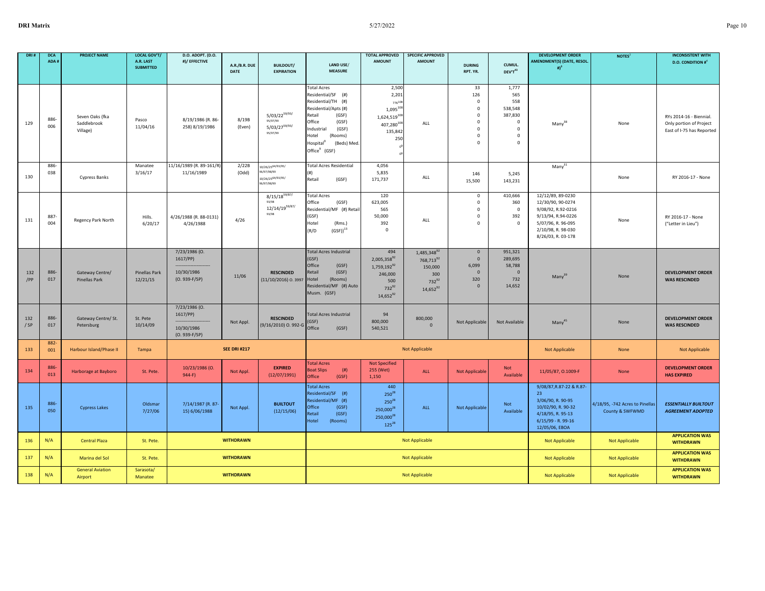| DRI # | DCA ADA # | PROJECT NAME | LOCAL GOV'T/ A.R. LAST SUBMITTED | D.O. ADOPT. (D.O. #)/ EFFECTIVE | A.R./B.R. DUE DATE | BUILDOUT/ EXPIRATION | LAND USE/ MEASURE | TOTAL APPROVED AMOUNT | SPECIFIC APPROVED AMOUNT | DURING RPT. YR. | CUMUL. DEV'T[43] | DEVELOPMENT ORDER AMENDMENT(S) (DATE, RESOL. #)[3] | NOTES[2] | INCONSISTENT WITH D.O. CONDITION #[4] |
|---|---|---|---|---|---|---|---|---|---|---|---|---|---|---|
| 129 | 886-006 | Seven Oaks (fka Saddlebrook Village) | Pasco 11/04/16 | 8/19/1986 (R. 86-258) 8/19/1986 | 8/19B (Even) | 5/03/22[59/93/95/97/99] 5/03/27[59/93/95/97/99] | Total Acres<br>Residential/SF (#)<br>Residential/TH (#)<br>Residential/Apts (#)<br>Retail (GSF)<br>Office (GSF)<br>Industrial (GSF)<br>Hotel (Rooms)<br>Hospital[9] (Beds) Med.<br>Office[9] (GSF) | 2,500<br>2,201<br>776[108]<br>1,095[108]<br>1,624,519[108]<br>407,280[108]<br>135,842<br>250<br>0[9]<br>0[9] | ALL | 33<br>126<br>0<br>0<br>0<br>0<br>0<br>0<br>0 | 1,777<br>565<br>558<br>538,548<br>387,830<br>0<br>0<br>0<br>0 | Many[38] | None | RYs 2014-16 - Biennial. Only portion of Project East of I-75 has Reported |
| 130 | 886-038 | Cypress Banks | Manatee 3/16/17 | 11/16/1989 (R. 89-161/R) 11/16/1989 | 2/22B (Odd) | 10/26/21[64/93/95/96/97/98/99] 10/26/21[64/93/95/96/97/98/99] | Total Acres Residential (#)<br>Retail (GSF) | 4,056<br>5,835<br>171,737 | ALL | 146<br>15,500 | 5,245<br>143,231 | Many[31] | None | RY 2016-17 - None |
| 131 | 887-004 | Regency Park North | Hills. 6/20/17 | 4/26/1988 (R. 88-0131) 4/26/1988 | 4/26 | 8/15/18[59/87/93/98] 12/14/19[59/87/93/98] | Total Acres<br>Office (GSF)<br>Residential/MF (#) Retail (GSF)<br>Hotel (Rms.)<br>(R/D (GSF))[13] | 120<br>623,005<br>565<br>50,000<br>392<br>0 | ALL | 0<br>0<br>0<br>0<br>0 | 410,666<br>360<br>0<br>392<br>0 | 12/12/89, 89-0230<br>12/30/90, 90-0274<br>9/08/92, R.92-0216<br>9/13/94, R.94-0226<br>5/07/96, R. 96-095<br>2/10/98, R. 98-030<br>8/26/03, R. 03-178 | None | RY 2016-17 - None ("Letter in Lieu") |
| 132 /PP | 886-017 | Gateway Centre/ Pinellas Park | Pinellas Park 12/21/15 | 7/23/1986 (O. 1617/PP)<br>10/30/1986 (O. 939-F/SP) | 11/06 | **RESCINDED** (11/10/2016) O. 3997 | Total Acres Industrial (GSF)<br>Office (GSF)<br>Retail (GSF)<br>Hotel (Rooms)<br>Residential/MF (#) Auto Musm. (GSF) | 494<br>2,005,358[92]<br>1,759,192[92]<br>246,000<br>500<br>732[92]<br>14,652[92] | 1,485,348[92]<br>768,713[92]<br>150,000<br>300<br>732[92]<br>14,652[92] | 0<br>0<br>6,099<br>0<br>320<br>0 | 951,321<br>289,695<br>58,788<br>0<br>732<br>14,652 | Many[39] | None | **DEVELOPMENT ORDER WAS RESCINDED** |
| 132 / SP | 886-017 | Gateway Centre/ St. Petersburg | St. Pete 10/14/09 | 7/23/1986 (O. 1617/PP)<br>10/30/1986 (O. 939-F/SP) | Not Appl. | **RESCINDED** (9/16/2010) O. 992-G | Total Acres Industrial (GSF)<br>Office (GSF) | 94<br>800,000<br>540,521 | 800,000<br>0 | Not Applicable | Not Available | Many[45] | None | **DEVELOPMENT ORDER WAS RESCINDED** |
| 133 | 882-001 | Harbour Island/Phase II | Tampa | | **SEE DRI #217** | | | | Not Applicable | | | Not Applicable | None | Not Applicable |
| 134 | 886-013 | Harborage at Bayboro | St. Pete. | 10/23/1986 (O. 944-F) | Not Appl. | **EXPIRED** (12/07/1991) | Total Acres<br>Boat Slips (#)<br>Office (GSF) | Not Specified<br>255 (Wet)<br>1,150 | ALL | Not Applicable | Not Available | 11/05/87, O.1009-F | None | **DEVELOPMENT ORDER HAS EXPIRED** |
| 135 | 886-050 | Cypress Lakes | Oldsmar 7/27/06 | 7/14/1987 (R. 87-15) 6/06/1988 | Not Appl. | **BUILTOUT** (12/15/06) | Total Acres<br>Residential/SF (#)<br>Residential/MF (#)<br>Office (GSF)<br>Retail (GSF)<br>Hotel (Rooms) | 440<br>250[28]<br>250[28]<br>250,000[28]<br>250,000[28]<br>125[28] | ALL | Not Applicable | Not Available | 9/08/87,R.87-22 & R.87-23<br>3/06/90, R. 90-95<br>10/02/90, R. 90-32<br>4/18/95, R. 95-13<br>6/15/99 - R. 99-16<br>12/05/06, EBOA | 4/18/95, -742 Acres to Pinellas County & SWFWMD | ***ESSENTIALLY BUILTOUT AGREEMENT ADOPTED*** |
| 136 | N/A | Central Plaza | St. Pete. | | **WITHDRAWN** | | | | Not Applicable | | | Not Applicable | Not Applicable | **APPLICATION WAS WITHDRAWN** |
| 137 | N/A | Marina del Sol | St. Pete. | | **WITHDRAWN** | | | | Not Applicable | | | Not Applicable | Not Applicable | **APPLICATION WAS WITHDRAWN** |
| 138 | N/A | General Aviation Airport | Sarasota/ Manatee | | **WITHDRAWN** | | | | Not Applicable | | | Not Applicable | Not Applicable | **APPLICATION WAS WITHDRAWN** |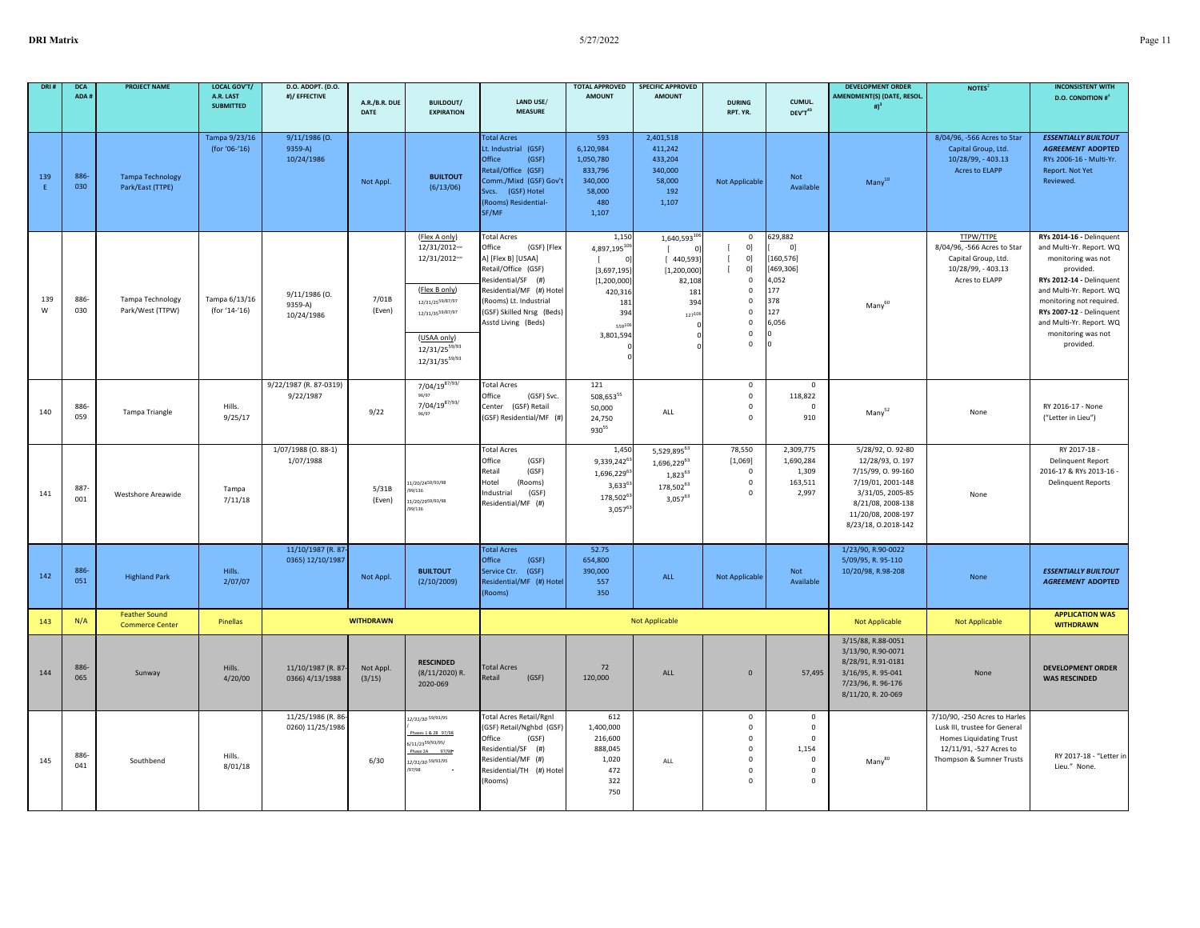| DRI # | DCA ADA # | PROJECT NAME | LOCAL GOV'T/ A.R. LAST SUBMITTED | D.O. ADOPT. (D.O. #)/ EFFECTIVE | A.R./B.R. DUE DATE | BUILDOUT/ EXPIRATION | LAND USE/ MEASURE | TOTAL APPROVED AMOUNT | SPECIFIC APPROVED AMOUNT | DURING RPT. YR. | CUMUL. DEV'T[49] | DEVELOPMENT ORDER AMENDMENT(S) (DATE, RESOL. #)[3] | NOTES[2] | INCONSISTENT WITH D.O. CONDITION #[4] |
|---|---|---|---|---|---|---|---|---|---|---|---|---|---|---|
| 139 E | 886-030 | Tampa Technology Park/East (TTPE) | Tampa 9/23/16 (for '06-'16) | 9/11/1986 (O. 9359-A) 10/24/1986 | Not Appl. | **BUILTOUT** (6/13/06) | Total Acres<br>Lt. Industrial (GSF)<br>Office (GSF)<br>Retail/Office (GSF)<br>Comm./Mixd (GSF) Gov't Svcs. (GSF) Hotel (Rooms) Residential-SF/MF | 593<br>6,120,984<br>1,050,780<br>833,796<br>340,000<br>58,000<br>480<br>1,107 | 2,401,518<br>411,242<br>433,204<br>340,000<br>58,000<br>192<br>1,107 | Not Applicable | Not Available | Many[10] | 8/04/96, -566 Acres to Star Capital Group, Ltd. 10/28/99, - 403.13 Acres to ELAPP | ***ESSENTIALLY BUILTOUT AGREEMENT ADOPTED*** RYs 2006-16 - Multi-Yr. Report. Not Yet Reviewed. |
| 139 W | 886-030 | Tampa Technology Park/West (TTPW) | Tampa 6/13/16 (for '14-'16) | 9/11/1986 (O. 9359-A) 10/24/1986 | 7/01B (Even) | (Flex A only)<br>12/31/2012[new]<br>12/31/2012[new]<br><br>(Flex B only)<br>12/31/25[59/87/97]<br>12/31/35[59/87/97]<br><br>(USAA only)<br>12/31/25[59/93]<br>12/31/35[59/93] | Total Acres<br>Office (GSF) [Flex A] [Flex B] [USAA]<br>Retail/Office (GSF)<br>Residential/SF (#)<br>Residential/MF (#) Hotel (Rooms) Lt. Industrial (GSF) Skilled Nrsg (Beds) Asstd Living (Beds) | 1,150<br>4,897,195[106]<br>[ 0]<br>[3,697,195]<br>[1,200,000]<br>420,316<br>181<br>394<br>559[106]<br>3,801,594<br>0<br>0 | 1,640,593[106]<br>[ 0]<br>[ 440,593]<br>[1,200,000]<br>82,108<br>181<br>394<br>127[106]<br>0<br>0<br>0 | 0<br>[ 0]<br>[ 0]<br>[ 0]<br>0<br>0<br>0<br>0<br>0<br>0<br>0 | 629,882<br>[ 0]<br>[160,576]<br>[469,306]<br>4,052<br>177<br>378<br>127<br>6,056<br>0<br>0 | Many[60] | TTPW/TTPE<br>8/04/96, -566 Acres to Star Capital Group, Ltd. 10/28/99, - 403.13 Acres to ELAPP | **RYs 2014-16 -** Delinquent and Multi-Yr. Report. WQ monitoring was not provided. **RYs 2012-14 -** Delinquent and Multi-Yr. Report. WQ monitoring not required. **RYs 2007-12 -** Delinquent and Multi-Yr. Report. WQ monitoring was not provided. |
| 140 | 886-059 | Tampa Triangle | Hills. 9/25/17 | 9/22/1987 (R. 87-0319) 9/22/1987 | 9/22 | 7/04/19[87/93/96/97]<br>7/04/19[87/93/96/97] | Total Acres<br>Office (GSF) Svc. Center (GSF) Retail (GSF) Residential/MF (#) | 121<br>508,653[55]<br>50,000<br>24,750<br>930[55] | ALL | 0<br>0<br>0<br>0 | 0<br>118,822<br>0<br>910 | Many[52] | None | RY 2016-17 - None ("Letter in Lieu") |
| 141 | 887-001 | Westshore Areawide | Tampa 7/11/18 | 1/07/1988 (O. 88-1) 1/07/1988 | 5/31B (Even) | 11/20/24[59/93/98/99/116]<br>11/20/29[59/93/98/99/116] | Total Acres<br>Office (GSF)<br>Retail (GSF)<br>Hotel (Rooms)<br>Industrial (GSF)<br>Residential/MF (#) | 1,450<br>9,339,242[63]<br>1,696,229[63]<br>3,633[63]<br>178,502[63]<br>3,057[63] | 5,529,895[63]<br>1,696,229[63]<br>1,823[63]<br>178,502[63]<br>3,057[63] | 78,550<br>[1,069]<br>0<br>0<br>0 | 2,309,775<br>1,690,284<br>1,309<br>163,511<br>2,997 | 5/28/92, O. 92-80<br>12/28/93, O. 197<br>7/15/99, O. 99-160<br>7/19/01, 2001-148<br>3/31/05, 2005-85<br>8/21/08, 2008-138<br>11/20/08, 2008-197<br>8/23/18, O.2018-142 | None | RY 2017-18 - Delinquent Report 2016-17 & RYs 2013-16 - Delinquent Reports |
| 142 | 886-051 | Highland Park | Hills. 2/07/07 | 11/10/1987 (R. 87-0365) 12/10/1987 | Not Appl. | **BUILTOUT** (2/10/2009) | Total Acres<br>Office (GSF)<br>Service Ctr. (GSF)<br>Residential/MF (#) Hotel (Rooms) | 52.75<br>654,800<br>390,000<br>557<br>350 | ALL | Not Applicable | Not Available | 1/23/90, R.90-0022<br>5/09/95, R. 95-110<br>10/20/98, R.98-208 | None | ***ESSENTIALLY BUILTOUT AGREEMENT ADOPTED*** |
| 143 | N/A | Feather Sound Commerce Center | Pinellas | | **WITHDRAWN** | | | | Not Applicable | | | Not Applicable | Not Applicable | **APPLICATION WAS WITHDRAWN** |
| 144 | 886-065 | Sunway | Hills. 4/20/00 | 11/10/1987 (R. 87-0366) 4/13/1988 | Not Appl. (3/15) | **RESCINDED** (8/11/2020) R. 2020-069 | Total Acres<br>Retail (GSF) | 72<br>120,000 | ALL | 0 | 57,495 | 3/15/88, R.88-0051<br>3/13/90, R.90-0071<br>8/28/91, R.91-0181<br>3/16/95, R. 95-041<br>7/23/96, R. 96-176<br>8/11/20, R. 20-069 | None | **DEVELOPMENT ORDER WAS RESCINDED** |
| 145 | 886-041 | Southbend | Hills. 8/01/18 | 11/25/1986 (R. 86-0260) 11/25/1986 | 6/30 | 12/31/30[59/93/95]/<br>Phases 1 & 2B 97/98<br>6/11/23[59/93/95/]<br>Phase 2A 97/98<br>12/31/30[59/93/95]/97/98 | Total Acres Retail/Rgnl (GSF) Retail/Nghbd (GSF)<br>Office (GSF)<br>Residential/SF (#)<br>Residential/MF (#)<br>Residential/TH (#) Hotel (Rooms) | 612<br>1,400,000<br>216,600<br>888,045<br>1,020<br>472<br>322<br>750 | ALL | 0<br>0<br>0<br>0<br>0<br>0<br>0 | 0<br>0<br>0<br>1,154<br>0<br>0<br>0 | Many[80] | 7/10/90, -250 Acres to Harles Lusk III, trustee for General Homes Liquidating Trust 12/11/91, -527 Acres to Thompson & Sumner Trusts | RY 2017-18 - "Letter in Lieu." None. |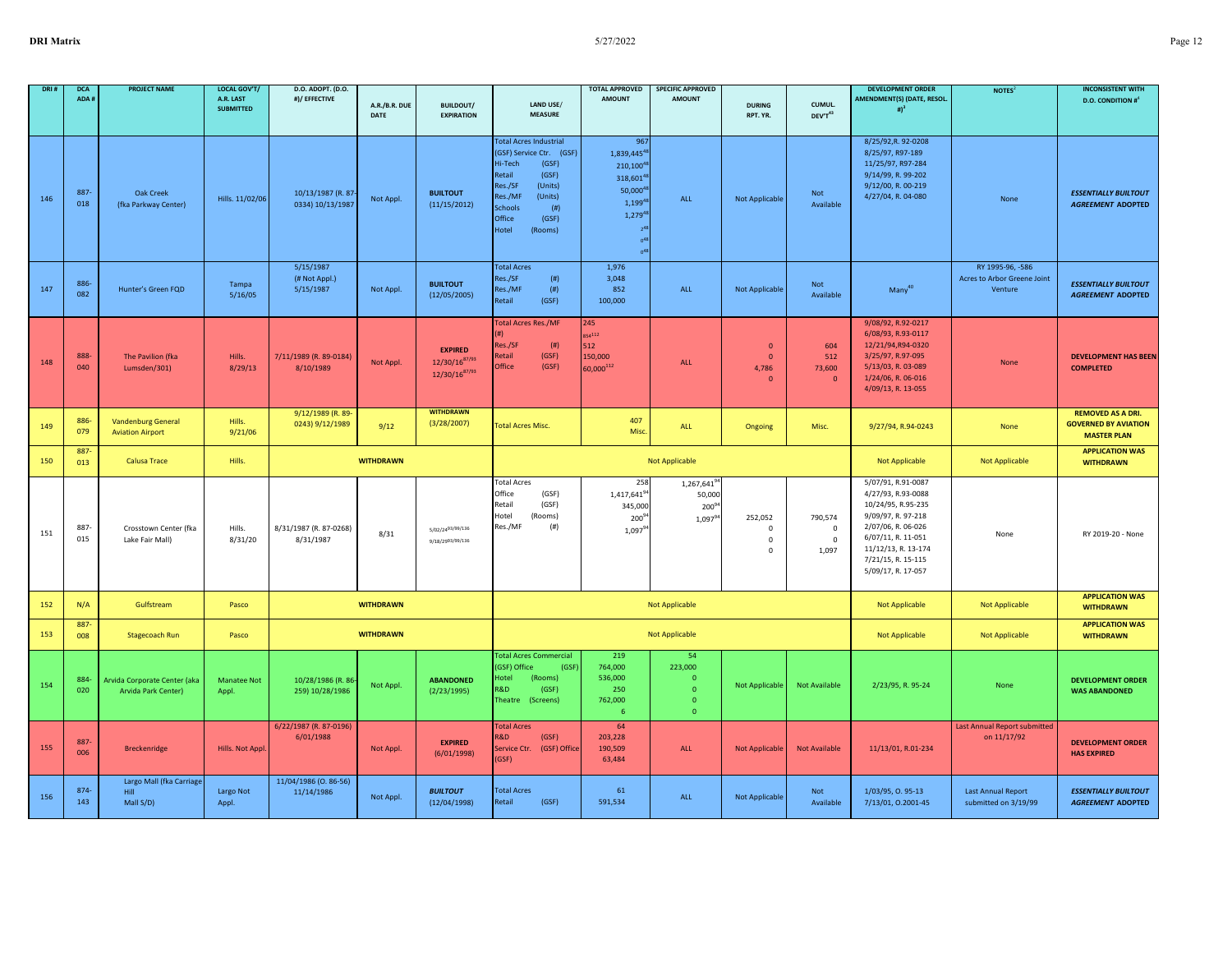| DRI # | DCA ADA # | PROJECT NAME | LOCAL GOV'T/ A.R. LAST SUBMITTED | D.O. ADOPT. (D.O. #)/ EFFECTIVE | A.R./B.R. DUE DATE | BUILDOUT/ EXPIRATION | LAND USE/ MEASURE | TOTAL APPROVED AMOUNT | SPECIFIC APPROVED AMOUNT | DURING RPT. YR. | CUMUL. DEV'T[43] | DEVELOPMENT ORDER AMENDMENT(S) (DATE, RESOL. #)[3] | NOTES[2] | INCONSISTENT WITH D.O. CONDITION #[4] |
|---|---|---|---|---|---|---|---|---|---|---|---|---|---|---|
| 146 | 887-018 | Oak Creek (fka Parkway Center) | Hills. 11/02/06 | 10/13/1987 (R. 87-0334) 10/13/1987 | Not Appl. | **BUILTOUT** (11/15/2012) | Total Acres Industrial (GSF) Service Ctr. (GSF) Hi-Tech (GSF) Retail (GSF) Res./SF (Units) Res./MF (Units) Schools (#) Office (GSF) Hotel (Rooms) | 967 1,839,445[48] 210,100[48] 318,601[48] 50,000[48] 1,199[48] 1,279[48] 2[48] 0[48] 0[48] | ALL | Not Applicable | Not Available | 8/25/92,R. 92-0208 8/25/97, R97-189 11/25/97, R97-284 9/14/99, R. 99-202 9/12/00, R. 00-219 4/27/04, R. 04-080 | None | ***ESSENTIALLY BUILTOUT AGREEMENT* ADOPTED** |
| 147 | 886-082 | Hunter's Green FQD | Tampa 5/16/05 | 5/15/1987 (# Not Appl.) 5/15/1987 | Not Appl. | **BUILTOUT** (12/05/2005) | Total Acres Res./SF (#) Res./MF (#) Retail (GSF) | 1,976 3,048 852 100,000 | ALL | Not Applicable | Not Available | Many[40] | RY 1995-96, -586 Acres to Arbor Greene Joint Venture | ***ESSENTIALLY BUILTOUT AGREEMENT* ADOPTED** |
| 148 | 888-040 | The Pavilion (fka Lumsden/301) | Hills. 8/29/13 | 7/11/1989 (R. 89-0184) 8/10/1989 | Not Appl. | **EXPIRED** 12/30/16[87/93] 12/30/16[87/93] | Total Acres Res./MF (#) Res./SF (#) Retail (GSF) Office (GSF) | 245 854[112] 512 150,000 60,000[112] | ALL | 0 0 4,786 0 | 604 512 73,600 0 | 9/08/92, R.92-0217 6/08/93, R.93-0117 12/21/94,R94-0320 3/25/97, R.97-095 5/13/03, R. 03-089 1/24/06, R. 06-016 4/09/13, R. 13-055 | None | **DEVELOPMENT HAS BEEN COMPLETED** |
| 149 | 886-079 | Vandenburg General Aviation Airport | Hills. 9/21/06 | 9/12/1989 (R. 89-0243) 9/12/1989 | 9/12 | **WITHDRAWN** (3/28/2007) | Total Acres Misc. | 407 Misc. | ALL | Ongoing | Misc. | 9/27/94, R.94-0243 | None | **REMOVED AS A DRI. GOVERNED BY AVIATION MASTER PLAN** |
| 150 | 887-013 | Calusa Trace | Hills. | | **WITHDRAWN** | | | | Not Applicable | | | Not Applicable | Not Applicable | **APPLICATION WAS WITHDRAWN** |
| 151 | 887-015 | Crosstown Center (fka Lake Fair Mall) | Hills. 8/31/20 | 8/31/1987 (R. 87-0268) 8/31/1987 | 8/31 | 5/02/24[93/99/136] 9/18/29[93/99/136] | Total Acres Office (GSF) Retail (GSF) Hotel (Rooms) Res./MF (#) | 258 1,417,641[94] 345,000 200[94] 1,097[94] | 1,267,641[94] 50,000 200[94] 1,097[94] | 252,052 0 0 0 | 790,574 0 0 1,097 | 5/07/91, R.91-0087 4/27/93, R.93-0088 10/24/95, R.95-235 9/09/97, R. 97-218 2/07/06, R. 06-026 6/07/11, R. 11-051 11/12/13, R. 13-174 7/21/15, R. 15-115 5/09/17, R. 17-057 | None | RY 2019-20 - None |
| 152 | N/A | Gulfstream | Pasco | | **WITHDRAWN** | | | | Not Applicable | | | Not Applicable | Not Applicable | **APPLICATION WAS WITHDRAWN** |
| 153 | 887-008 | Stagecoach Run | Pasco | | **WITHDRAWN** | | | | Not Applicable | | | Not Applicable | Not Applicable | **APPLICATION WAS WITHDRAWN** |
| 154 | 884-020 | Arvida Corporate Center (aka Arvida Park Center) | Manatee Not Appl. | 10/28/1986 (R. 86-259) 10/28/1986 | Not Appl. | **ABANDONED** (2/23/1995) | Total Acres Commercial (GSF) Office (GSF) Hotel (Rooms) R&D (GSF) Theatre (Screens) | 219 764,000 536,000 250 762,000 6 | 54 223,000 0 0 0 0 | Not Applicable | Not Available | 2/23/95, R. 95-24 | None | **DEVELOPMENT ORDER WAS ABANDONED** |
| 155 | 887-006 | Breckenridge | Hills. Not Appl. | 6/22/1987 (R. 87-0196) 6/01/1988 | Not Appl. | **EXPIRED** (6/01/1998) | Total Acres R&D (GSF) Service Ctr. (GSF) Office (GSF) | 64 203,228 190,509 63,484 | ALL | Not Applicable | Not Available | 11/13/01, R.01-234 | Last Annual Report submitted on 11/17/92 | **DEVELOPMENT ORDER HAS EXPIRED** |
| 156 | 874-143 | Largo Mall (fka Carriage Hill Mall S/D) | Largo Not Appl. | 11/04/1986 (O. 86-56) 11/14/1986 | Not Appl. | ***BUILTOUT*** (12/04/1998) | Total Acres Retail (GSF) | 61 591,534 | ALL | Not Applicable | Not Available | 1/03/95, O. 95-13 7/13/01, O.2001-45 | Last Annual Report submitted on 3/19/99 | ***ESSENTIALLY BUILTOUT AGREEMENT* ADOPTED** |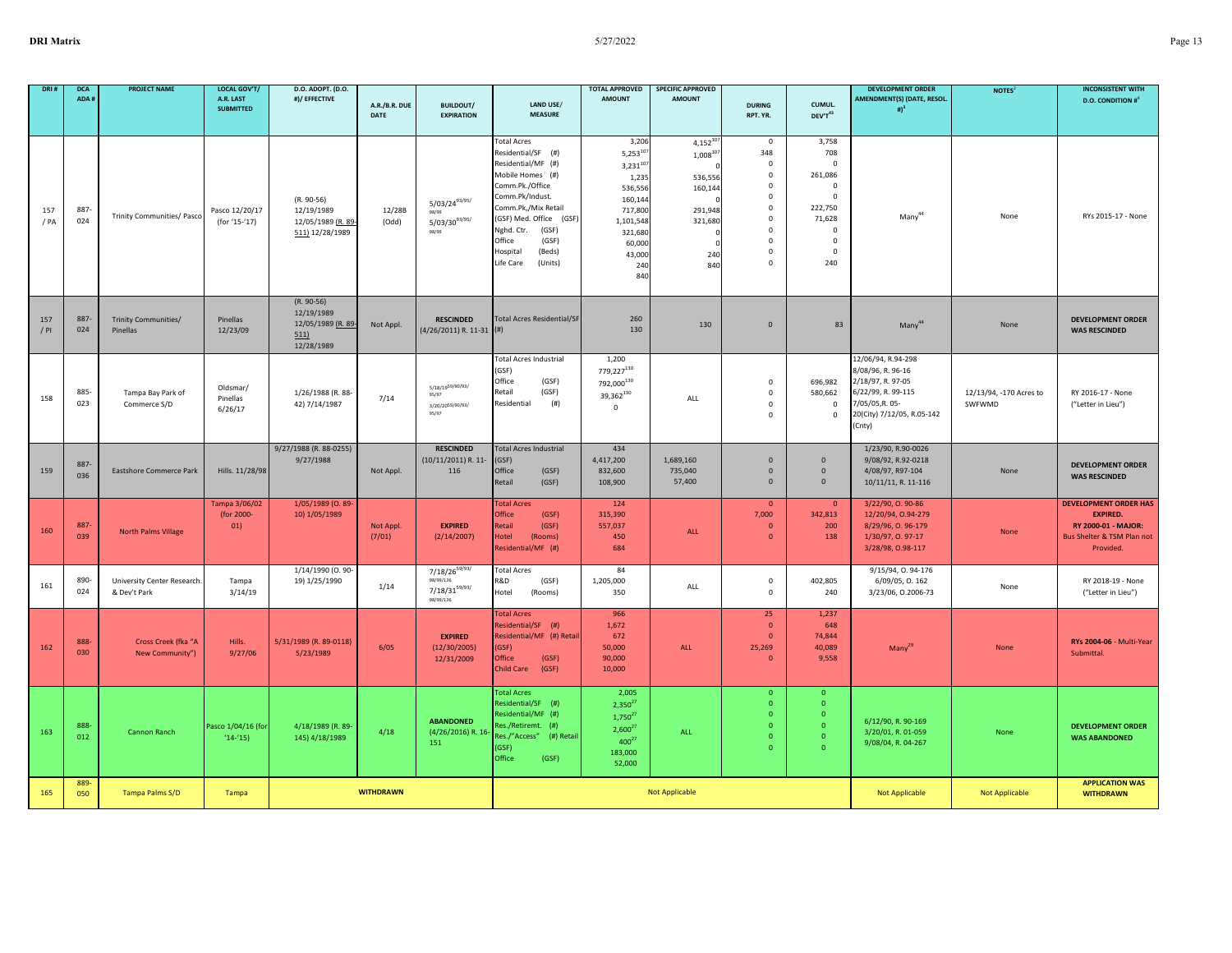| DRI # | DCA ADA # | PROJECT NAME | LOCAL GOV'T/ A.R. LAST SUBMITTED | D.O. ADOPT. (D.O. #)/ EFFECTIVE | A.R./B.R. DUE DATE | BUILDOUT/ EXPIRATION | LAND USE/ MEASURE | TOTAL APPROVED AMOUNT | SPECIFIC APPROVED AMOUNT | DURING RPT. YR. | CUMUL. DEV'T[43] | DEVELOPMENT ORDER AMENDMENT(S) (DATE, RESOL. #)[3] | NOTES[2] | INCONSISTENT WITH D.O. CONDITION #[4] |
|---|---|---|---|---|---|---|---|---|---|---|---|---|---|---|
| 157 / PA | 887-024 | Trinity Communities/ Pasco | Pasco 12/20/17 (for '15-'17) | (R. 90-56) 12/19/1989 12/05/1989 (R. 89-511) 12/28/1989 | 12/28B (Odd) | 5/03/24[59/93/98/99] 5/03/30[59/93/98/99] | Total Acres<br>Residential/SF (#)<br>Residential/MF (#)<br>Mobile Homes (#)<br>Comm.Pk./Office<br>Comm.Pk/Indust.<br>Comm.Pk,/Mix Retail<br>(GSF) Med. Office (GSF)<br>Nghd. Ctr. (GSF)<br>Office (GSF)<br>Hospital (Beds)<br>Life Care (Units) | 3,206<br>5,253[107]<br>3,231[107]<br>1,235<br>536,556<br>160,144<br>717,800<br>1,101,548<br>321,680<br>60,000<br>43,000<br>240<br>840 | 4,152[107]<br>1,008[107]<br>0<br>536,556<br>160,144<br>0<br>291,948<br>321,680<br>0<br>0<br>240<br>840 | 0<br>348<br>0<br>0<br>0<br>0<br>0<br>0<br>0<br>0<br>0<br>0 | 3,758<br>708<br>0<br>261,086<br>0<br>0<br>222,750<br>71,628<br>0<br>0<br>0<br>240 | Many[44] | None | RYs 2015-17 - None |
| 157 / PI | 887-024 | Trinity Communities/ Pinellas | Pinellas 12/23/09 | (R. 90-56) 12/19/1989 12/05/1989 (R. 89-511) 12/28/1989 | Not Appl. | **RESCINDED** (4/26/2011) R. 11-31 | Total Acres Residential/SF (#) | 260<br>130 | 130 | 0 | 83 | Many[44] | None | **DEVELOPMENT ORDER WAS RESCINDED** |
| 158 | 885-023 | Tampa Bay Park of Commerce S/D | Oldsmar/ Pinellas 6/26/17 | 1/26/1988 (R. 88-42) 7/14/1987 | 7/14 | 5/18/19[59/80/93/95/97] 3/20/20[59/80/93/95/97] | Total Acres Industrial (GSF)<br>Office (GSF)<br>Retail (GSF)<br>Residential (#) | 1,200<br>779,227[130]<br>792,000[130]<br>39,362[130]<br>0 | ALL | 0<br>0<br>0<br>0 | 696,982<br>580,662<br>0<br>0 | 12/06/94, R.94-298<br>8/08/96, R. 96-16<br>2/18/97, R. 97-05<br>6/22/99, R. 99-115<br>7/05/05,R. 05-20(City) 7/12/05, R.05-142 (Cnty) | 12/13/94, -170 Acres to SWFWMD | RY 2016-17 - None ("Letter in Lieu") |
| 159 | 887-036 | Eastshore Commerce Park | Hills. 11/28/98 | 9/27/1988 (R. 88-0255) 9/27/1988 | Not Appl. | **RESCINDED** (10/11/2011) R. 11-116 | Total Acres Industrial (GSF)<br>Office (GSF)<br>Retail (GSF) | 434<br>4,417,200<br>832,600<br>108,900 | 1,689,160<br>735,040<br>57,400 | 0<br>0<br>0 | 0<br>0<br>0 | 1/23/90, R.90-0026<br>9/08/92, R.92-0218<br>4/08/97, R97-104<br>10/11/11, R. 11-116 | None | **DEVELOPMENT ORDER WAS RESCINDED** |
| 160 | 887-039 | North Palms Village | Tampa 3/06/02 (for 2000-01) | 1/05/1989 (O. 89-10) 1/05/1989 | Not Appl. (7/01) | **EXPIRED** (2/14/2007) | Total Acres<br>Office (GSF)<br>Retail (GSF)<br>Hotel (Rooms)<br>Residential/MF (#) | 124<br>315,390<br>557,037<br>450<br>684 | ALL | 0<br>7,000<br>0<br>0 | 0<br>342,813<br>200<br>138 | 3/22/90, O. 90-86<br>12/20/94, O.94-279<br>8/29/96, O. 96-179<br>1/30/97, O. 97-17<br>3/28/98, O.98-117 | None | **DEVELOPMENT ORDER HAS EXPIRED. RY 2000-01 - MAJOR:** Bus Shelter & TSM Plan not Provided. |
| 161 | 890-024 | University Center Research & Dev't Park | Tampa 3/14/19 | 1/14/1990 (O. 90-19) 1/25/1990 | 1/14 | 7/18/26[59/93/98/99/136] 7/18/31[59/93/98/99/136] | Total Acres<br>R&D (GSF)<br>Hotel (Rooms) | 84<br>1,205,000<br>350 | ALL | 0<br>0 | 402,805<br>240 | 9/15/94, O. 94-176<br>6/09/05, O. 162<br>3/23/06, O.2006-73 | None | RY 2018-19 - None ("Letter in Lieu") |
| 162 | 888-030 | Cross Creek (fka "A New Community") | Hills. 9/27/06 | 5/31/1989 (R. 89-0118) 5/23/1989 | 6/05 | **EXPIRED** (12/30/2005) 12/31/2009 | Total Acres<br>Residential/SF (#)<br>Residential/MF (#) Retail (GSF)<br>Office (GSF)<br>Child Care (GSF) | 966<br>1,672<br>672<br>50,000<br>90,000<br>10,000 | ALL | 25<br>0<br>0<br>25,269<br>0 | 1,237<br>648<br>74,844<br>40,089<br>9,558 | Many[29] | None | **RYs 2004-06** - Multi-Year Submittal. |
| 163 | 888-012 | Cannon Ranch | Pasco 1/04/16 (for '14-'15) | 4/18/1989 (R. 89-145) 4/18/1989 | 4/18 | **ABANDONED** (4/26/2016) R. 16-151 | Total Acres<br>Residential/SF (#)<br>Residential/MF (#)<br>Res./Retiremt. (#)<br>Res./"Access" (#) Retail (GSF)<br>Office (GSF) | 2,005<br>2,350[27]<br>1,750[27]<br>2,600[27]<br>400[27]<br>183,000<br>52,000 | ALL | 0<br>0<br>0<br>0<br>0<br>0 | 0<br>0<br>0<br>0<br>0<br>0 | 6/12/90, R. 90-169<br>3/20/01, R. 01-059<br>9/08/04, R. 04-267 | None | **DEVELOPMENT ORDER WAS ABANDONED** |
| 165 | 889-050 | Tampa Palms S/D | Tampa | **WITHDRAWN** | | | Not Applicable | | | | | Not Applicable | Not Applicable | **APPLICATION WAS WITHDRAWN** |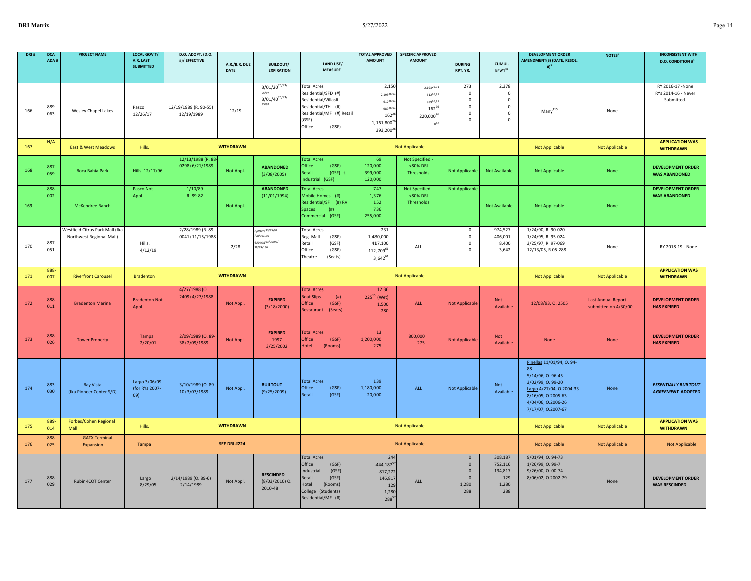| DRI # | DCA ADA # | PROJECT NAME | LOCAL GOV'T/ A.R. LAST SUBMITTED | D.O. ADOPT. (D.O. #)/ EFFECTIVE | A.R./B.R. DUE DATE | BUILDOUT/ EXPIRATION | LAND USE/ MEASURE | TOTAL APPROVED AMOUNT | SPECIFIC APPROVED AMOUNT | DURING RPT. YR. | CUMUL. DEV'T[43] | DEVELOPMENT ORDER AMENDMENT(S) (DATE, RESOL. #)[3] | NOTES[2] | INCONSISTENT WITH D.O. CONDITION #[4] |
|---|---|---|---|---|---|---|---|---|---|---|---|---|---|---|
| 166 | 889-063 | Wesley Chapel Lakes | Pasco 12/26/17 | 12/19/1989 (R. 90-55) 12/19/1989 | 12/19 | 3/01/20[26/93/95/97] 3/01/40[26/93/95/97] | Total Acres<br>Residential/SFD (#)<br>Residential/Villas#<br>Residential/TH (#)<br>Residential/MF (#) Retail (GSF)<br>Office (GSF) | 2,150<br>2,193[26,91]<br>612[26,91]<br>989[26,91]<br>162[26]<br>1,161,800[26]<br>393,200[26] | 2,193[26,91]<br>612[26,91]<br>989[26,91]<br>162[26]<br>220,000[26]<br>0[26] | 273<br>0<br>0<br>0<br>0<br>0 | 2,378<br>0<br>0<br>0<br>0<br>0 | Many[115] | None | RY 2016-17 -None<br>RYs 2014-16 - Never Submitted. |
| 167 | N/A | East & West Meadows | Hills. | WITHDRAWN | | | Not Applicable | | | | | Not Applicable | Not Applicable | **APPLICATION WAS WITHDRAWN** |
| 168 | 887-059 | Boca Bahia Park | Hills. 12/17/96 | 12/13/1988 (R. 88-0298) 6/21/1989 | Not Appl. | **ABANDONED** (3/08/2005) | Total Acres<br>Office (GSF)<br>Retail (GSF) Lt.<br>Industrial (GSF) | 69<br>120,000<br>399,000<br>120,000 | Not Specified - <80% DRI Thresholds | Not Applicable | Not Available | Not Applicable | None | **DEVELOPMENT ORDER WAS ABANDONED** |
| 169 | 888-002 | McKendree Ranch | Pasco Not Appl. | 1/10/89<br>R. 89-82 | Not Appl. | **ABANDONED** (11/01/1994) | Total Acres<br>Mobile Homes (#)<br>Residential/SF (#) RV Spaces (#)<br>Commercial (GSF) | 747<br>1,376<br>152<br>736<br>255,000 | Not Specified - <80% DRI Thresholds | Not Applicable | Not Available | Not Applicable | None | **DEVELOPMENT ORDER WAS ABANDONED** |
| 170 | 887-051 | Westfield Citrus Park Mall (fka Northwest Regional Mall) | Hills. 4/12/19 | 2/28/1989 (R. 89-0041) 11/15/1988 | 2/28 | 6/09/29[93/95/97/98/99/136]<br>6/04/31[93/95/97/98/99/136] | Total Acres<br>Reg. Mall (GSF)<br>Retail (GSF)<br>Office (GSF)<br>Theatre (Seats) | 231<br>1,480,000<br>417,100<br>112,709[61]<br>3,642[61] | ALL | 0<br>0<br>0<br>0 | 974,527<br>406,001<br>8,400<br>3,642 | 1/24/90, R. 90-020<br>1/24/95, R. 95-024<br>3/25/97, R. 97-069<br>12/13/05, R.05-288 | None | RY 2018-19 - None |
| 171 | 888-007 | Riverfront Carousel | Bradenton | WITHDRAWN | | | Not Applicable | | | | | Not Applicable | Not Applicable | **APPLICATION WAS WITHDRAWN** |
| 172 | 888-011 | Bradenton Marina | Bradenton Not Appl. | 4/27/1988 (O. 2409) 4/27/1988 | Not Appl. | **EXPIRED** (3/18/2000) | Total Acres<br>Boat Slips (#)<br>Office (GSF)<br>Restaurant (Seats) | 12.36<br>225[15] (Wet)<br>1,500<br>280 | ALL | Not Applicable | Not Available | 12/08/93, O. 2505 | Last Annual Report submitted on 4/30/00 | **DEVELOPMENT ORDER HAS EXPIRED** |
| 173 | 888-026 | Tower Property | Tampa 2/20/01 | 2/09/1989 (O. 89-38) 2/09/1989 | Not Appl. | **EXPIRED** 1997 3/25/2002 | Total Acres<br>Office (GSF)<br>Hotel (Rooms) | 13<br>1,200,000<br>275 | 800,000<br>275 | Not Applicable | Not Available | None | None | **DEVELOPMENT ORDER HAS EXPIRED** |
| 174 | 883-030 | Bay Vista (fka Pioneer Center S/D) | Largo 3/06/09 (for RYs 2007-09) | 3/10/1989 (O. 89-10) 3/07/1989 | Not Appl. | **BUILTOUT** (9/25/2009) | Total Acres<br>Office (GSF)<br>Retail (GSF) | 139<br>1,180,000<br>20,000 | ALL | Not Applicable | Not Available | Pinellas 11/01/94, O. 94-88<br>5/14/96, O. 96-45<br>3/02/99, O. 99-20<br>Largo 4/27/04, O.2004-33<br>8/16/05, O.2005-63<br>4/04/06, O.2006-26<br>7/17/07, O.2007-67 | None | ***ESSENTIALLY BUILTOUT AGREEMENT* ADOPTED** |
| 175 | 889-014 | Forbes/Cohen Regional Mall | Hills. | WITHDRAWN | | | Not Applicable | | | | | Not Applicable | Not Applicable | **APPLICATION WAS WITHDRAWN** |
| 176 | 888-025 | GATX Terminal Expansion | Tampa | SEE DRI #224 | | | Not Applicable | | | | | Not Applicable | Not Applicable | Not Applicable |
| 177 | 888-029 | Rubin-ICOT Center | Largo 8/29/05 | 2/14/1989 (O. 89-6) 2/14/1989 | Not Appl. | **RESCINDED** (8/03/2010) O. 2010-48 | Total Acres<br>Office (GSF)<br>Industrial (GSF)<br>Retail (GSF)<br>Hotel (Rooms)<br>College (Students)<br>Residential/MF (#) | 244<br>444,187[57]<br>817,272<br>146,817<br>129<br>1,280<br>288[57] | ALL | 0<br>0<br>0<br>0<br>1,280<br>288 | 308,187<br>752,116<br>134,817<br>129<br>1,280<br>288 | 9/01/94, O. 94-73<br>1/26/99, O. 99-7<br>9/26/00, O. 00-74<br>8/06/02, O.2002-79 | None | **DEVELOPMENT ORDER WAS RESCINDED** |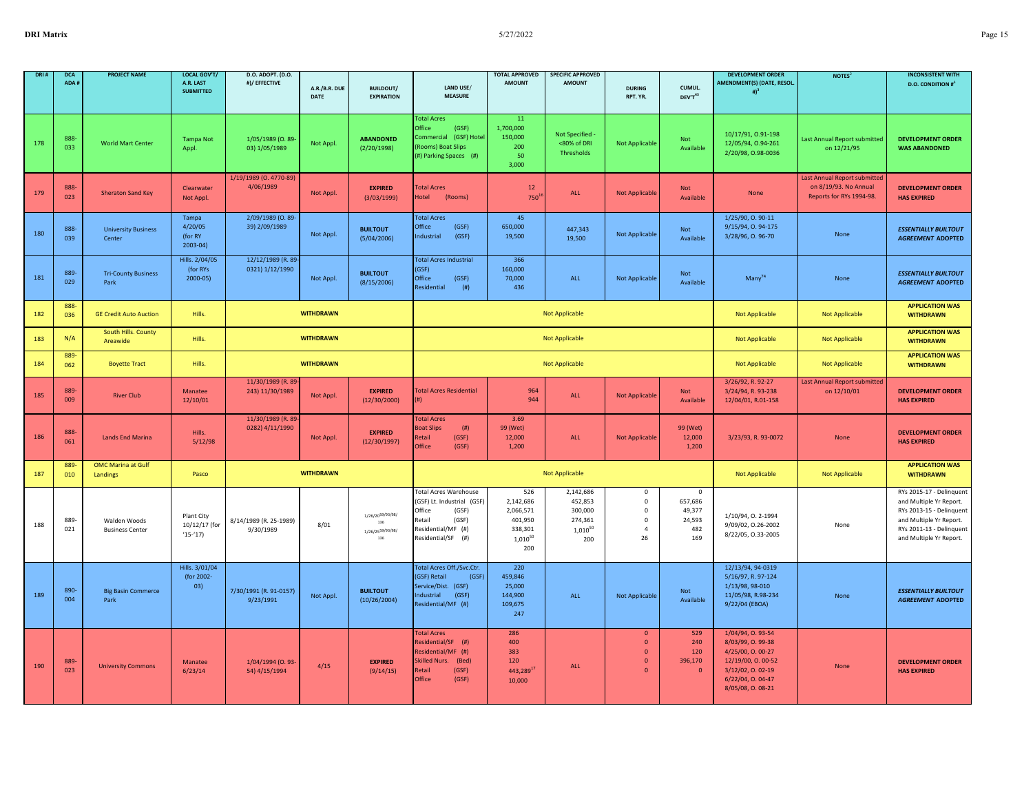| DRI # | DCA ADA # | PROJECT NAME | LOCAL GOV'T/ A.R. LAST SUBMITTED | D.O. ADOPT. (D.O. #)/ EFFECTIVE | A.R./B.R. DUE DATE | BUILDOUT/ EXPIRATION | LAND USE/ MEASURE | TOTAL APPROVED AMOUNT | SPECIFIC APPROVED AMOUNT | DURING RPT. YR. | CUMUL. DEV'T[43] | DEVELOPMENT ORDER AMENDMENT(S) (DATE, RESOL. #)[3] | NOTES[2] | INCONSISTENT WITH D.O. CONDITION #[4] |
|---|---|---|---|---|---|---|---|---|---|---|---|---|---|---|
| 178 | 888-033 | World Mart Center | Tampa Not Appl. | 1/05/1989 (O. 89-03) 1/05/1989 | Not Appl. | **ABANDONED** (2/20/1998) | Total Acres<br>Office (GSF)<br>Commercial (GSF) Hotel (Rooms) Boat Slips (#) Parking Spaces (#) | 11<br>1,700,000<br>150,000<br>200<br>50<br>3,000 | Not Specified - <80% of DRI Thresholds | Not Applicable | Not Available | 10/17/91, O.91-198<br>12/05/94, O.94-261<br>2/20/98, O.98-0036 | Last Annual Report submitted on 12/21/95 | **DEVELOPMENT ORDER WAS ABANDONED** |
| 179 | 888-023 | Sheraton Sand Key | Clearwater Not Appl. | 1/19/1989 (O. 4770-89) 4/06/1989 | Not Appl. | **EXPIRED** (3/03/1999) | Total Acres<br>Hotel (Rooms) | 12<br>750[16] | ALL | Not Applicable | Not Available | None | Last Annual Report submitted on 8/19/93. No Annual Reports for RYs 1994-98. | **DEVELOPMENT ORDER HAS EXPIRED** |
| 180 | 888-039 | University Business Center | Tampa 4/20/05 (for RY 2003-04) | 2/09/1989 (O. 89-39) 2/09/1989 | Not Appl. | **BUILTOUT** (5/04/2006) | Total Acres<br>Office (GSF)<br>Industrial (GSF) | 45<br>650,000<br>19,500 | 447,343<br>19,500 | Not Applicable | Not Available | 1/25/90, O. 90-11<br>9/15/94, O. 94-175<br>3/28/96, O. 96-70 | None | ***ESSENTIALLY BUILTOUT AGREEMENT* ADOPTED** |
| 181 | 889-029 | Tri-County Business Park | Hills. 2/04/05 (for RYs 2000-05) | 12/12/1989 (R. 89-0321) 1/12/1990 | Not Appl. | **BUILTOUT** (8/15/2006) | Total Acres Industrial (GSF)<br>Office (GSF)<br>Residential (#) | 366<br>160,000<br>70,000<br>436 | ALL | Not Applicable | Not Available | Many[74] | None | ***ESSENTIALLY BUILTOUT AGREEMENT* ADOPTED** |
| 182 | 888-036 | GE Credit Auto Auction | Hills. | | **WITHDRAWN** | | | | Not Applicable | | | Not Applicable | Not Applicable | **APPLICATION WAS WITHDRAWN** |
| 183 | N/A | South Hills. County Areawide | Hills. | | **WITHDRAWN** | | | | Not Applicable | | | Not Applicable | Not Applicable | **APPLICATION WAS WITHDRAWN** |
| 184 | 889-062 | Boyette Tract | Hills. | | **WITHDRAWN** | | | | Not Applicable | | | Not Applicable | Not Applicable | **APPLICATION WAS WITHDRAWN** |
| 185 | 889-009 | River Club | Manatee 12/10/01 | 11/30/1989 (R. 89-243) 11/30/1989 | Not Appl. | **EXPIRED** (12/30/2000) | Total Acres Residential (#) | 964<br>944 | ALL | Not Applicable | Not Available | 3/26/92, R. 92-27<br>3/24/94, R. 93-238<br>12/04/01, R.01-158 | Last Annual Report submitted on 12/10/01 | **DEVELOPMENT ORDER HAS EXPIRED** |
| 186 | 888-061 | Lands End Marina | Hills. 5/12/98 | 11/30/1989 (R. 89-0282) 4/11/1990 | Not Appl. | **EXPIRED** (12/30/1997) | Total Acres<br>Boat Slips (#)<br>Retail (GSF)<br>Office (GSF) | 3.69<br>99 (Wet)<br>12,000<br>1,200 | ALL | Not Applicable | 99 (Wet)<br>12,000<br>1,200 | 3/23/93, R. 93-0072 | None | **DEVELOPMENT ORDER HAS EXPIRED** |
| 187 | 889-010 | OMC Marina at Gulf Landings | Pasco | | **WITHDRAWN** | | | | Not Applicable | | | Not Applicable | Not Applicable | **APPLICATION WAS WITHDRAWN** |
| 188 | 889-021 | Walden Woods Business Center | Plant City 10/12/17 (for '15-'17) | 8/14/1989 (R. 25-1989) 9/30/1989 | 8/01 | 1/26/20[59/93/98/136]<br>1/26/25[59/93/98/136] | Total Acres Warehouse (GSF) Lt. Industrial (GSF)<br>Office (GSF)<br>Retail (GSF)<br>Residential/MF (#)<br>Residential/SF (#) | 526<br>2,142,686<br>2,066,571<br>401,950<br>338,301<br>1,010[50]<br>200 | 2,142,686<br>452,853<br>300,000<br>274,361<br>1,010[50]<br>200 | 0<br>0<br>0<br>0<br>4<br>26 | 0<br>657,686<br>49,377<br>24,593<br>482<br>169 | 1/10/94, O. 2-1994<br>9/09/02, O.26-2002<br>8/22/05, O.33-2005 | None | RYs 2015-17 - Delinquent and Multiple Yr Report. RYs 2013-15 - Delinquent and Multiple Yr Report. RYs 2011-13 - Delinquent and Multiple Yr Report. |
| 189 | 890-004 | Big Basin Commerce Park | Hills. 3/01/04 (for 2002-03) | 7/30/1991 (R. 91-0157) 9/23/1991 | Not Appl. | **BUILTOUT** (10/26/2004) | Total Acres Off./Svc.Ctr. (GSF) Retail (GSF)<br>Service/Dist. (GSF)<br>Industrial (GSF)<br>Residential/MF (#) | 220<br>459,846<br>25,000<br>144,900<br>109,675<br>247 | ALL | Not Applicable | Not Available | 12/13/94, 94-0319<br>5/16/97, R. 97-124<br>1/13/98, 98-010<br>11/05/98, R.98-234<br>9/22/04 (EBOA) | None | ***ESSENTIALLY BUILTOUT AGREEMENT* ADOPTED** |
| 190 | 889-023 | University Commons | Manatee 6/23/14 | 1/04/1994 (O. 93-54) 4/15/1994 | 4/15 | **EXPIRED** (9/14/15) | Total Acres<br>Residential/SF (#)<br>Residential/MF (#)<br>Skilled Nurs. (Bed)<br>Retail (GSF)<br>Office (GSF) | 286<br>400<br>383<br>120<br>443,289[17]<br>10,000 | ALL | 0<br>0<br>0<br>0<br>0 | 529<br>240<br>120<br>396,170<br>0 | 1/04/94, O. 93-54<br>8/03/99, O. 99-38<br>4/25/00, O. 00-27<br>12/19/00, O. 00-52<br>3/12/02, O. 02-19<br>6/22/04, O. 04-47<br>8/05/08, O. 08-21 | None | **DEVELOPMENT ORDER HAS EXPIRED** |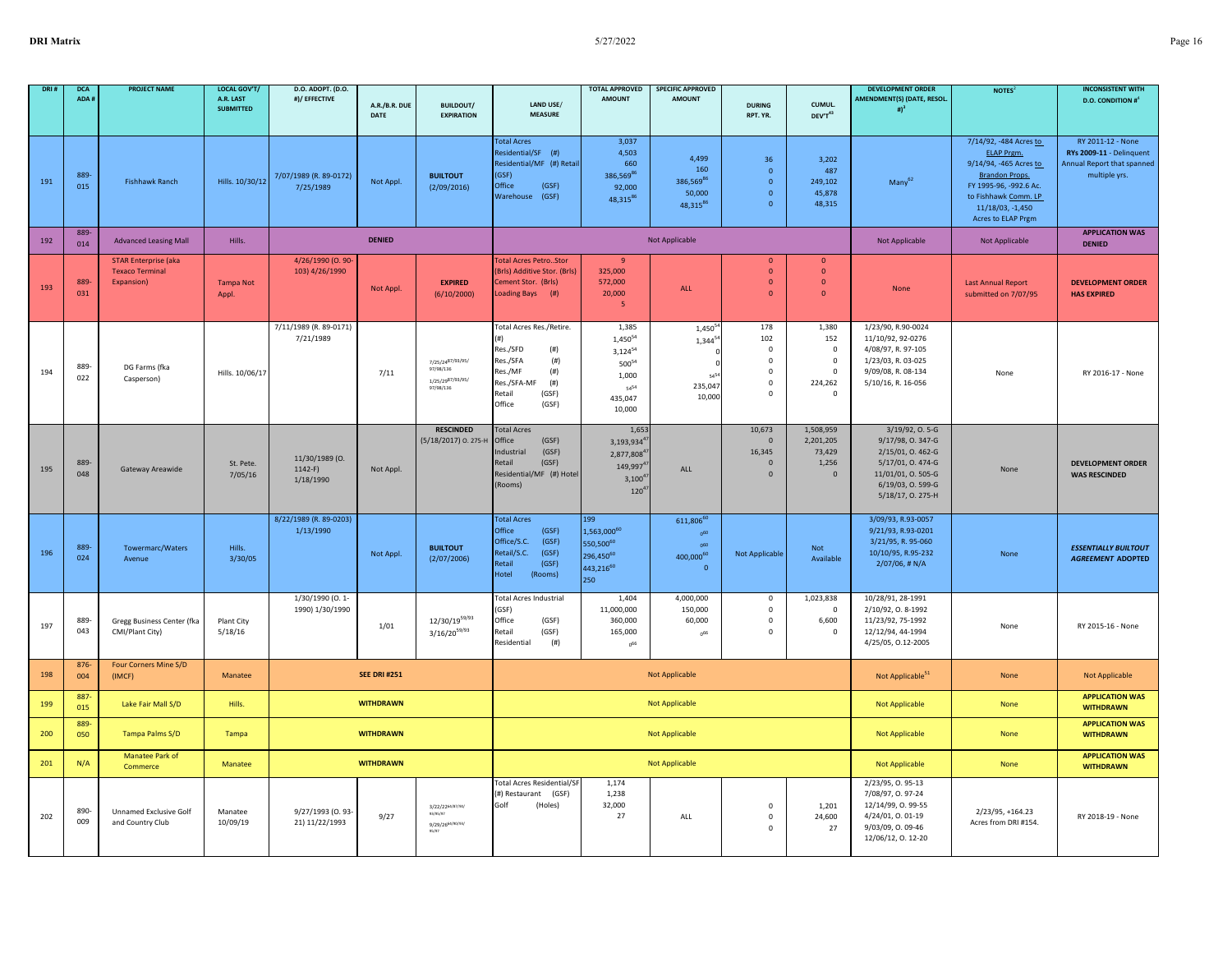| DRI # | DCA ADA # | PROJECT NAME | LOCAL GOV'T/ A.R. LAST SUBMITTED | D.O. ADOPT. (D.O. #)/ EFFECTIVE | A.R./B.R. DUE DATE | BUILDOUT/ EXPIRATION | LAND USE/ MEASURE | TOTAL APPROVED AMOUNT | SPECIFIC APPROVED AMOUNT | DURING RPT. YR. | CUMUL. DEV'T[48] | DEVELOPMENT ORDER AMENDMENT(S) (DATE, RESOL. #)[3] | NOTES[2] | INCONSISTENT WITH D.O. CONDITION #[4] |
|---|---|---|---|---|---|---|---|---|---|---|---|---|---|---|
| 191 | 889-015 | Fishhawk Ranch | Hills. 10/30/12 | 7/07/1989 (R. 89-0172) 7/25/1989 | Not Appl. | **BUILTOUT** (2/09/2016) | Total Acres<br>Residential/SF (#)<br>Residential/MF (#) Retail (GSF)<br>Office (GSF)<br>Warehouse (GSF) | 3,037<br>4,503<br>660<br>386,569[86]<br>92,000<br>48,315[86] | 4,499<br>160<br>386,569[86]<br>50,000<br>48,315[86] | 36<br>0<br>0<br>0<br>0 | 3,202<br>487<br>249,102<br>45,878<br>48,315 | Many[62] | 7/14/92, -484 Acres to ELAP Prgm.<br>9/14/94, -465 Acres to Brandon Props.<br>FY 1995-96, -992.6 Ac. to Fishhawk Comm. LP<br>11/18/03, -1,450 Acres to ELAP Prgm | RY 2011-12 - None<br>RYs 2009-11 - Delinquent Annual Report that spanned multiple yrs. |
| 192 | 889-014 | Advanced Leasing Mall | Hills. | | **DENIED** | | | | Not Applicable | | | Not Applicable | Not Applicable | **APPLICATION WAS DENIED** |
| 193 | 889-031 | STAR Enterprise (aka Texaco Terminal Expansion) | Tampa Not Appl. | 4/26/1990 (O. 90-103) 4/26/1990 | Not Appl. | **EXPIRED** (6/10/2000) | Total Acres Petro..Stor (Brls) Additive Stor. (Brls)<br>Cement Stor. (Brls)<br>Loading Bays (#) | 9<br>325,000<br>572,000<br>20,000<br>5 | ALL | 0<br>0<br>0<br>0 | 0<br>0<br>0<br>0 | None | Last Annual Report submitted on 7/07/95 | **DEVELOPMENT ORDER HAS EXPIRED** |
| 194 | 889-022 | DG Farms (fka Casperson) | Hills. 10/06/17 | 7/11/1989 (R. 89-0171) 7/21/1989 | 7/11 | 7/25/24[87/93/95/97/98/136]<br>1/25/29[87/93/95/97/98/136] | Total Acres Res./Retire. (#)<br>Res./SFD (#)<br>Res./SFA (#)<br>Res./MF (#)<br>Res./SFA-MF (#)<br>Retail (GSF)<br>Office (GSF) | 1,385<br>1,450[54]<br>3,124[54]<br>500[54]<br>1,000<br>54[54]<br>435,047<br>10,000 | 1,450[54]<br>1,344[54]<br>0<br>0<br>54[54]<br>235,047<br>10,000 | 178<br>102<br>0<br>0<br>0<br>0<br>0 | 1,380<br>152<br>0<br>0<br>0<br>224,262<br>0 | 1/23/90, R.90-0024<br>11/10/92, 92-0276<br>4/08/97, R. 97-105<br>1/23/03, R. 03-025<br>9/09/08, R. 08-134<br>5/10/16, R. 16-056 | None | RY 2016-17 - None |
| 195 | 889-048 | Gateway Areawide | St. Pete. 7/05/16 | 11/30/1989 (O. 1142-F) 1/18/1990 | Not Appl. | **RESCINDED** (5/18/2017) O. 275-H | Total Acres<br>Office (GSF)<br>Industrial (GSF)<br>Retail (GSF)<br>Residential/MF (#) Hotel (Rooms) | 1,653<br>3,193,934[47]<br>2,877,808[47]<br>149,997[47]<br>3,100[47]<br>120[47] | ALL | 10,673<br>0<br>16,345<br>0<br>0 | 1,508,959<br>2,201,205<br>73,429<br>1,256<br>0 | 3/19/92, O. 5-G<br>9/17/98, O. 347-G<br>2/15/01, O. 462-G<br>5/17/01, O. 474-G<br>11/01/01, O. 505-G<br>6/19/03, O. 599-G<br>5/18/17, O. 275-H | None | **DEVELOPMENT ORDER WAS RESCINDED** |
| 196 | 889-024 | Towermarc/Waters Avenue | Hills. 3/30/05 | 8/22/1989 (R. 89-0203) 1/13/1990 | Not Appl. | **BUILTOUT** (2/07/2006) | Total Acres<br>Office (GSF)<br>Office/S.C. (GSF)<br>Retail/S.C. (GSF)<br>Retail (GSF)<br>Hotel (Rooms) | 199<br>1,563,000[60]<br>550,500[60]<br>296,450[60]<br>443,216[60]<br>250 | 611,806[60]<br>0[60]<br>0[60]<br>400,000[60]<br>0 | Not Applicable | Not Available | 3/09/93, R.93-0057<br>9/21/93, R.93-0201<br>3/21/95, R. 95-060<br>10/10/95, R.95-232<br>2/07/06, # N/A | None | ***ESSENTIALLY BUILTOUT AGREEMENT* ADOPTED** |
| 197 | 889-043 | Gregg Business Center (fka CMI/Plant City) | Plant City 5/18/16 | 1/30/1990 (O. 1-1990) 1/30/1990 | 1/01 | 12/30/19[59/93]<br>3/16/20[59/93] | Total Acres Industrial (GSF)<br>Office (GSF)<br>Retail (GSF)<br>Residential (#) | 1,404<br>11,000,000<br>360,000<br>165,000<br>0[66] | 4,000,000<br>150,000<br>60,000<br>0[66] | 0<br>0<br>0<br>0 | 1,023,838<br>0<br>6,600<br>0 | 10/28/91, 28-1991<br>2/10/92, O. 8-1992<br>11/23/92, 75-1992<br>12/12/94, 44-1994<br>4/25/05, O.12-2005 | None | RY 2015-16 - None |
| 198 | 876-004 | Four Corners Mine S/D (IMCF) | Manatee | | **SEE DRI #251** | | | | Not Applicable | | | Not Applicable[51] | None | Not Applicable |
| 199 | 887-015 | Lake Fair Mall S/D | Hills. | | **WITHDRAWN** | | | | Not Applicable | | | Not Applicable | None | **APPLICATION WAS WITHDRAWN** |
| 200 | 889-050 | Tampa Palms S/D | Tampa | | **WITHDRAWN** | | | | Not Applicable | | | Not Applicable | None | **APPLICATION WAS WITHDRAWN** |
| 201 | N/A | Manatee Park of Commerce | Manatee | | **WITHDRAWN** | | | | Not Applicable | | | Not Applicable | None | **APPLICATION WAS WITHDRAWN** |
| 202 | 890-009 | Unnamed Exclusive Golf and Country Club | Manatee 10/09/19 | 9/27/1993 (O. 93-21) 11/22/1993 | 9/27 | 3/22/22[44/80/90/91/97]<br>9/29/26[44/80/90/91/97] | Total Acres Residential/SF (#) Restaurant (GSF)<br>Golf (Holes) | 1,174<br>1,238<br>32,000<br>27 | ALL | 0<br>0<br>0 | 1,201<br>24,600<br>27 | 2/23/95, O. 95-13<br>7/08/97, O. 97-24<br>12/14/99, O. 99-55<br>4/24/01, O. 01-19<br>9/03/09, O. 09-46<br>12/06/12, O. 12-20 | 2/23/95, +164.23 Acres from DRI #154. | RY 2018-19 - None |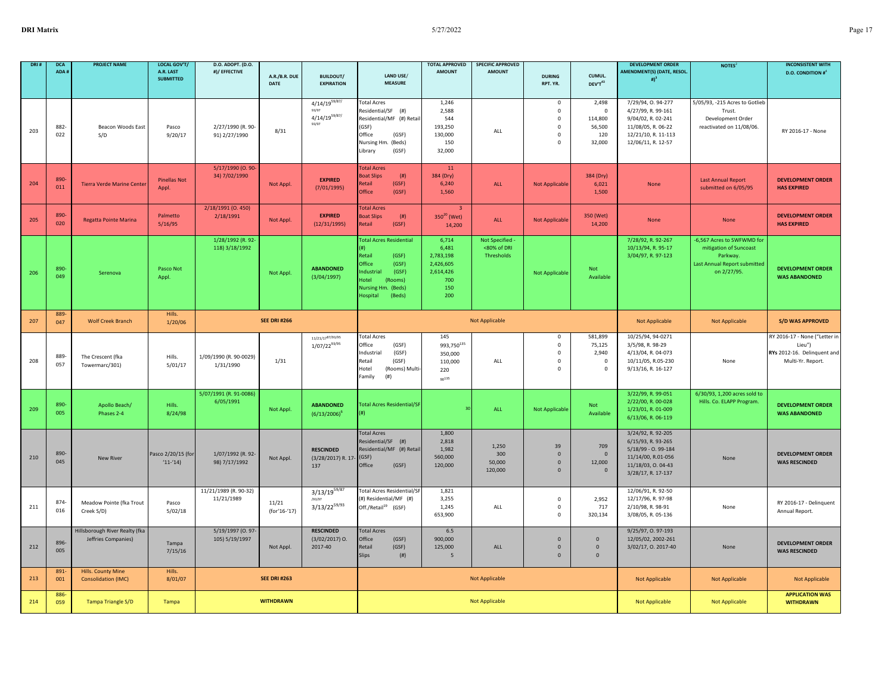| DRI # | DCA ADA # | PROJECT NAME | LOCAL GOV'T/ A.R. LAST SUBMITTED | D.O. ADOPT. (D.O. #)/ EFFECTIVE | A.R./B.R. DUE DATE | BUILDOUT/ EXPIRATION | LAND USE/ MEASURE | TOTAL APPROVED AMOUNT | SPECIFIC APPROVED AMOUNT | DURING RPT. YR. | CUMUL. DEV'T[43] | DEVELOPMENT ORDER AMENDMENT(S) (DATE, RESOL. #)[3] | NOTES[2] | INCONSISTENT WITH D.O. CONDITION #[4] |
|---|---|---|---|---|---|---|---|---|---|---|---|---|---|---|
| 203 | 882-022 | Beacon Woods East S/D | Pasco 9/20/17 | 2/27/1990 (R. 90-91) 2/27/1990 | 8/31 | 4/14/19[59/87/93/97] 4/14/19[59/87/93/97] | Total Acres<br>Residential/SF (#)<br>Residential/MF (#) Retail (GSF)<br>Office (GSF)<br>Nursing Hm. (Beds)<br>Library (GSF) | 1,246<br>2,588<br>544<br>193,250<br>130,000<br>150<br>32,000 | ALL | 0<br>0<br>0<br>0<br>0<br>0 | 2,498<br>0<br>114,800<br>56,500<br>120<br>32,000 | 7/29/94, O. 94-277<br>4/27/99, R. 99-161<br>9/04/02, R. 02-241<br>11/08/05, R. 06-22<br>12/21/10, R. 11-113<br>12/06/11, R. 12-57 | 5/05/93, -215 Acres to Gotlieb Trust.<br>Development Order reactivated on 11/08/06. | RY 2016-17 - None |
| 204 | 890-011 | Tierra Verde Marine Center | Pinellas Not Appl. | 5/17/1990 (O. 90-34) 7/02/1990 | Not Appl. | **EXPIRED** (7/01/1995) | Total Acres<br>Boat Slips (#)<br>Retail (GSF)<br>Office (GSF) | 11<br>384 (Dry)<br>6,240<br>1,560 | ALL | Not Applicable | 384 (Dry)<br>6,021<br>1,500 | None | Last Annual Report submitted on 6/05/95 | **DEVELOPMENT ORDER HAS EXPIRED** |
| 205 | 890-020 | Regatta Pointe Marina | Palmetto 5/16/95 | 2/18/1991 (O. 450) 2/18/1991 | Not Appl. | **EXPIRED** (12/31/1995) | Total Acres<br>Boat Slips (#)<br>Retail (GSF) | 3<br>350[20] (Wet)<br>14,200 | ALL | Not Applicable | 350 (Wet)<br>14,200 | None | None | **DEVELOPMENT ORDER HAS EXPIRED** |
| 206 | 890-049 | Serenova | Pasco Not Appl. | 1/28/1992 (R. 92-118) 3/18/1992 | Not Appl. | **ABANDONED** (3/04/1997) | Total Acres Residential (#)<br>Retail (GSF)<br>Office (GSF)<br>Industrial (GSF)<br>Hotel (Rooms)<br>Nursing Hm. (Beds)<br>Hospital (Beds) | 6,714<br>6,481<br>2,783,198<br>2,426,605<br>2,614,426<br>700<br>150<br>200 | Not Specified - <80% of DRI Thresholds | Not Applicable | Not Available | 7/28/92, R. 92-267<br>10/13/94, R. 95-17<br>3/04/97, R. 97-123 | -6,567 Acres to SWFWMD for mitigation of Suncoast Parkway.<br>Last Annual Report submitted on 2/27/95. | **DEVELOPMENT ORDER WAS ABANDONED** |
| 207 | 889-047 | Wolf Creek Branch | Hills. 1/20/06 | | **SEE DRI #266** | | | | Not Applicable | | | Not Applicable | Not Applicable | **S/D WAS APPROVED** |
| 208 | 889-057 | The Crescent (fka Towermarc/301) | Hills. 5/01/17 | 1/09/1990 (R. 90-0029) 1/31/1990 | 1/31 | 11/21/17[87/93/95] 1/07/22[93/95] | Total Acres<br>Office (GSF)<br>Industrial (GSF)<br>Retail (GSF)<br>Hotel (Rooms) Multi-Family (#) | 145<br>993,750[135]<br>350,000<br>110,000<br>220<br>90[135] | ALL | 0<br>0<br>0<br>0<br>0 | 581,899<br>75,125<br>2,940<br>0<br>0 | 10/25/94, 94-0271<br>3/5/98, R. 98-29<br>4/13/04, R. 04-073<br>10/11/05, R.05-230<br>9/13/16, R. 16-127 | None | RY 2016-17 - None ("Letter in Lieu")<br>**RYs** 2012-16. Delinquent and Multi-Yr. Report. |
| 209 | 890-005 | Apollo Beach/ Phases 2-4 | Hills. 8/24/98 | 5/07/1991 (R. 91-0086) 6/05/1991 | Not Appl. | **ABANDONED** (6/13/2006)[6] | Total Acres Residential/SF (#) | 30 | ALL | Not Applicable | Not Available | 3/22/99, R. 99-051<br>2/22/00, R. 00-028<br>1/23/01, R. 01-009<br>6/13/06, R. 06-119 | 6/30/93, 1,200 acres sold to Hills. Co. ELAPP Program. | **DEVELOPMENT ORDER WAS ABANDONED** |
| 210 | 890-045 | New River | Pasco 2/20/15 (for '11-'14) | 1/07/1992 (R. 92-98) 7/17/1992 | Not Appl. | **RESCINDED** (3/28/2017) R. 17-137 | Total Acres<br>Residential/SF (#)<br>Residential/MF (#) Retail (GSF)<br>Office (GSF) | 1,800<br>2,818<br>1,982<br>560,000<br>120,000 | 1,250<br>300<br>50,000<br>120,000 | 39<br>0<br>0<br>0 | 709<br>0<br>12,000<br>0 | 3/24/92, R. 92-205<br>6/15/93, R. 93-265<br>5/18/99 - O. 99-184<br>11/14/00, R.01-056<br>11/18/03, O. 04-43<br>3/28/17, R. 17-137 | None | **DEVELOPMENT ORDER WAS RESCINDED** |
| 211 | 874-016 | Meadow Pointe (fka Trout Creek S/D) | Pasco 5/02/18 | 11/21/1989 (R. 90-32) 11/21/1989 | 11/21 (for'16-'17) | 3/13/19[59/87/93/97] 3/13/22[59/93] | Total Acres Residential/SF (#) Residential/MF (#) Off./Retail[19] (GSF) | 1,821<br>3,255<br>1,245<br>653,900 | ALL | 0<br>0<br>0 | 2,952<br>717<br>320,134 | 12/06/91, R. 92-50<br>12/17/96, R. 97-98<br>2/10/98, R. 98-91<br>3/08/05, R. 05-136 | None | RY 2016-17 - Delinquent Annual Report. |
| 212 | 896-005 | Hillsborough River Realty (fka Jeffries Companies) | Tampa 7/15/16 | 5/19/1997 (O. 97-105) 5/19/1997 | Not Appl. | **RESCINDED** (3/02/2017) O. 2017-40 | Total Acres<br>Office (GSF)<br>Retail (GSF)<br>Slips (#) | 6.5<br>900,000<br>125,000<br>5 | ALL | 0<br>0<br>0 | 0<br>0<br>0 | 9/25/97, O. 97-193<br>12/05/02, 2002-261<br>3/02/17, O. 2017-40 | None | **DEVELOPMENT ORDER WAS RESCINDED** |
| 213 | 891-001 | Hills. County Mine Consolidation (IMC) | Hills. 8/01/07 | | **SEE DRI #263** | | | | Not Applicable | | | Not Applicable | Not Applicable | Not Applicable |
| 214 | 886-059 | Tampa Triangle S/D | Tampa | | **WITHDRAWN** | | | | Not Applicable | | | Not Applicable | Not Applicable | **APPLICATION WAS WITHDRAWN** |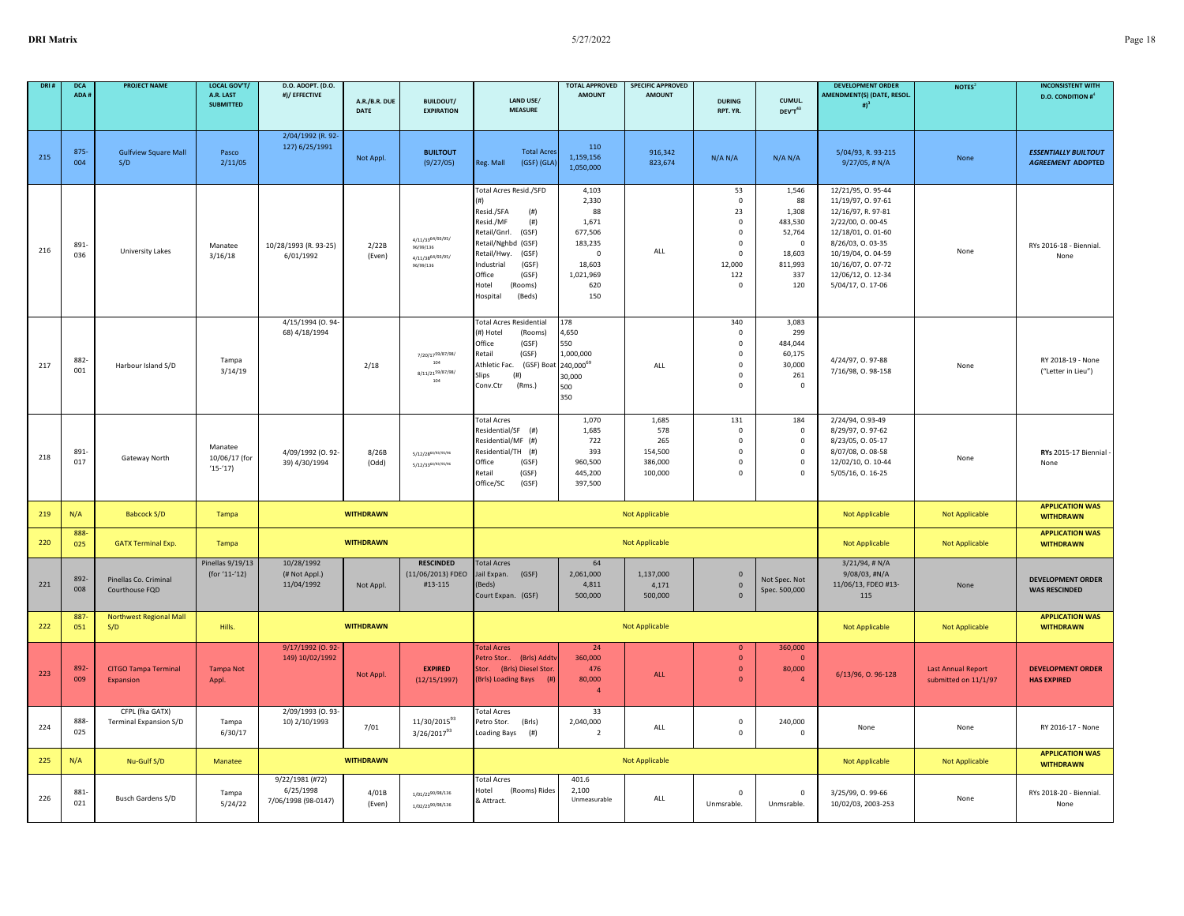| DRI # | DCA ADA # | PROJECT NAME | LOCAL GOV'T/ A.R. LAST SUBMITTED | D.O. ADOPT. (D.O. #)/ EFFECTIVE | A.R./B.R. DUE DATE | BUILDOUT/ EXPIRATION | LAND USE/ MEASURE | TOTAL APPROVED AMOUNT | SPECIFIC APPROVED AMOUNT | DURING RPT. YR. | CUMUL. DEV'T[43] | DEVELOPMENT ORDER AMENDMENT(S) (DATE, RESOL. #)[3] | NOTES[2] | INCONSISTENT WITH D.O. CONDITION #[4] |
|---|---|---|---|---|---|---|---|---|---|---|---|---|---|---|
| 215 | 875-004 | Gulfview Square Mall S/D | Pasco 2/11/05 | 2/04/1992 (R. 92-127) 6/25/1991 | Not Appl. | **BUILTOUT** (9/27/05) | Total Acres<br>Reg. Mall (GSF) (GLA) | 110<br>1,159,156<br>1,050,000 | 916,342<br>823,674 | N/A N/A | N/A N/A | 5/04/93, R. 93-215<br>9/27/05, # N/A | None | ***ESSENTIALLY BUILTOUT AGREEMENT* ADOPTED** |
| 216 | 891-036 | University Lakes | Manatee 3/16/18 | 10/28/1993 (R. 93-25) 6/01/1992 | 2/22B (Even) | 4/11/33[64/93/95/96/99/136]<br>4/11/38[64/93/95/96/99/136] | Total Acres Resid./SFD (#)<br>Resid./SFA (#)<br>Resid./MF (#)<br>Retail/Gnrl. (GSF)<br>Retail/Nghbd (GSF)<br>Retail/Hwy. (GSF)<br>Industrial (GSF)<br>Office (GSF)<br>Hotel (Rooms)<br>Hospital (Beds) | 4,103<br>2,330<br>88<br>1,671<br>677,506<br>183,235<br>0<br>18,603<br>1,021,969<br>620<br>150 | ALL | 53<br>0<br>23<br>0<br>0<br>0<br>0<br>12,000<br>122<br>0 | 1,546<br>88<br>1,308<br>483,530<br>52,764<br>0<br>18,603<br>811,993<br>337<br>120 | 12/21/95, O. 95-44<br>11/19/97, O. 97-61<br>12/16/97, R. 97-81<br>2/22/00, O. 00-45<br>12/18/01, O. 01-60<br>8/26/03, O. 03-35<br>10/19/04, O. 04-59<br>10/16/07, O. 07-72<br>12/06/12, O. 12-34<br>5/04/17, O. 17-06 | None | RYs 2016-18 - Biennial. None |
| 217 | 882-001 | Harbour Island S/D | Tampa 3/14/19 | 4/15/1994 (O. 94-68) 4/18/1994 | 2/18 | 7/20/17[59/87/98/104]<br>8/11/21[59/87/98/104] | Total Acres Residential (#)<br>Hotel (Rooms)<br>Office (GSF)<br>Retail (GSF)<br>Athletic Fac. (GSF)<br>Boat Slips (#)<br>Conv.Ctr (Rms.) | 178<br>4,650<br>550<br>1,000,000<br>240,000[69]<br>30,000<br>500<br>350 | ALL | 340<br>0<br>0<br>0<br>0<br>0<br>0 | 3,083<br>299<br>484,044<br>60,175<br>30,000<br>261<br>0 | 4/24/97, O. 97-88<br>7/16/98, O. 98-158 | None | RY 2018-19 - None ("Letter in Lieu") |
| 218 | 891-017 | Gateway North | Manatee 10/06/17 (for '15-'17) | 4/09/1992 (O. 92-39) 4/30/1994 | 8/26B (Odd) | 5/12/28[64/93/95/96]<br>5/12/33[64/93/95/96] | Total Acres<br>Residential/SF (#)<br>Residential/MF (#)<br>Residential/TH (#)<br>Office (GSF)<br>Retail (GSF)<br>Office/SC (GSF) | 1,070<br>1,685<br>722<br>393<br>960,500<br>445,200<br>397,500 | 1,685<br>578<br>265<br>154,500<br>386,000<br>100,000 | 131<br>0<br>0<br>0<br>0<br>0 | 184<br>0<br>0<br>0<br>0<br>0 | 2/24/94, O.93-49<br>8/29/97, O. 97-62<br>8/23/05, O. 05-17<br>8/07/08, O. 08-58<br>12/02/10, O. 10-44<br>5/05/16, O. 16-25 | None | **RYs** 2015-17 Biennial - None |
| 219 | N/A | Babcock S/D | Tampa | **WITHDRAWN** | | | Not Applicable | | | | | Not Applicable | Not Applicable | **APPLICATION WAS WITHDRAWN** |
| 220 | 888-025 | GATX Terminal Exp. | Tampa | **WITHDRAWN** | | | Not Applicable | | | | | Not Applicable | Not Applicable | **APPLICATION WAS WITHDRAWN** |
| 221 | 892-008 | Pinellas Co. Criminal Courthouse FQD | Pinellas 9/19/13 (for '11-'12) | 10/28/1992 (# Not Appl.) 11/04/1992 | Not Appl. | **RESCINDED** (11/06/2013) FDEO #13-115 | Total Acres<br>Jail Expan. (GSF)<br>(Beds)<br>Court Expan. (GSF) | 64<br>2,061,000<br>4,811<br>500,000 | 1,137,000<br>4,171<br>500,000 | 0<br>0<br>0 | Not Spec. Not Spec. 500,000 | 3/21/94, # N/A<br>9/08/03, #N/A<br>11/06/13, FDEO #13-115 | None | **DEVELOPMENT ORDER WAS RESCINDED** |
| 222 | 887-051 | Northwest Regional Mall S/D | Hills. | **WITHDRAWN** | | | Not Applicable | | | | | Not Applicable | Not Applicable | **APPLICATION WAS WITHDRAWN** |
| 223 | 892-009 | CITGO Tampa Terminal Expansion | Tampa Not Appl. | 9/17/1992 (O. 92-149) 10/02/1992 | Not Appl. | **EXPIRED** (12/15/1997) | Total Acres<br>Petro Stor.. (Brls) Addtv Stor. (Brls) Diesel Stor. (Brls) Loading Bays (#) | 24<br>360,000<br>476<br>80,000<br>4 | ALL | 0<br>0<br>0<br>0 | 360,000<br>0<br>80,000<br>4 | 6/13/96, O. 96-128 | Last Annual Report submitted on 11/1/97 | **DEVELOPMENT ORDER HAS EXPIRED** |
| 224 | 888-025 | CFPL (fka GATX) Terminal Expansion S/D | Tampa 6/30/17 | 2/09/1993 (O. 93-10) 2/10/1993 | 7/01 | 11/30/2015[93]<br>3/26/2017[93] | Total Acres<br>Petro Stor. (Brls)<br>Loading Bays (#) | 33<br>2,040,000<br>2 | ALL | 0<br>0 | 240,000<br>0 | None | None | RY 2016-17 - None |
| 225 | N/A | Nu-Gulf S/D | Manatee | **WITHDRAWN** | | | Not Applicable | | | | | Not Applicable | Not Applicable | **APPLICATION WAS WITHDRAWN** |
| 226 | 881-021 | Busch Gardens S/D | Tampa 5/24/22 | 9/22/1981 (#72) 6/25/1998 7/06/1998 (98-0147) | 4/01B (Even) | 1/01/22[90/98/136]<br>1/02/23[90/98/136] | Total Acres<br>Hotel (Rooms) Rides & Attract. | 401.6<br>2,100<br>Unmeasurable | ALL | 0<br>Unmsrable. | 0<br>Unmsrable. | 3/25/99, O. 99-66<br>10/02/03, 2003-253 | None | RYs 2018-20 - Biennial. None |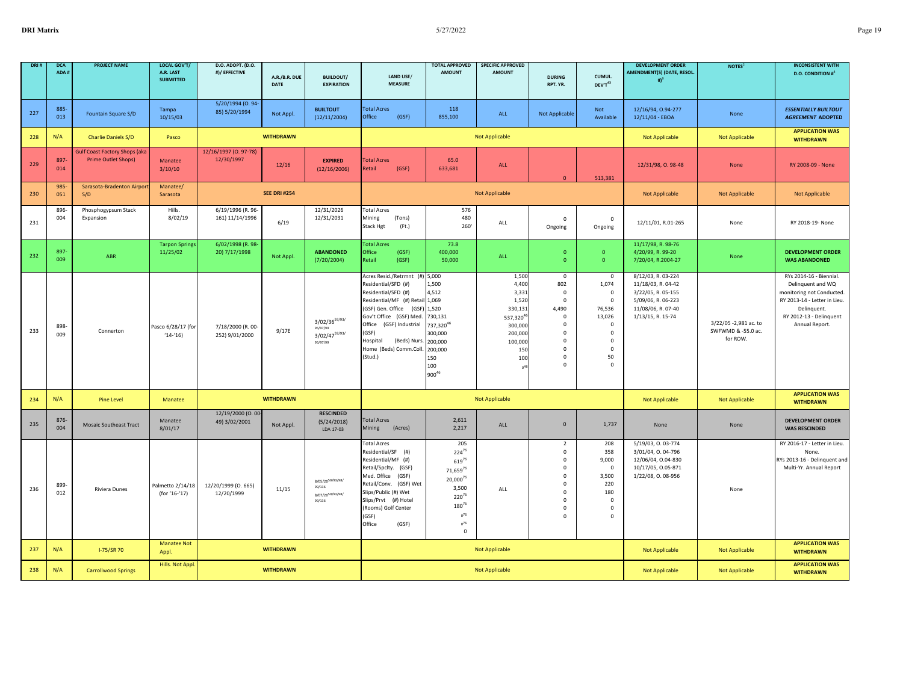| DRI # | DCA ADA # | PROJECT NAME | LOCAL GOV'T/ A.R. LAST SUBMITTED | D.O. ADOPT. (D.O. #)/ EFFECTIVE | A.R./B.R. DUE DATE | BUILDOUT/ EXPIRATION | LAND USE/ MEASURE | TOTAL APPROVED AMOUNT | SPECIFIC APPROVED AMOUNT | DURING RPT. YR. | CUMUL. DEV'T[43] | DEVELOPMENT ORDER AMENDMENT(S) (DATE, RESOL. #)[3] | NOTES[2] | INCONSISTENT WITH D.O. CONDITION #[4] |
|---|---|---|---|---|---|---|---|---|---|---|---|---|---|---|
| 227 | 885-013 | Fountain Square S/D | Tampa 10/15/03 | 5/20/1994 (O. 94-85) 5/20/1994 | Not Appl. | **BUILTOUT** (12/11/2004) | Total Acres<br>Office (GSF) | 118<br>855,100 | ALL | Not Applicable | Not Available | 12/16/94, O.94-277<br>12/11/04 - EBOA | None | ***ESSENTIALLY BUILTOUT AGREEMENT* ADOPTED** |
| 228 | N/A | Charlie Daniels S/D | Pasco | | **WITHDRAWN** | | | | Not Applicable | | | Not Applicable | Not Applicable | **APPLICATION WAS WITHDRAWN** |
| 229 | 897-014 | Gulf Coast Factory Shops (aka Prime Outlet Shops) | Manatee 3/10/10 | 12/16/1997 (O. 97-78) 12/30/1997 | 12/16 | **EXPIRED** (12/16/2006) | Total Acres<br>Retail (GSF) | 65.0<br>633,681 | ALL | 0 | 513,381 | 12/31/98, O. 98-48 | None | RY 2008-09 - None |
| 230 | 985-051 | Sarasota-Bradenton Airport S/D | Manatee/ Sarasota | | **SEE DRI #254** | | | | Not Applicable | | | Not Applicable | Not Applicable | Not Applicable |
| 231 | 896-004 | Phosphogypsum Stack Expansion | Hills. 8/02/19 | 6/19/1996 (R. 96-161) 11/14/1996 | 6/19 | 12/31/2026<br>12/31/2031 | Total Acres<br>Mining (Tons)<br>Stack Hgt (Ft.) | 576<br>480<br>260' | ALL | 0<br>Ongoing | 0<br>Ongoing | 12/11/01, R.01-265 | None | RY 2018-19- None |
| 232 | 897-009 | ABR | Tarpon Springs 11/25/02 | 6/02/1998 (R. 98-20) 7/17/1998 | Not Appl. | **ABANDONED** (7/20/2004) | Total Acres<br>Office (GSF)<br>Retail (GSF) | 73.8<br>400,000<br>50,000 | ALL | 0<br>0 | 0<br>0 | 11/17/98, R. 98-76<br>4/20/99, R. 99-20<br>7/20/04, R.2004-27 | None | **DEVELOPMENT ORDER WAS ABANDONED** |
| 233 | 898-009 | Connerton | Pasco 6/28/17 (for '14-'16) | 7/18/2000 (R. 00-252) 9/01/2000 | 9/17E | 3/02/36[59/93/95/97/99]<br>3/02/47[59/93/95/97/99] | Acres Resid./Retrmnt (#)<br>Residential/SFD (#)<br>Residential/SFD (#)<br>Residential/MF (#) Retail<br>(GSF) Gen. Office (GSF)<br>Gov't Office (GSF) Med.<br>Office (GSF) Industrial<br>(GSF)<br>Hospital (Beds) Nurs.<br>Home (Beds) Comm.Coll.<br>(Stud.) | 5,000<br>1,500<br>4,512<br>1,069<br>1,520<br>730,131<br>737,320[46]<br>300,000<br>200,000<br>200,000<br>150<br>100<br>900[46] | 1,500<br>4,400<br>3,331<br>1,520<br>330,131<br>537,320[46]<br>300,000<br>200,000<br>100,000<br>150<br>100<br>0[46] | 0<br>802<br>0<br>0<br>4,490<br>0<br>0<br>0<br>0<br>0<br>0<br>0 | 0<br>1,074<br>0<br>0<br>76,536<br>13,026<br>0<br>0<br>0<br>0<br>50<br>0 | 8/12/03, R. 03-224<br>11/18/03, R. 04-42<br>3/22/05, R. 05-155<br>5/09/06, R. 06-223<br>11/08/06, R. 07-40<br>1/13/15, R. 15-74 | 3/22/05 -2,981 ac. to SWFWMD & -55.0 ac. for ROW. | RYs 2014-16 - Biennial. Delinquent and WQ monitoring not Conducted. RY 2013-14 - Letter in Lieu. Delinquent. RY 2012-13 - Delinquent Annual Report. |
| 234 | N/A | Pine Level | Manatee | | **WITHDRAWN** | | | | Not Applicable | | | Not Applicable | Not Applicable | **APPLICATION WAS WITHDRAWN** |
| 235 | 876-004 | Mosaic Southeast Tract | Manatee 8/01/17 | 12/19/2000 (O. 00-49) 3/02/2001 | Not Appl. | **RESCINDED** (5/24/2018) LDA 17-03 | Total Acres<br>Mining (Acres) | 2,611<br>2,217 | ALL | 0 | 1,737 | None | None | **DEVELOPMENT ORDER WAS RESCINDED** |
| 236 | 899-012 | Riviera Dunes | Palmetto 2/14/18 (for '16-'17) | 12/20/1999 (O. 665) 12/20/1999 | 11/15 | 8/05/20[59/93/98/99/136]<br>8/07/20[59/93/98/99/136] | Total Acres<br>Residential/SF (#)<br>Residential/MF (#)<br>Retail/Spclty. (GSF)<br>Med. Office (GSF)<br>Retail/Conv. (GSF) Wet<br>Slips/Public (#) Wet<br>Slips/Prvt (#) Hotel<br>(Rooms) Golf Center<br>(GSF)<br>Office (GSF) | 205<br>224[76]<br>619[76]<br>71,659[76]<br>20,000[76]<br>3,500<br>220[76]<br>180[76]<br>0[76]<br>0[76]<br>0 | ALL | 2<br>0<br>0<br>0<br>0<br>0<br>0<br>0<br>0<br>0 | 208<br>358<br>9,000<br>0<br>3,500<br>220<br>180<br>0<br>0<br>0 | 5/19/03, O. 03-774<br>3/01/04, O. 04-796<br>12/06/04, O.04-830<br>10/17/05, O.05-871<br>1/22/08, O. 08-956 | None | RY 2016-17 - Letter in Lieu. None.<br>RYs 2013-16 - Delinquent and Multi-Yr. Annual Report |
| 237 | N/A | I-75/SR 70 | Manatee Not Appl. | | **WITHDRAWN** | | | | Not Applicable | | | Not Applicable | Not Applicable | **APPLICATION WAS WITHDRAWN** |
| 238 | N/A | Carrollwood Springs | Hills. Not Appl. | | **WITHDRAWN** | | | | Not Applicable | | | Not Applicable | Not Applicable | **APPLICATION WAS WITHDRAWN** |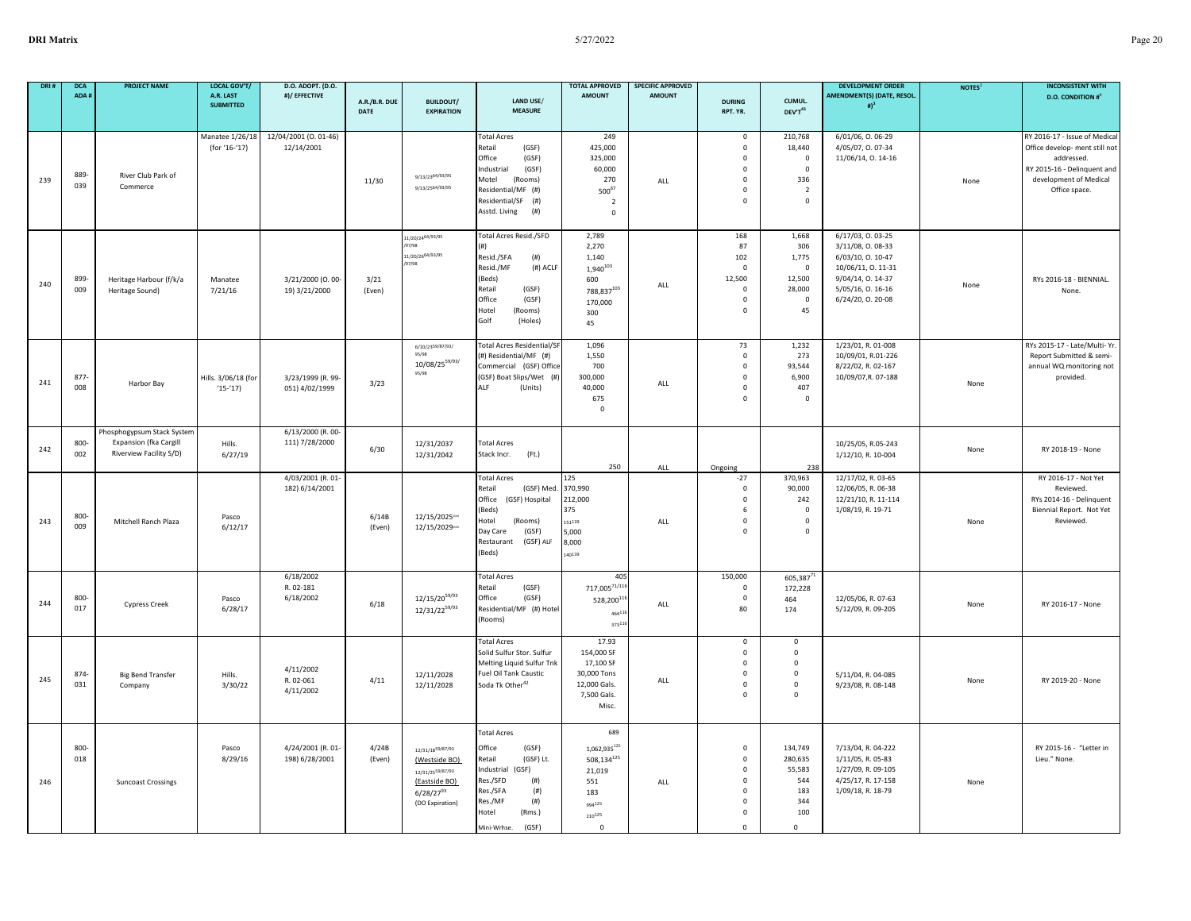| DRI # | DCA ADA # | PROJECT NAME | LOCAL GOV'T/ A.R. LAST SUBMITTED | D.O. ADOPT. (D.O. #)/ EFFECTIVE | A.R./B.R. DUE DATE | BUILDOUT/ EXPIRATION | LAND USE/ MEASURE | TOTAL APPROVED AMOUNT | SPECIFIC APPROVED AMOUNT | DURING RPT. YR. | CUMUL. DEV'T[49] | DEVELOPMENT ORDER AMENDMENT(S) (DATE, RESOL. #)[3] | NOTES[2] | INCONSISTENT WITH D.O. CONDITION #[4] |
|---|---|---|---|---|---|---|---|---|---|---|---|---|---|---|
| 239 | 889-039 | River Club Park of Commerce | Manatee 1/26/18 (for '16-'17) | 12/04/2001 (O. 01-46) 12/14/2001 | 11/30 | 9/13/23[64/93/95] 9/13/25[64/93/95] | Total Acres<br>Retail (GSF)<br>Office (GSF)<br>Industrial (GSF)<br>Motel (Rooms)<br>Residential/MF (#)<br>Residential/SF (#)<br>Asstd. Living (#) | 249<br>425,000<br>325,000<br>60,000<br>270<br>500[67]<br>2<br>0 | ALL | 0<br>0<br>0<br>0<br>0<br>0<br>0 | 210,768<br>18,440<br>0<br>0<br>336<br>2<br>0 | 6/01/06, O. 06-29<br>4/05/07, O. 07-34<br>11/06/14, O. 14-16 | None | RY 2016-17 - Issue of Medical Office develop- ment still not addressed.<br>RY 2015-16 - Delinquent and development of Medical Office space. |
| 240 | 899-009 | Heritage Harbour (f/k/a Heritage Sound) | Manatee 7/21/16 | 3/21/2000 (O. 00-19) 3/21/2000 | 3/21 (Even) | 11/20/24[64/93/95/97/98]<br>11/20/26[64/93/95/97/98] | Total Acres Resid./SFD (#)<br>Resid./SFA (#)<br>Resid./MF (#) ACLF (Beds)<br>Retail (GSF)<br>Office (GSF)<br>Hotel (Rooms)<br>Golf (Holes) | 2,789<br>2,270<br>1,140<br>1,940[103]<br>600<br>788,837[103]<br>170,000<br>300<br>45 | ALL | 168<br>87<br>102<br>0<br>12,500<br>0<br>0<br>0 | 1,668<br>306<br>1,775<br>0<br>12,500<br>28,000<br>0<br>45 | 6/17/03, O. 03-25<br>3/11/08, O. 08-33<br>6/03/10, O. 10-47<br>10/06/11, O. 11-31<br>9/04/14, O. 14-37<br>5/05/16, O. 16-16<br>6/24/20, O. 20-08 | None | RYs 2016-18 - BIENNIAL. None. |
| 241 | 877-008 | Harbor Bay | Hills. 3/06/18 (for '15-'17) | 3/23/1999 (R. 99-051) 4/02/1999 | 3/23 | 6/10/23[59/87/93/95/98]<br>10/08/25[59/93/95/98] | Total Acres Residential/SF (#) Residential/MF (#)<br>Commercial (GSF) Office (GSF) Boat Slips/Wet (#)<br>ALF (Units) | 1,096<br>1,550<br>700<br>300,000<br>40,000<br>675<br>0 | ALL | 73<br>0<br>0<br>0<br>0<br>0 | 1,232<br>273<br>93,544<br>6,900<br>407<br>0 | 1/23/01, R. 01-008<br>10/09/01, R.01-226<br>8/22/02, R. 02-167<br>10/09/07,R. 07-188 | None | RYs 2015-17 - Late/Multi- Yr. Report Submitted & semi-annual WQ monitoring not provided. |
| 242 | 800-002 | Phosphogypsum Stack System Expansion (fka Cargill Riverview Facility S/D) | Hills. 6/27/19 | 6/13/2000 (R. 00-111) 7/28/2000 | 6/30 | 12/31/2037<br>12/31/2042 | Total Acres<br>Stack Incr. (Ft.) | 250 | ALL | Ongoing | 238 | 10/25/05, R.05-243<br>1/12/10, R. 10-004 | None | RY 2018-19 - None |
| 243 | 800-009 | Mitchell Ranch Plaza | Pasco 6/12/17 | 4/03/2001 (R. 01-182) 6/14/2001 | 6/14B (Even) | 12/15/2025[mm]<br>12/15/2029[mm] | Total Acres<br>Retail (GSF) Med. Office (GSF) Hospital (Beds)<br>Hotel (Rooms)<br>Day Care (GSF)<br>Restaurant (GSF) ALF (Beds) | 125<br>370,990<br>212,000<br>375<br>151[139]<br>5,000<br>8,000<br>140[139] | ALL | -27<br>0<br>0<br>6<br>0<br>0 | 370,963<br>90,000<br>242<br>0<br>0<br>0 | 12/17/02, R. 03-65<br>12/06/05, R. 06-38<br>12/21/10, R. 11-114<br>1/08/19, R. 19-71 | None | RY 2016-17 - Not Yet Reviewed.<br>RYs 2014-16 - Delinquent Biennial Report. Not Yet Reviewed. |
| 244 | 800-017 | Cypress Creek | Pasco 6/28/17 | 6/18/2002 R. 02-181 6/18/2002 | 6/18 | 12/15/20[59/93]<br>12/31/22[59/93] | Total Acres<br>Retail (GSF)<br>Office (GSF)<br>Residential/MF (#) Hotel (Rooms) | 405<br>717,005[71/116]<br>528,200[116]<br>464[116]<br>373[116] | ALL | 150,000<br>0<br>0<br>80 | 605,387[71]<br>172,228<br>464<br>174 | 12/05/06, R. 07-63<br>5/12/09, R. 09-205 | None | RY 2016-17 - None |
| 245 | 874-031 | Big Bend Transfer Company | Hills. 3/30/22 | 4/11/2002 R. 02-061 4/11/2002 | 4/11 | 12/11/2028<br>12/11/2028 | Total Acres<br>Solid Sulfur Stor. Sulfur Melting Liquid Sulfur Tnk<br>Fuel Oil Tank Caustic<br>Soda Tk Other[42] | 17.93<br>154,000 SF<br>17,100 SF<br>30,000 Tons<br>12,000 Gals.<br>7,500 Gals.<br>Misc. | ALL | 0<br>0<br>0<br>0<br>0<br>0 | 0<br>0<br>0<br>0<br>0<br>0 | 5/11/04, R. 04-085<br>9/23/08, R. 08-148 | None | RY 2019-20 - None |
| 246 | 800-018 | Suncoast Crossings | Pasco 8/29/16 | 4/24/2001 (R. 01-198) 6/28/2001 | 4/24B (Even) | 12/31/18[59/87/93] (Westside BO)<br>12/31/25[59/87/93] (Eastside BO)<br>6/28/27[93] (DO Expiration) | Total Acres<br>Office (GSF)<br>Retail (GSF) Lt. Industrial (GSF)<br>Res./SFD (#)<br>Res./SFA (#)<br>Res./MF (#)<br>Hotel (Rms.)<br>Mini-Wrhse. (GSF) | 689<br>1,062,935[125]<br>508,134[125]<br>21,019<br>551<br>183<br>994[125]<br>210[125]<br>0 | ALL | 0<br>0<br>0<br>0<br>0<br>0<br>0<br>0 | 134,749<br>280,635<br>55,583<br>544<br>183<br>344<br>100<br>0 | 7/13/04, R. 04-222<br>1/11/05, R. 05-83<br>1/27/09, R. 09-105<br>4/25/17, R. 17-158<br>1/09/18, R. 18-79 | None | RY 2015-16 - "Letter in Lieu." None. |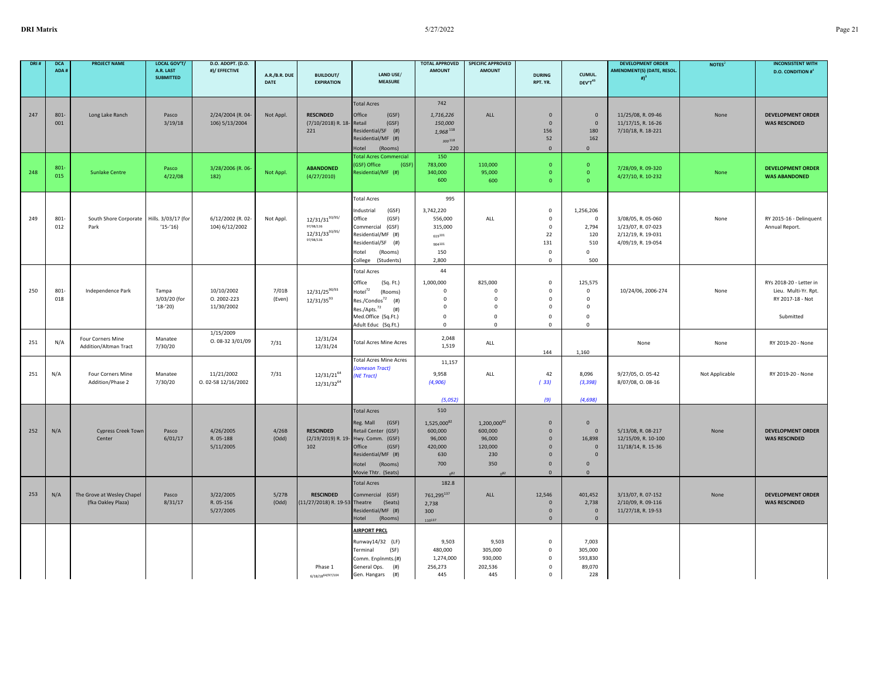| DRI # | DCA ADA # | PROJECT NAME | LOCAL GOV'T/ A.R. LAST SUBMITTED | D.O. ADOPT. (D.O. #)/ EFFECTIVE | A.R./B.R. DUE DATE | BUILDOUT/ EXPIRATION | LAND USE/ MEASURE | TOTAL APPROVED AMOUNT | SPECIFIC APPROVED AMOUNT | DURING RPT. YR. | CUMUL. DEV'T[43] | DEVELOPMENT ORDER AMENDMENT(S) (DATE, RESOL. #)[3] | NOTES[2] | INCONSISTENT WITH D.O. CONDITION #[4] |
|---|---|---|---|---|---|---|---|---|---|---|---|---|---|---|
| 247 | 801-001 | Long Lake Ranch | Pasco 3/19/18 | 2/24/2004 (R. 04-106) 5/13/2004 | Not Appl. | **RESCINDED** (7/10/2018) R. 18-221 | Total Acres<br>Office (GSF)<br>Retail (GSF)<br>Residential/SF (#)<br>Residential/MF (#)<br>Hotel (Rooms) | 742<br>*1,716,226*<br>*150,000*<br>*1,968*[118]<br>*300*[118]<br>220 | ALL | <br>0<br>0<br>156<br>52<br>0 | <br>0<br>0<br>180<br>162<br>0 | 11/25/08, R. 09-46<br>11/17/15, R. 16-26<br>7/10/18, R. 18-221 | None | **DEVELOPMENT ORDER WAS RESCINDED** |
| 248 | 801-015 | Sunlake Centre | Pasco 4/22/08 | 3/28/2006 (R. 06-182) | Not Appl. | **ABANDONED** (4/27/2010) | Total Acres Commercial (GSF) Office (GSF)<br>Residential/MF (#) | 150<br>783,000<br>340,000<br>600 | <br>110,000<br>95,000<br>600 | <br>0<br>0<br>0 | <br>0<br>0<br>0 | 7/28/09, R. 09-320<br>4/27/10, R. 10-232 | None | **DEVELOPMENT ORDER WAS ABANDONED** |
| 249 | 801-012 | South Shore Corporate Park | Hills. 3/03/17 (for '15-'16) | 6/12/2002 (R. 02-104) 6/12/2002 | Not Appl. | 12/31/31[93/95/97/98/136]<br>12/31/33[93/95/97/98/136] | Total Acres<br>Industrial (GSF)<br>Office (GSF)<br>Commercial (GSF)<br>Residential/MF (#)<br>Residential/SF (#)<br>Hotel (Rooms)<br>College (Students) | 995<br>3,742,220<br>556,000<br>315,000<br>619[101]<br>904[101]<br>150<br>2,800 | ALL | <br>0<br>0<br>0<br>22<br>131<br>0<br>0 | <br>1,256,206<br>0<br>2,794<br>120<br>510<br>0<br>500 | 3/08/05, R. 05-060<br>1/23/07, R. 07-023<br>2/12/19, R. 19-031<br>4/09/19, R. 19-054 | None | RY 2015-16 - Delinquent Annual Report. |
| 250 | 801-018 | Independence Park | Tampa 3/03/20 (for '18-'20) | 10/10/2002 O. 2002-223 11/30/2002 | 7/01B (Even) | 12/31/25[90/93]<br>12/31/35[93] | Total Acres<br>Office (Sq. Ft.)<br>Hotel[72] (Rooms)<br>Res./Condos[72] (#)<br>Res./Apts.[72] (#)<br>Med.Office (Sq.Ft.)<br>Adult Educ (Sq.Ft.) | 44<br>1,000,000<br>0<br>0<br>0<br>0<br>0 | <br>825,000<br>0<br>0<br>0<br>0<br>0 | <br>0<br>0<br>0<br>0<br>0<br>0 | <br>125,575<br>0<br>0<br>0<br>0<br>0 | 10/24/06, 2006-274 | None | RYs 2018-20 - Letter in Lieu. Multi-Yr. Rpt. RY 2017-18 - Not Submitted |
| 251 | N/A | Four Corners Mine Addition/Altman Tract | Manatee 7/30/20 | 1/15/2009 O. 08-32 3/01/09 | 7/31 | 12/31/24<br>12/31/24 | Total Acres Mine Acres | 2,048<br>1,519 | ALL | 144 | 1,160 | None | None | RY 2019-20 - None |
| 251 | N/A | Four Corners Mine Addition/Phase 2 | Manatee 7/30/20 | 11/21/2002 O. 02-58 12/16/2002 | 7/31 | 12/31/21[64]<br>12/31/32[64] | Total Acres Mine Acres<br>*(Jameson Tract)*<br>*(NE Tract)* | 11,157<br>9,958<br>*(4,906)*<br>*(5,052)* | ALL | 42<br>*(33)*<br>*(9)* | 8,096<br>*(3,398)*<br>*(4,698)* | 9/27/05, O. 05-42<br>8/07/08, O. 08-16 | Not Applicable | RY 2019-20 - None |
| 252 | N/A | Cypress Creek Town Center | Pasco 6/01/17 | 4/26/2005 R. 05-188 5/11/2005 | 4/26B (Odd) | **RESCINDED** (2/19/2019) R. 19-102 | Total Acres<br>Reg. Mall (GSF)<br>Retail Center (GSF)<br>Hwy. Comm. (GSF)<br>Office (GSF)<br>Residential/MF (#)<br>Hotel (Rooms)<br>Movie Thtr. (Seats) | 510<br>1,525,000[82]<br>600,000<br>96,000<br>420,000<br>630<br>700<br>0[82] | <br>1,200,000[82]<br>600,000<br>96,000<br>120,000<br>230<br>350<br>0[82] | <br>0<br>0<br>0<br>0<br>0<br>0<br>0 | <br>0<br>0<br>16,898<br>0<br>0<br>0<br>0 | 5/13/08, R. 08-217<br>12/15/09, R. 10-100<br>11/18/14, R. 15-36 | None | **DEVELOPMENT ORDER WAS RESCINDED** |
| 253 | N/A | The Grove at Wesley Chapel (fka Oakley Plaza) | Pasco 8/31/17 | 3/22/2005 R. 05-156 5/27/2005 | 5/27B (Odd) | **RESCINDED** (11/27/2018) R. 19-53 | Total Acres<br>Commercial (GSF)<br>Theatre (Seats)<br>Residential/MF (#)<br>Hotel (Rooms) | 182.8<br>761,295[137]<br>2,738<br>300<br>110[137] | ALL | 12,546<br>0<br>0<br>0 | 401,452<br>2,738<br>0<br>0 | 3/13/07, R. 07-152<br>2/10/09, R. 09-116<br>11/27/18, R. 19-53 | None | **DEVELOPMENT ORDER WAS RESCINDED** |
| | | | | | | Phase 1<br>6/18/18[64/97/104] | **AIRPORT PRCL**<br>Runway14/32 (LF)<br>Terminal (SF)<br>Comm. Enplnmts.(#)<br>General Ops. (#)<br>Gen. Hangars (#) | <br>9,503<br>480,000<br>1,274,000<br>256,273<br>445 | <br>9,503<br>305,000<br>930,000<br>202,536<br>445 | <br>0<br>0<br>0<br>0<br>0 | <br>7,003<br>305,000<br>593,830<br>89,070<br>228 | | | |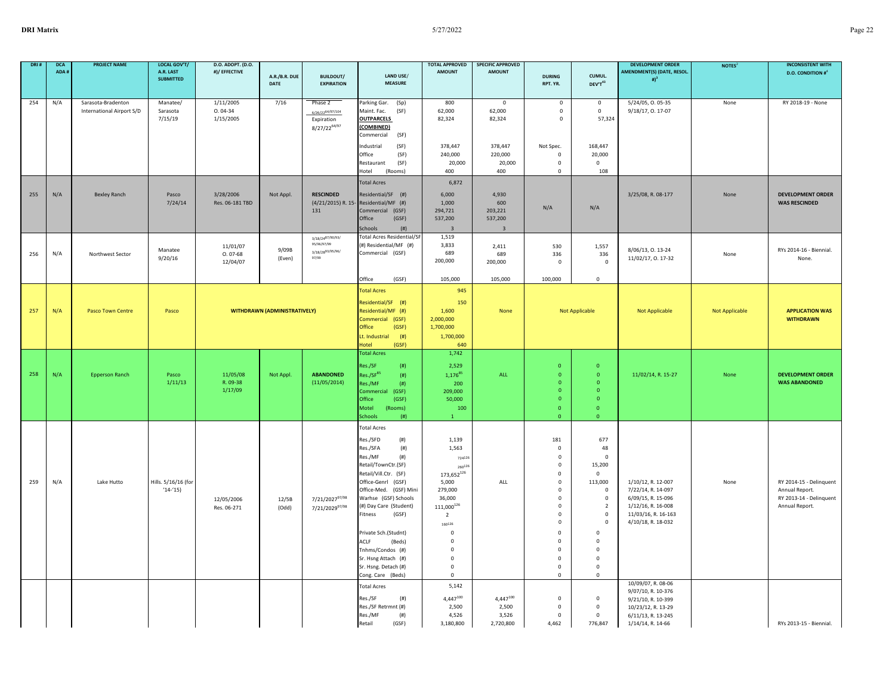| DRI # | DCA ADA # | PROJECT NAME | LOCAL GOV'T/ A.R. LAST SUBMITTED | D.O. ADOPT. (D.O. #)/ EFFECTIVE | A.R./B.R. DUE DATE | BUILDOUT/ EXPIRATION | LAND USE/ MEASURE | TOTAL APPROVED AMOUNT | SPECIFIC APPROVED AMOUNT | DURING RPT. YR. | CUMUL. DEV'T[43] | DEVELOPMENT ORDER AMENDMENT(S) (DATE, RESOL. #)[3] | NOTES[2] | INCONSISTENT WITH D.O. CONDITION #[4] |
|---|---|---|---|---|---|---|---|---|---|---|---|---|---|---|
| 254 | N/A | Sarasota-Bradenton International Airport S/D | Manatee/ Sarasota 7/15/19 | 1/11/2005 O. 04-34 1/15/2005 | 7/16 | Phase 2 6/26/22[64/97/104] Expiration 8/27/22[64/97] | Parking Gar. (Sp)<br>Maint. Fac. (SF)<br>**OUTPARCELS (COMBINED)**<br>Commercial (SF)<br>Industrial (SF)<br>Office (SF)<br>Restaurant (SF)<br>Hotel (Rooms) | 800<br>62,000<br>82,324<br><br>378,447<br>240,000<br>20,000<br>400 | 0<br>62,000<br>82,324<br><br>378,447<br>220,000<br>20,000<br>400 | 0<br>0<br>0<br><br>Not Spec.<br>0<br>0<br>0 | 0<br>0<br>57,324<br><br>168,447<br>20,000<br>0<br>108 | 5/24/05, O. 05-35<br>9/18/17, O. 17-07 | None | RY 2018-19 - None |
| 255 | N/A | Bexley Ranch | Pasco 7/24/14 | 3/28/2006 Res. 06-181 TBD | Not Appl. | **RESCINDED** (4/21/2015) R. 15-131 | Total Acres<br>Residential/SF (#)<br>Residential/MF (#)<br>Commercial (GSF)<br>Office (GSF)<br>Schools (#) | 6,872<br>6,000<br>1,000<br>294,721<br>537,200<br>3 | <br>4,930<br>600<br>203,221<br>537,200<br>3 | N/A | N/A | 3/25/08, R. 08-177 | None | **DEVELOPMENT ORDER WAS RESCINDED** |
| 256 | N/A | Northwest Sector | Manatee 9/20/16 | 11/01/07 O. 07-68 12/04/07 | 9/09B (Even) | 3/18/24[87/90/93/95/96/97/99]<br>3/18/28[93/95/96/97/99] | Total Acres Residential/SF (#) Residential/MF (#)<br>Commercial (GSF)<br>Office (GSF) | 1,519<br>3,833<br>689<br>200,000<br>105,000 | <br>2,411<br>689<br>200,000<br>105,000 | <br>530<br>336<br>0<br>100,000 | <br>1,557<br>336<br>0<br>0 | 8/06/13, O. 13-24<br>11/02/17, O. 17-32 | None | RYs 2014-16 - Biennial. None. |
| 257 | N/A | Pasco Town Centre | Pasco | **WITHDRAWN (ADMINISTRATIVELY)** | | | Total Acres<br>Residential/SF (#)<br>Residential/MF (#)<br>Commercial (GSF)<br>Office (GSF)<br>Lt. Industrial (#)<br>Hotel (GSF) | 945<br>150<br>1,600<br>2,000,000<br>1,700,000<br>1,700,000<br>640 | None | Not Applicable | | Not Applicable | Not Applicable | **APPLICATION WAS WITHDRAWN** |
| 258 | N/A | Epperson Ranch | Pasco 1/11/13 | 11/05/08 R. 09-38 1/17/09 | Not Appl. | **ABANDONED** (11/05/2014) | Total Acres<br>Res./SF (#)<br>Res./SF[85] (#)<br>Res./MF (#)<br>Commercial (GSF)<br>Office (GSF)<br>Motel (Rooms)<br>Schools (#) | 1,742<br>2,529<br>1,176[85]<br>200<br>209,000<br>50,000<br>100<br>1 | ALL | <br>0<br>0<br>0<br>0<br>0<br>0<br>0 | <br>0<br>0<br>0<br>0<br>0<br>0<br>0 | 11/02/14, R. 15-27 | None | **DEVELOPMENT ORDER WAS ABANDONED** |
| 259 | N/A | Lake Hutto | Hills. 5/16/16 (for '14-'15) | 12/05/2006 Res. 06-271 | 12/5B (Odd) | 7/21/2027[97/98]<br>7/21/2029[97/98] | Total Acres<br>Res./SFD (#)<br>Res./SFA (#)<br>Res./MF (#)<br>Retail/TownCtr.(SF)<br>Retail/Vill.Ctr. (SF)<br>Office-Genrl (GSF)<br>Office-Med. (GSF) Mini Warhse (GSF) Schools (#) Day Care (Student)<br>Fitness (GSF)<br>Private Sch.(Studnt)<br>ACLF (Beds)<br>Tnhms/Condos (#)<br>Sr. Hsng Attach (#)<br>Sr. Hsng. Detach (#)<br>Cong. Care (Beds) | <br>1,139<br>1,563<br>724[126]<br>260[126]<br>173,652[126]<br>5,000<br>279,000<br>36,000<br>111,000[126]<br>2<br>160[126]<br>0<br>0<br>0<br>0<br>0<br>0 | ALL | <br>181<br>0<br>0<br>0<br>0<br>0<br>0<br>0<br>0<br>0<br>0<br>0<br>0<br>0<br>0<br>0<br>0 | <br>677<br>48<br>0<br>15,200<br>0<br>113,000<br>0<br>0<br>2<br>0<br>0<br>0<br>0<br>0<br>0<br>0<br>0 | 1/10/12, R. 12-007<br>7/22/14, R. 14-097<br>6/09/15, R. 15-096<br>1/12/16, R. 16-008<br>11/03/16, R. 16-163<br>4/10/18, R. 18-032 | None | RY 2014-15 - Delinquent Annual Report.<br>RY 2013-14 - Delinquent Annual Report. |
| | | | | | | | Total Acres<br>Res./SF (#)<br>Res./SF Retrmnt (#)<br>Res./MF (#)<br>Retail (GSF) | 5,142<br>4,447[100]<br>2,500<br>4,526<br>3,180,800 | <br>4,447[100]<br>2,500<br>3,526<br>2,720,800 | <br>0<br>0<br>0<br>4,462 | <br>0<br>0<br>0<br>776,847 | 10/09/07, R. 08-06<br>9/07/10, R. 10-376<br>9/21/10, R. 10-399<br>10/23/12, R. 13-29<br>6/11/13, R. 13-245<br>1/14/14, R. 14-66 | | RYs 2013-15 - Biennial. |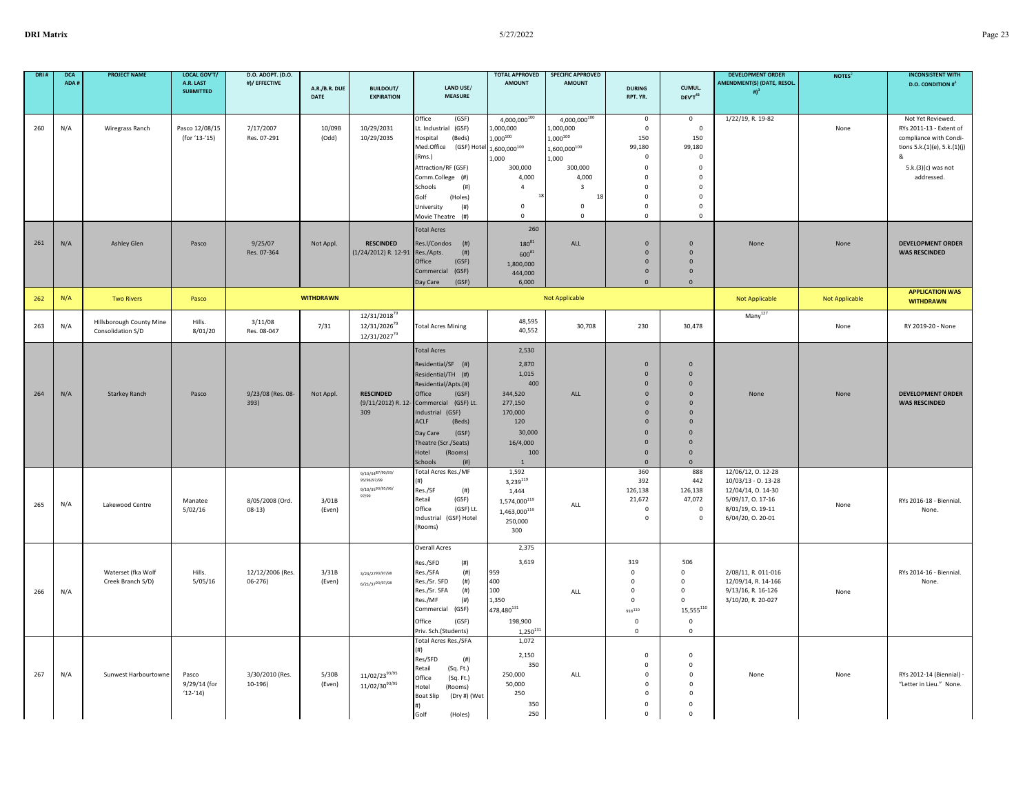| DRI # | DCA ADA # | PROJECT NAME | LOCAL GOV'T/ A.R. LAST SUBMITTED | D.O. ADOPT. (D.O. #)/ EFFECTIVE | A.R./B.R. DUE DATE | BUILDOUT/ EXPIRATION | LAND USE/ MEASURE | TOTAL APPROVED AMOUNT | SPECIFIC APPROVED AMOUNT | DURING RPT. YR. | CUMUL. DEV'T[43] | DEVELOPMENT ORDER AMENDMENT(S) (DATE, RESOL. #)[3] | NOTES[2] | INCONSISTENT WITH D.O. CONDITION #[4] |
|---|---|---|---|---|---|---|---|---|---|---|---|---|---|---|
| 260 | N/A | Wiregrass Ranch | Pasco 12/08/15 (for '13-'15) | 7/17/2007 Res. 07-291 | 10/09B (Odd) | 10/29/2031 10/29/2035 | Office (GSF)<br>Lt. Industrial (GSF)<br>Hospital (Beds)<br>Med.Office (GSF) Hotel (Rms.)<br>Attraction/RF (GSF)<br>Comm.College (#)<br>Schools (#)<br>Golf (Holes)<br>University (#)<br>Movie Theatre (#) | 4,000,000[100]<br>1,000,000<br>1,000[100]<br>1,600,000[100]<br>1,000<br>300,000<br>4,000<br>4<br>18<br>0<br>0 | 4,000,000[100]<br>1,000,000<br>1,000[100]<br>1,600,000[100]<br>1,000<br>300,000<br>4,000<br>3<br>18<br>0<br>0 | 0<br>0<br>150<br>99,180<br>0<br>0<br>0<br>0<br>0<br>0<br>0 | 0<br>0<br>150<br>99,180<br>0<br>0<br>0<br>0<br>0<br>0<br>0 | 1/22/19, R. 19-82 | None | Not Yet Reviewed. RYs 2011-13 - Extent of compliance with Conditions 5.k.(1)(e), 5.k.(1)(j) & 5.k.(3)(c) was not addressed. |
| 261 | N/A | Ashley Glen | Pasco | 9/25/07 Res. 07-364 | Not Appl. | **RESCINDED** (1/24/2012) R. 12-91 | Total Acres<br>Res.l/Condos (#)<br>Res./Apts. (#)<br>Office (GSF)<br>Commercial (GSF)<br>Day Care (GSF) | 260<br>180[81]<br>600[81]<br>1,800,000<br>444,000<br>6,000 | ALL | 0<br>0<br>0<br>0<br>0 | 0<br>0<br>0<br>0<br>0 | None | None | **DEVELOPMENT ORDER WAS RESCINDED** |
| 262 | N/A | Two Rivers | Pasco | | **WITHDRAWN** | | | | Not Applicable | | | Not Applicable | Not Applicable | **APPLICATION WAS WITHDRAWN** |
| 263 | N/A | Hillsborough County Mine Consolidation S/D | Hills. 8/01/20 | 3/11/08 Res. 08-047 | 7/31 | 12/31/2018[79]<br>12/31/2026[79]<br>12/31/2027[79] | Total Acres Mining | 48,595<br>40,552 | 30,708 | 230 | 30,478 | Many[127] | None | RY 2019-20 - None |
| 264 | N/A | Starkey Ranch | Pasco | 9/23/08 (Res. 08-393) | Not Appl. | **RESCINDED** (9/11/2012) R. 12-309 | Total Acres<br>Residential/SF (#)<br>Residential/TH (#)<br>Residential/Apts.(#)<br>Office (GSF)<br>Commercial (GSF) Lt. Industrial (GSF)<br>ACLF (Beds)<br>Day Care (GSF)<br>Theatre (Scr./Seats)<br>Hotel (Rooms)<br>Schools (#) | 2,530<br>2,870<br>1,015<br>400<br>344,520<br>277,150<br>170,000<br>120<br>30,000<br>16/4,000<br>100<br>1 | ALL | 0<br>0<br>0<br>0<br>0<br>0<br>0<br>0<br>0<br>0<br>0 | 0<br>0<br>0<br>0<br>0<br>0<br>0<br>0<br>0<br>0<br>0 | None | None | **DEVELOPMENT ORDER WAS RESCINDED** |
| 265 | N/A | Lakewood Centre | Manatee 5/02/16 | 8/05/2008 (Ord. 08-13) | 3/01B (Even) | 9/10/34[87/90/93/95/96/97/99]<br>9/10/35[93/95/96/97/99] | Total Acres Res./MF (#)<br>Res./SF (#)<br>Retail (GSF)<br>Office (GSF) Industrial (GSF) Hotel (Rooms) | 1,592<br>3,239[119]<br>1,444<br>1,574,000[119]<br>1,463,000[119]<br>250,000<br>300 | ALL | 360<br>392<br>126,138<br>21,672<br>0<br>0 | 888<br>442<br>126,138<br>47,072<br>0<br>0 | 12/06/12, O. 12-28<br>10/03/13 - O. 13-28<br>12/04/14, O. 14-30<br>5/09/17, O. 17-16<br>8/01/19, O. 19-11<br>6/04/20, O. 20-01 | None | RYs 2016-18 - Biennial. None. |
| 266 | N/A | Waterset (fka Wolf Creek Branch S/D) | Hills. 5/05/16 | 12/12/2006 (Res. 06-276) | 3/31B (Even) | 3/23/27[93/97/98]<br>6/21/37[93/97/98] | Overall Acres<br>Res./SFD (#)<br>Res./SFA (#)<br>Res./Sr. SFD (#)<br>Res./Sr. SFA (#)<br>Res./MF (#)<br>Commercial (GSF)<br>Office (GSF)<br>Priv. Sch.(Students) | 2,375<br>3,619<br>959<br>400<br>100<br>1,350<br>478,480[131]<br>198,900<br>1,250[131] | ALL | 319<br>0<br>0<br>0<br>0<br>916[110]<br>0<br>0 | 506<br>0<br>0<br>0<br>0<br>15,555[110]<br>0<br>0 | 2/08/11, R. 011-016<br>12/09/14, R. 14-166<br>9/13/16, R. 16-126<br>3/10/20, R. 20-027 | None | RYs 2014-16 - Biennial. None. |
| 267 | N/A | Sunwest Harbourtowne | Pasco 9/29/14 (for '12-'14) | 3/30/2010 (Res. 10-196) | 5/30B (Even) | 11/02/23[93/95]<br>11/02/30[93/95] | Total Acres Res./SFA (#)<br>Res/SFD (#)<br>Retail (Sq. Ft.)<br>Office (Sq. Ft.)<br>Hotel (Rooms)<br>Boat Slip (Dry #) (Wet #)<br>Golf (Holes) | 1,072<br>2,150<br>350<br>250,000<br>50,000<br>250<br>350<br>250 | ALL | 0<br>0<br>0<br>0<br>0<br>0<br>0 | 0<br>0<br>0<br>0<br>0<br>0<br>0 | None | None | RYs 2012-14 (Biennial) - "Letter in Lieu." None. |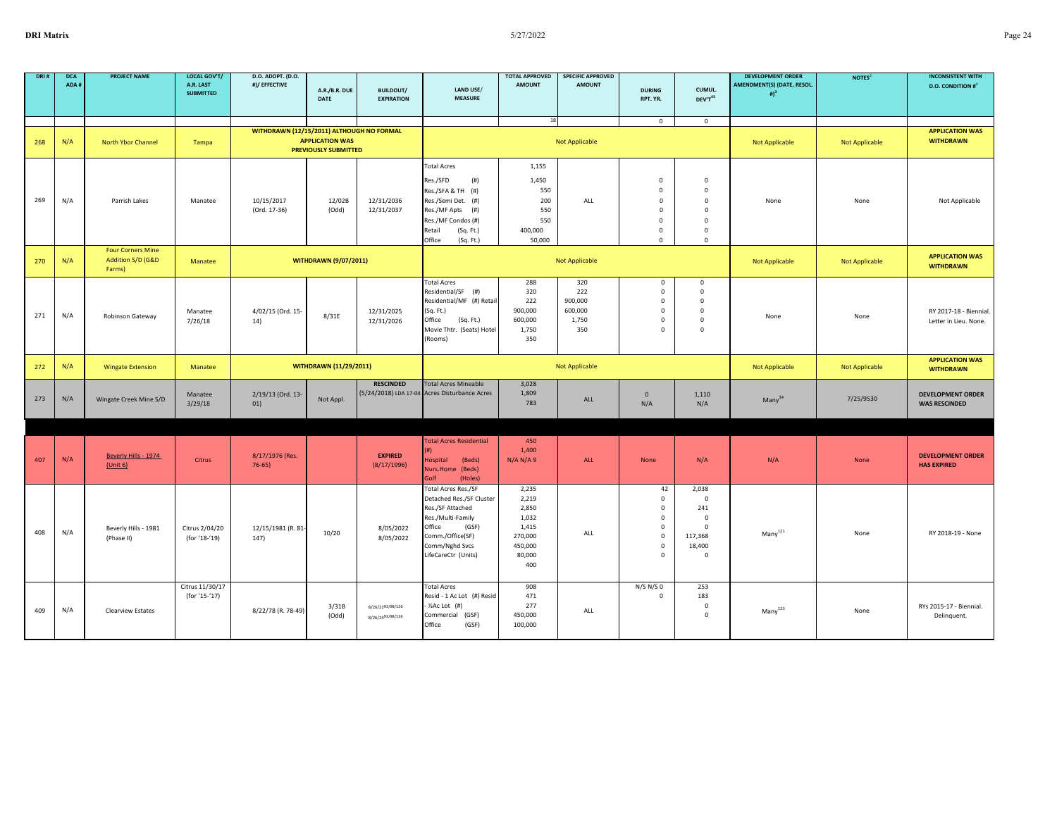| DRI # | DCA ADA # | PROJECT NAME | LOCAL GOV'T/ A.R. LAST SUBMITTED | D.O. ADOPT. (D.O. #)/ EFFECTIVE | A.R./B.R. DUE DATE | BUILDOUT/ EXPIRATION | LAND USE/ MEASURE | TOTAL APPROVED AMOUNT | SPECIFIC APPROVED AMOUNT | DURING RPT. YR. | CUMUL. DEV'T[43] | DEVELOPMENT ORDER AMENDMENT(S) (DATE, RESOL. #)[3] | NOTES[2] | INCONSISTENT WITH D.O. CONDITION #[4] |
|---|---|---|---|---|---|---|---|---|---|---|---|---|---|---|
| | | | | | | | | 18 | | 0 | 0 | | | |
| 268 | N/A | North Ybor Channel | Tampa | WITHDRAWN (12/15/2011) ALTHOUGH NO FORMAL APPLICATION WAS PREVIOUSLY SUBMITTED | | | Not Applicable | | | | | Not Applicable | Not Applicable | APPLICATION WAS WITHDRAWN |
| 269 | N/A | Parrish Lakes | Manatee | 10/15/2017 (Ord. 17-36) | 12/02B (Odd) | 12/31/2036 12/31/2037 | Total Acres<br>Res./SFD (#)<br>Res./SFA & TH (#)<br>Res./Semi Det. (#)<br>Res./MF Apts (#)<br>Res./MF Condos (#)<br>Retail (Sq. Ft.)<br>Office (Sq. Ft.) | 1,155<br>1,450<br>550<br>200<br>550<br>550<br>400,000<br>50,000 | ALL | 0<br>0<br>0<br>0<br>0<br>0<br>0 | 0<br>0<br>0<br>0<br>0<br>0<br>0 | None | None | Not Applicable |
| 270 | N/A | Four Corners Mine Addition S/D (G&D Farms) | Manatee | WITHDRAWN (9/07/2011) | | | Not Applicable | | | | | Not Applicable | Not Applicable | APPLICATION WAS WITHDRAWN |
| 271 | N/A | Robinson Gateway | Manatee 7/26/18 | 4/02/15 (Ord. 15-14) | 8/31E | 12/31/2025 12/31/2026 | Total Acres<br>Residential/SF (#)<br>Residential/MF (#) Retail (Sq. Ft.)<br>Office (Sq. Ft.)<br>Movie Thtr. (Seats) Hotel (Rooms) | 288<br>320<br>222<br>900,000<br>600,000<br>1,750<br>350 | 320<br>222<br>900,000<br>600,000<br>1,750<br>350 | 0<br>0<br>0<br>0<br>0<br>0 | 0<br>0<br>0<br>0<br>0<br>0 | None | None | RY 2017-18 - Biennial. Letter in Lieu. None. |
| 272 | N/A | Wingate Extension | Manatee | WITHDRAWN (11/29/2011) | | | Not Applicable | | | | | Not Applicable | Not Applicable | APPLICATION WAS WITHDRAWN |
| 273 | N/A | Wingate Creek Mine S/D | Manatee 3/29/18 | 2/19/13 (Ord. 13-01) | Not Appl. | RESCINDED (5/24/2018) LDA 17-04 | Total Acres Mineable<br>Acres Disturbance Acres | 3,028<br>1,809<br>783 | ALL | 0<br>N/A | 1,110<br>N/A | Many[34] | 7/25/9530 | DEVELOPMENT ORDER WAS RESCINDED |
| | | | | | | | | | | | | | | |
| 407 | N/A | Beverly Hills - 1974 (Unit 6) | Citrus | 8/17/1976 (Res. 76-65) | | EXPIRED (8/17/1996) | Total Acres Residential (#)<br>Hospital (Beds)<br>Nurs.Home (Beds)<br>Golf (Holes) | 450<br>1,400<br>N/A N/A 9 | ALL | None | N/A | N/A | None | DEVELOPMENT ORDER HAS EXPIRED |
| 408 | N/A | Beverly Hills - 1981 (Phase II) | Citrus 2/04/20 (for '18-'19) | 12/15/1981 (R. 81-147) | 10/20 | 8/05/2022 8/05/2022 | Total Acres Res./SF<br>Detached Res./SF Cluster<br>Res./SF Attached<br>Res./Multi-Family<br>Office (GSF)<br>Comm./Office(SF)<br>Comm/Nghd Svcs<br>LifeCareCtr (Units) | 2,235<br>2,219<br>2,850<br>1,032<br>1,415<br>270,000<br>450,000<br>80,000<br>400 | ALL | 42<br>0<br>0<br>0<br>0<br>0<br>0<br>0 | 2,038<br>0<br>241<br>0<br>0<br>117,368<br>18,400<br>0 | Many[121] | None | RY 2018-19 - None |
| 409 | N/A | Clearview Estates | Citrus 11/30/17 (for '15-'17) | 8/22/78 (R. 78-49) | 3/31B (Odd) | 8/26/22[93/98/136]<br>8/26/24[93/98/136] | Total Acres<br>Resid - 1 Ac Lot (#) Resid - ½Ac Lot (#)<br>Commercial (GSF)<br>Office (GSF) | 908<br>471<br>277<br>450,000<br>100,000 | ALL | N/S N/S 0<br>0 | 253<br>183<br>0<br>0 | Many[123] | None | RYs 2015-17 - Biennial. Delinquent. |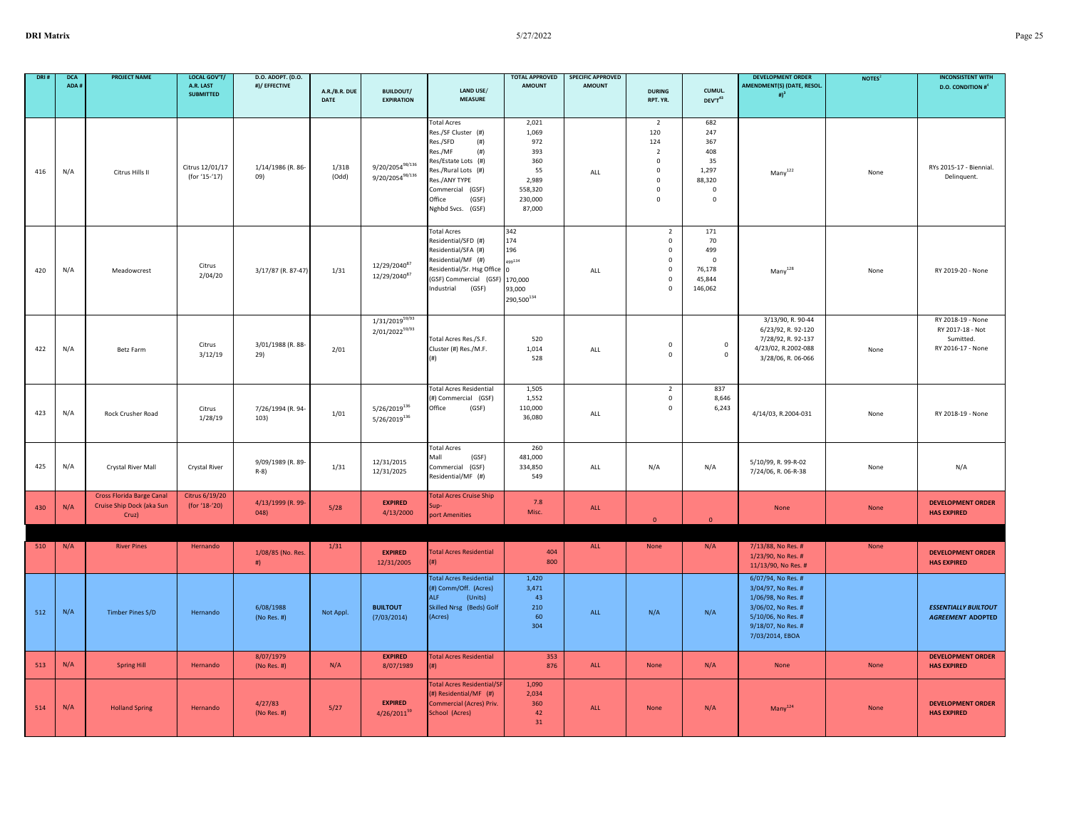| DRI # | DCA ADA # | PROJECT NAME | LOCAL GOV'T/ A.R. LAST SUBMITTED | D.O. ADOPT. (D.O. #)/ EFFECTIVE | A.R./B.R. DUE DATE | BUILDOUT/ EXPIRATION | LAND USE/ MEASURE | TOTAL APPROVED AMOUNT | SPECIFIC APPROVED AMOUNT | DURING RPT. YR. | CUMUL. DEV'T[43] | DEVELOPMENT ORDER AMENDMENT(S) (DATE, RESOL. #)[3] | NOTES[2] | INCONSISTENT WITH D.O. CONDITION #[4] |
|---|---|---|---|---|---|---|---|---|---|---|---|---|---|---|
| 416 | N/A | Citrus Hills II | Citrus 12/01/17 (for '15-'17) | 1/14/1986 (R. 86-09) | 1/31B (Odd) | 9/20/2054[98/136] 9/20/2054[98/136] | Total Acres<br>Res./SF Cluster (#)<br>Res./SFD (#)<br>Res./MF (#)<br>Res/Estate Lots (#)<br>Res./Rural Lots (#)<br>Res./ANY TYPE<br>Commercial (GSF)<br>Office (GSF)<br>Nghbd Svcs. (GSF) | 2,021<br>1,069<br>972<br>393<br>360<br>55<br>2,989<br>558,320<br>230,000<br>87,000 | ALL | 2<br>120<br>124<br>2<br>0<br>0<br>0<br>0<br>0 | 682<br>247<br>367<br>408<br>35<br>1,297<br>88,320<br>0<br>0 | Many[122] | None | RYs 2015-17 - Biennial. Delinquent. |
| 420 | N/A | Meadowcrest | Citrus 2/04/20 | 3/17/87 (R. 87-47) | 1/31 | 12/29/2040[87] 12/29/2040[87] | Total Acres<br>Residential/SFD (#)<br>Residential/SFA (#)<br>Residential/MF (#)<br>Residential/Sr. Hsg Office (GSF) Commercial (GSF)<br>Industrial (GSF) | 342<br>174<br>196<br>499[134]<br>0<br>170,000<br>93,000<br>290,500[134] | ALL | 2<br>0<br>0<br>0<br>0<br>0<br>0 | 171<br>70<br>499<br>0<br>76,178<br>45,844<br>146,062 | Many[128] | None | RY 2019-20 - None |
| 422 | N/A | Betz Farm | Citrus 3/12/19 | 3/01/1988 (R. 88-29) | 2/01 | 1/31/2019[59/93] 2/01/2022[59/93] | Total Acres Res./S.F. Cluster (#) Res./M.F. (#) | 520<br>1,014<br>528 | ALL | 0<br>0 | 0<br>0 | 3/13/90, R. 90-44<br>6/23/92, R. 92-120<br>7/28/92, R. 92-137<br>4/23/02, R.2002-088<br>3/28/06, R. 06-066 | None | RY 2018-19 - None<br>RY 2017-18 - Not Sumitted.<br>RY 2016-17 - None |
| 423 | N/A | Rock Crusher Road | Citrus 1/28/19 | 7/26/1994 (R. 94-103) | 1/01 | 5/26/2019[136] 5/26/2019[136] | Total Acres Residential (#) Commercial (GSF)<br>Office (GSF) | 1,505<br>1,552<br>110,000<br>36,080 | ALL | 2<br>0<br>0 | 837<br>8,646<br>6,243 | 4/14/03, R.2004-031 | None | RY 2018-19 - None |
| 425 | N/A | Crystal River Mall | Crystal River | 9/09/1989 (R. 89-R-8) | 1/31 | 12/31/2015 12/31/2025 | Total Acres<br>Mall (GSF)<br>Commercial (GSF)<br>Residential/MF (#) | 260<br>481,000<br>334,850<br>549 | ALL | N/A | N/A | 5/10/99, R. 99-R-02<br>7/24/06, R. 06-R-38 | None | N/A |
| 430 | N/A | Cross Florida Barge Canal Cruise Ship Dock (aka Sun Cruz) | Citrus 6/19/20 (for '18-'20) | 4/13/1999 (R. 99-048) | 5/28 | **EXPIRED** 4/13/2000 | Total Acres Cruise Ship Sup-port Amenities | 7.8<br>Misc. | ALL | 0 | 0 | None | None | **DEVELOPMENT ORDER HAS EXPIRED** |
| | | | | | | | | | | | | | | |
| 510 | N/A | River Pines | Hernando | 1/08/85 (No. Res. #) | 1/31 | **EXPIRED** 12/31/2005 | Total Acres Residential (#) | 404<br>800 | ALL | None | N/A | 7/13/88, No Res. #<br>1/23/90, No Res. #<br>11/13/90, No Res. # | None | **DEVELOPMENT ORDER HAS EXPIRED** |
| 512 | N/A | Timber Pines S/D | Hernando | 6/08/1988 (No Res. #) | Not Appl. | **BUILTOUT** (7/03/2014) | Total Acres Residential (#) Comm/Off. (Acres)<br>ALF (Units)<br>Skilled Nrsg (Beds) Golf (Acres) | 1,420<br>3,471<br>43<br>210<br>60<br>304 | ALL | N/A | N/A | 6/07/94, No Res. #<br>3/04/97, No Res. #<br>1/06/98, No Res. #<br>3/06/02, No Res. #<br>5/10/06, No Res. #<br>9/18/07, No Res. #<br>7/03/2014, EBOA | | ***ESSENTIALLY BUILTOUT AGREEMENT* ADOPTED** |
| 513 | N/A | Spring Hill | Hernando | 8/07/1979 (No Res. #) | N/A | **EXPIRED** 8/07/1989 | Total Acres Residential (#) | 353<br>876 | ALL | None | N/A | None | None | **DEVELOPMENT ORDER HAS EXPIRED** |
| 514 | N/A | Holland Spring | Hernando | 4/27/83 (No Res. #) | 5/27 | **EXPIRED** 4/26/2011[59] | Total Acres Residential/SF (#) Residential/MF (#) Commercial (Acres) Priv. School (Acres) | 1,090<br>2,034<br>360<br>42<br>31 | ALL | None | N/A | Many[124] | None | **DEVELOPMENT ORDER HAS EXPIRED** |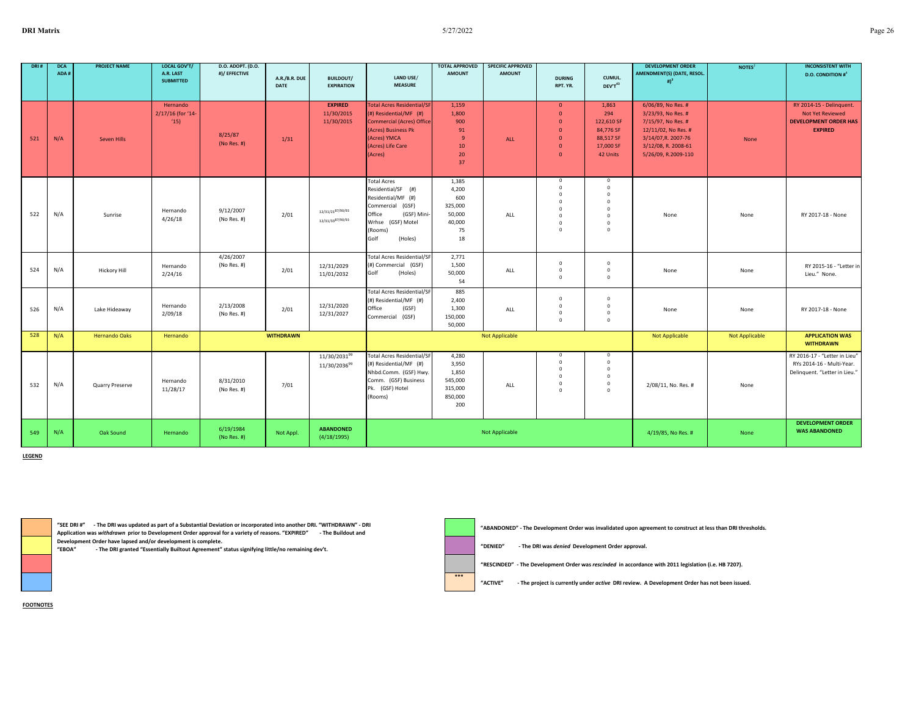| DRI # | DCA ADA # | PROJECT NAME | LOCAL GOV'T/ A.R. LAST SUBMITTED | D.O. ADOPT. (D.O. #)/ EFFECTIVE | A.R./B.R. DUE DATE | BUILDOUT/ EXPIRATION | LAND USE/ MEASURE | TOTAL APPROVED AMOUNT | SPECIFIC APPROVED AMOUNT | DURING RPT. YR. | CUMUL. DEV'T[43] | DEVELOPMENT ORDER AMENDMENT(S) (DATE, RESOL. #)[3] | NOTES[2] | INCONSISTENT WITH D.O. CONDITION #[4] |
|---|---|---|---|---|---|---|---|---|---|---|---|---|---|---|
| 521 | N/A | Seven Hills | Hernando 2/17/16 (for '14-'15) | 8/25/87 (No Res. #) | 1/31 | **EXPIRED** 11/30/2015 11/30/2015 | Total Acres Residential/SF (#) Residential/MF (#) Commercial (Acres) Office (Acres) Business Pk (Acres) YMCA (Acres) Life Care (Acres) | 1,159 1,800 900 91 9 10 20 37 | ALL | 0 0 0 0 0 0 0 | 1,863 294 122,610 SF 84,776 SF 88,517 SF 17,000 SF 42 Units | 6/06/89, No Res. # 3/23/93, No Res. # 7/15/97, No Res. # 12/11/02, No Res. # 3/14/07, R. 2007-76 3/12/08, R. 2008-61 5/26/09, R.2009-110 | None | RY 2014-15 - Delinquent. Not Yet Reviewed **DEVELOPMENT ORDER HAS EXPIRED** |
| 522 | N/A | Sunrise | Hernando 4/26/18 | 9/12/2007 (No Res. #) | 2/01 | 12/31/21[87/90/93] 12/31/33[87/90/93] | Total Acres Residential/SF (#) Residential/MF (#) Commercial (GSF) Office (GSF) Mini-Wrhse (GSF) Motel (Rooms) Golf (Holes) | 1,385 4,200 600 325,000 50,000 40,000 75 18 | ALL | 0 0 0 0 0 0 0 0 | 0 0 0 0 0 0 0 0 | None | None | RY 2017-18 - None |
| 524 | N/A | Hickory Hill | Hernando 2/24/16 | 4/26/2007 (No Res. #) | 2/01 | 12/31/2029 11/01/2032 | Total Acres Residential/SF (#) Commercial (GSF) Golf (Holes) | 2,771 1,500 50,000 54 | ALL | 0 0 0 | 0 0 0 | None | None | RY 2015-16 - "Letter in Lieu." None. |
| 526 | N/A | Lake Hideaway | Hernando 2/09/18 | 2/13/2008 (No Res. #) | 2/01 | 12/31/2020 12/31/2027 | Total Acres Residential/SF (#) Residential/MF (#) Office (GSF) Commercial (GSF) | 885 2,400 1,300 150,000 50,000 | ALL | 0 0 0 0 | 0 0 0 0 | None | None | RY 2017-18 - None |
| 528 | N/A | Hernando Oaks | Hernando | | **WITHDRAWN** | | | | Not Applicable | | | Not Applicable | Not Applicable | **APPLICATION WAS WITHDRAWN** |
| 532 | N/A | Quarry Preserve | Hernando 11/28/17 | 8/31/2010 (No Res. #) | 7/01 | 11/30/2031[99] 11/30/2036[99] | Total Acres Residential/SF (#) Residential/MF (#) Nhbd.Comm. (GSF) Hwy. Comm. (GSF) Business Pk. (GSF) Hotel (Rooms) | 4,280 3,950 1,850 545,000 315,000 850,000 200 | ALL | 0 0 0 0 0 0 | 0 0 0 0 0 0 | 2/08/11, No. Res. # | None | RY 2016-17 - "Letter in Lieu" RYs 2014-16 - Multi-Year. Delinquent. "Letter in Lieu." |
| 549 | N/A | Oak Sound | Hernando | 6/19/1984 (No Res. #) | Not Appl. | **ABANDONED** (4/18/1995) | | | Not Applicable | | | 4/19/85, No Res. # | None | **DEVELOPMENT ORDER WAS ABANDONED** |

**LEGEND**

"SEE DRI #" - The DRI was updated as part of a Substantial Deviation or incorporated into another DRI. "WITHDRAWN" - DRI Application was *withdrawn* prior to Development Order approval for a variety of reasons. "EXPIRED" - The Buildout and Development Order have lapsed and/or development is complete.

"EBOA" - The DRI granted "Essentially Builtout Agreement" status signifying little/no remaining dev't.

"ABANDONED" - The Development Order was invalidated upon agreement to construct at less than DRI thresholds.

"DENIED" - The DRI was *denied* Development Order approval.

"RESCINDED" - The Development Order was *rescinded* in accordance with 2011 legislation (i.e. HB 7207).

*** "ACTIVE" - The project is currently under *active* DRI review. A Development Order has not been issued.

**FOOTNOTES**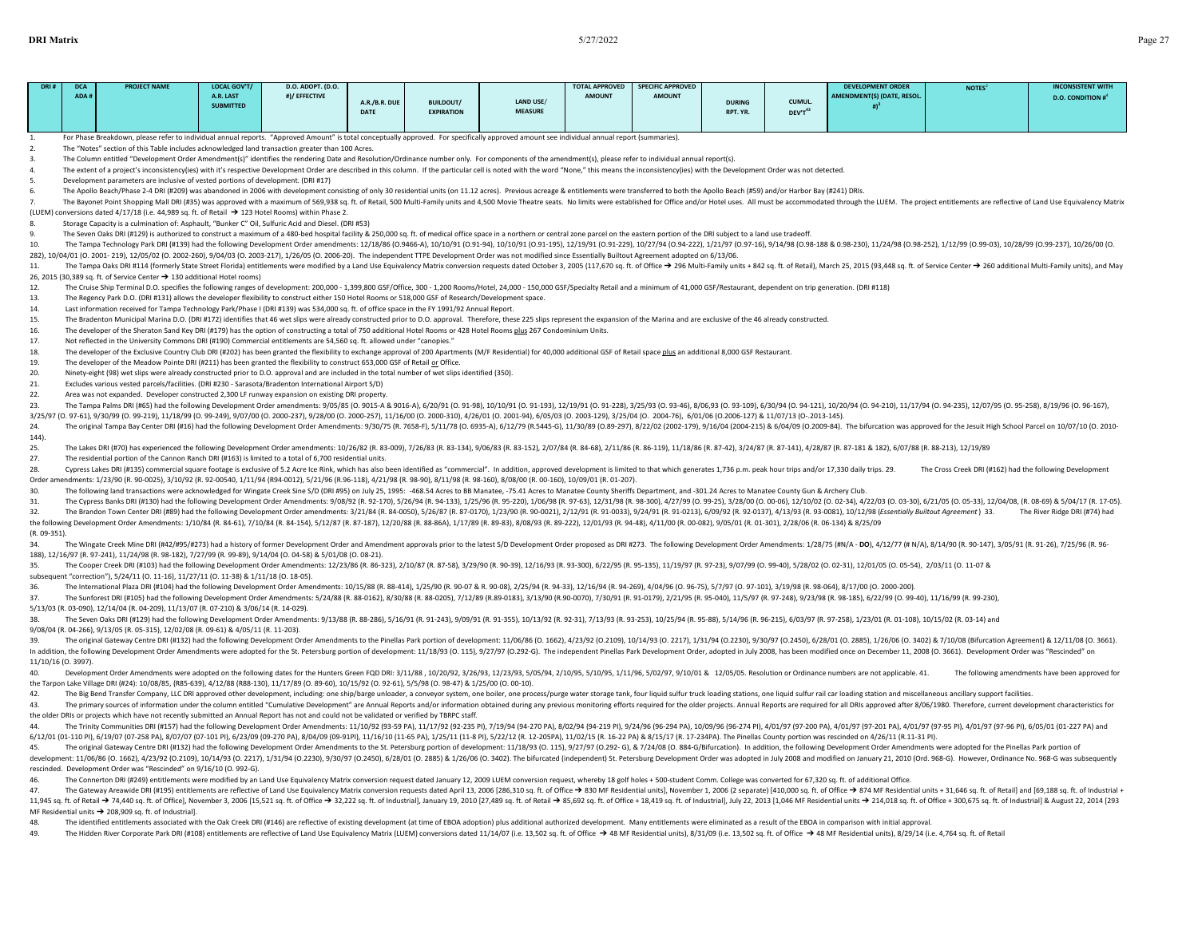| DRI # | DCA ADA # | PROJECT NAME | LOCAL GOV'T/ A.R. LAST SUBMITTED | D.O. ADOPT. (D.O. #)/ EFFECTIVE | A.R./B.R. DUE DATE | BUILDOUT/ EXPIRATION | LAND USE/ MEASURE | TOTAL APPROVED AMOUNT | SPECIFIC APPROVED AMOUNT | DURING RPT. YR. | CUMUL. DEV'T[43] | DEVELOPMENT ORDER AMENDMENT(S) (DATE, RESOL. #)[3] | NOTES[2] | INCONSISTENT WITH D.O. CONDITION #[4] |
|---|---|---|---|---|---|---|---|---|---|---|---|---|---|---|

1. For Phase Breakdown, please refer to individual annual reports. "Approved Amount" is total conceptually approved. For specifically approved amount see individual annual report (summaries).
2. The "Notes" section of this Table includes acknowledged land transaction greater than 100 Acres.
3. The Column entitled "Development Order Amendment(s)" identifies the rendering Date and Resolution/Ordinance number only. For components of the amendment(s), please refer to individual annual report(s).
4. The extent of a project's inconsistency(ies) with it's respective Development Order are described in this column. If the particular cell is noted with the word "None," this means the inconsistency(ies) with the Development Order was not detected.
5. Development parameters are inclusive of vested portions of development. (DRI #17)
6. The Apollo Beach/Phase 2-4 DRI (#209) was abandoned in 2006 with development consisting of only 30 residential units (on 11.12 acres). Previous acreage & entitlements were transferred to both the Apollo Beach (#59) and/or Harbor Bay (#241) DRIs.
7. The Bayonet Point Shopping Mall DRI (#35) was approved with a maximum of 569,938 sq. ft. of Retail, 500 Multi-Family units and 4,500 Movie Theatre seats. No limits were established for Office and/or Hotel uses. All must be accommodated through the LUEM. The project entitlements are reflective of Land Use Equivalency Matrix (LUEM) conversions dated 4/17/18 (i.e. 44,989 sq. ft. of Retail → 123 Hotel Rooms) within Phase 2.
8. Storage Capacity is a culmination of: Asphault, "Bunker C" Oil, Sulfuric Acid and Diesel. (DRI #53)
9. The Seven Oaks DRI (#129) is authorized to construct a maximum of a 480-bed hospital facility & 250,000 sq. ft. of medical office space in a northern or central zone parcel on the eastern portion of the DRI subject to a land use tradeoff.
10. The Tampa Technology Park DRI (#139) had the following Development Order amendments: 12/18/86 (O.9466-A), 10/10/91 (O.91-94), 10/10/91 (O.91-195), 12/19/91 (O.91-229), 10/27/94 (O.94-222), 1/21/97 (O.97-16), 9/14/98 (O.98-188 & 0.98-230), 11/24/98 (O.98-252), 1/12/99 (O.99-03), 10/28/99 (O.99-237), 10/26/00 (O. 282), 10/04/01 (O. 2001- 219), 12/05/02 (O. 2002-260), 9/04/03 (O. 2003-217), 1/26/05 (O. 2006-20). The independent TTPE Development Order was not modified since Essentially Builtout Agreement adopted on 6/13/06.
11. The Tampa Oaks DRI #114 (formerly State Street Florida) entitlements were modified by a Land Use Equivalency Matrix conversion requests dated October 3, 2005 (117,670 sq. ft. of Office → 296 Multi-Family units + 842 sq. ft. of Retail), March 25, 2015 (93,448 sq. ft. of Service Center → 260 additional Multi-Family units), and May 26, 2015 (30,389 sq. ft. of Service Center → 130 additional Hotel rooms)
12. The Cruise Ship Terminal D.O. specifies the following ranges of development: 200,000 - 1,399,800 GSF/Office, 300 - 1,200 Rooms/Hotel, 24,000 - 150,000 GSF/Specialty Retail and a minimum of 41,000 GSF/Restaurant, dependent on trip generation. (DRI #118)
13. The Regency Park D.O. (DRI #131) allows the developer flexibility to construct either 150 Hotel Rooms or 518,000 GSF of Research/Development space.
14. Last information received for Tampa Technology Park/Phase I (DRI #139) was 534,000 sq. ft. of office space in the FY 1991/92 Annual Report.
15. The Bradenton Municipal Marina D.O. (DRI #172) identifies that 46 wet slips were already constructed prior to D.O. approval. Therefore, these 225 slips represent the expansion of the Marina and are exclusive of the 46 already constructed.
16. The developer of the Sheraton Sand Key DRI (#179) has the option of constructing a total of 750 additional Hotel Rooms or 428 Hotel Rooms plus 267 Condominium Units.
17. Not reflected in the University Commons DRI (#190) Commercial entitlements are 54,560 sq. ft. allowed under "canopies."
18. The developer of the Exclusive Country Club DRI (#202) has been granted the flexibility to exchange approval of 200 Apartments (M/F Residential) for 40,000 additional GSF of Retail space plus an additional 8,000 GSF Restaurant.
19. The developer of the Meadow Pointe DRI (#211) has been granted the flexibility to construct 653,000 GSF of Retail or Office.
20. Ninety-eight (98) wet slips were already constructed prior to D.O. approval and are included in the total number of wet slips identified (350).
21. Excludes various vested parcels/facilities. (DRI #230 - Sarasota/Bradenton International Airport S/D)
22. Area was not expanded. Developer constructed 2,300 LF runway expansion on existing DRI property.
23. The Tampa Palms DRI (#65) had the following Development Order amendments: 9/05/85 (O. 9015-A & 9016-A), 6/20/91 (O. 91-98), 10/10/91 (O. 91-193), 12/19/91 (O. 91-228), 3/25/93 (O. 93-46), 8/06,93 (O. 93-109), 6/30/94 (O. 94-121), 10/20/94 (O. 94-210), 11/17/94 (O. 94-235), 12/07/95 (O. 95-258), 8/19/96 (O. 96-167), 3/25/97 (O. 97-61), 9/30/99 (O. 99-219), 11/18/99 (O. 99-249), 9/07/00 (O. 2000-237), 9/28/00 (O. 2000-257), 11/16/00 (O. 2000-310), 4/26/01 (O. 2001-94), 6/05/03 (O. 2003-129), 3/25/04 (O. 2004-76), 6/01/06 (O.2006-127) & 11/07/13 (O-.2013-145).
24. The original Tampa Bay Center DRI (#16) had the following Development Order Amendments: 9/30/75 (R. 7658-F), 5/11/78 (O. 6935-A), 6/12/79 (R.5445-G), 11/30/89 (O.89-297), 8/22/02 (2002-179), 9/16/04 (2004-215) & 6/04/09 (O.2009-84). The bifurcation was approved for the Jesuit High School Parcel on 10/07/10 (O. 2010-144).
25. The Lakes DRI (#70) has experienced the following Development Order amendments: 10/26/82 (R. 83-009), 7/26/83 (R. 83-134), 9/06/83 (R. 83-152), 2/07/84 (R. 84-68), 2/11/86 (R. 86-119), 11/18/86 (R. 87-42), 3/24/87 (R. 87-141), 4/28/87 (R. 87-181 & 182), 6/07/88 (R. 88-213), 12/19/89
27. The residential portion of the Cannon Ranch DRI (#163) is limited to a total of 6,700 residential units.
28. Cypress Lakes DRI (#135) commercial square footage is exclusive of 5.2 Acre Ice Rink, which has also been identified as "commercial". In addition, approved development is limited to that which generates 1,736 p.m. peak hour trips and/or 17,330 daily trips. 29. The Cross Creek DRI (#162) had the following Development Order amendments: 1/23/90 (R. 90-0025), 3/10/92 (R. 92-00540, 1/11/94 (R94-0012), 5/21/96 (R.96-118), 4/21/98 (R. 98-90), 8/11/98 (R. 98-160), 8/08/00 (R. 00-160), 10/09/01 (R. 01-207).
30. The following land transactions were acknowledged for Wingate Creek Sine S/D (DRI #95) on July 25, 1995: -468.54 Acres to BB Manatee, -75.41 Acres to Manatee County Sheriffs Department, and -301.24 Acres to Manatee County Gun & Archery Club.
31. The Cypress Banks DRI (#130) had the following Development Order Amendments: 9/08/92 (R. 92-170), 5/26/94 (R. 94-133), 1/25/96 (R. 95-220), 1/06/98 (R. 97-63), 12/31/98 (R. 98-300), 4/27/99 (R. 99-25), 3/28/00 (O. 00-06), 12/10/02 (O. 02-34), 4/22/03 (O. 03-30), 6/21/05 (O. 05-33), 12/04/08, (R. 08-69) & 5/04/17 (R. 17-05).
32. The Brandon Town Center DRI (#89) had the following Development Order amendments: 3/21/84 (R. 84-0050), 5/26/87 (R. 87-0170), 1/23/90 (R. 90-0021), 2/12/91 (R. 91-0033), 9/24/91 (R. 91-0213), 6/09/92 (R. 92-0137), 4/13/93 (R. 93-0081), 10/12/98 (*Essentially Builtout Agreement*) 33. The River Ridge DRI (#74) had the following Development Order Amendments: 1/10/84 (R. 84-61), 7/10/84 (R. 84-154), 5/12/87 (R. 87-187), 12/20/88 (R. 88-86A), 1/17/89 (R. 89-83), 8/08/93 (R. 89-222), 12/01/93 (R. 94-48), 4/11/00 (R. 00-082), 9/05/01 (R. 01-301), 2/28/06 (R. 06-134) & 8/25/09 (R. 09-351).
34. The Wingate Creek Mine DRI (#42/#95/#273) had a history of former Development Order and Amendment approvals prior to the latest S/D Development Order proposed as DRI #273. The following Development Order Amendments: 1/28/75 (#N/A - **DO**), 4/12/77 (# N/A), 8/14/90 (R. 90-147), 3/05/91 (R. 91-26), 7/25/96 (R. 96-188), 12/16/97 (R. 97-241), 11/24/98 (R. 98-182), 7/27/99 (R. 99-89), 9/14/00 (O. 04-58) & 5/01/08 (O. 08-21).
35. The Cooper Creek DRI (#103) had the following Development Order Amendments: 12/23/86 (R. 86-323), 2/10/87 (R. 87-58), 3/29/90 (R. 90-39), 12/16/93 (R. 93-300), 6/22/95 (R. 95-135), 11/19/97 (R. 97-23), 9/07/99 (O. 99-40), 5/28/02 (O. 02-31), 12/01/05 (O. 05-54), 2/03/11 (O. 11-07 & subsequent "correction"), 5/24/11 (O. 11-16), 11/27/11 (O. 11-38) & 1/11/18 (O. 18-05).
36. The International Plaza DRI (#104) had the following Development Order Amendments: 10/15/88 (R. 88-414), 1/25/90 (R. 90-07 & R. 90-08), 2/25/94 (R. 94-33), 12/16/94 (R. 94-269), 4/04/96 (O. 96-75), 5/7/97 (O. 97-101), 3/19/98 (R. 98-064), 8/17/00 (O. 2000-200).
37. The Sunforest DRI (#105) had the following Development Order Amendments: 5/24/88 (R. 88-0162), 8/30/88 (R. 88-0205), 7/12/89 (R.89-0183), 3/13/90 (R.90-0070), 7/30/91 (R. 91-0179), 2/21/95 (R. 95-040), 11/5/97 (R. 97-248), 9/23/98 (R. 98-185), 6/22/99 (O. 99-40), 11/16/99 (R. 99-230), 5/13/03 (R. 03-090), 12/14/04 (R. 04-209), 11/13/07 (R. 07-210) & 3/06/14 (R. 14-029).
38. The Seven Oaks DRI (#129) had the following Development Order Amendments: 9/13/88 (R. 88-286), 5/16/91 (R. 91-243), 9/09/91 (R. 91-355), 10/13/92 (R. 92-31), 7/13/93 (R. 93-253), 10/25/94 (R. 95-88), 5/14/96 (R. 96-215), 6/03/97 (R. 97-258), 1/23/01 (R. 01-108), 10/15/02 (R. 03-14) and 9/08/04 (R. 04-266), 9/13/05 (R. 05-315), 12/02/08 (R. 09-61) & 4/05/11 (R. 11-203).
39. The original Gateway Centre DRI (#132) had the following Development Order Amendments to the Pinellas Park portion of development: 11/06/86 (O. 1662), 4/23/92 (O.2109), 10/14/93 (O. 2217), 1/31/94 (O.2230), 9/30/97 (O.2450), 6/28/01 (O. 2885), 1/26/06 (O. 3402) & 7/10/08 (Bifurcation Agreement) & 12/11/08 (O. 3661). In addition, the following Development Order Amendments were adopted for the St. Petersburg portion of development: 11/18/93 (O. 115), 9/27/97 (O.292-G). The independent Pinellas Park Development Order, adopted in July 2008, has been modified once on December 11, 2008 (O. 3661). Development Order was "Rescinded" on 11/10/16 (O. 3997).
40. Development Order Amendments were adopted on the following dates for the Hunters Green FQD DRI: 3/11/88 , 10/20/92, 3/26/93, 12/23/93, 5/05/94, 2/10/95, 5/10/95, 1/11/96, 5/02/97, 9/10/01 & 12/05/05. Resolution or Ordinance numbers are not applicable. 41. The following amendments have been approved for the Tarpon Lake Village DRI (#24): 10/08/85, (R85-639), 4/12/88 (R88-130), 11/17/89 (O. 89-60), 10/15/92 (O. 92-61), 5/5/98 (O. 98-47) & 1/25/00 (O. 00-10).
42. The Big Bend Transfer Company, LLC DRI approved other development, including: one ship/barge unloader, a conveyor system, one boiler, one process/purge water storage tank, four liquid sulfur truck loading stations, one liquid sulfur rail car loading station and miscellaneous ancillary support facilities.
43. The primary sources of information under the column entitled "Cumulative Development" are Annual Reports and/or information obtained during any previous monitoring efforts required for the older projects. Annual Reports are required for all DRIs approved after 8/06/1980. Therefore, current development characteristics for the older DRIs or projects which have not recently submitted an Annual Report has not and could not be validated or verified by TBRPC staff.
44. The Trinity Communities DRI (#157) had the following Development Order Amendments: 11/10/92 (93-59 PA), 11/17/92 (92-235 PI), 7/19/94 (94-270 PA), 8/02/94 (94-219 PI), 9/24/96 (96-294 PA), 10/09/96 (96-274 PI), 4/01/97 (97-200 PA), 4/01/97 (97-201 PA), 4/01/97 (97-95 PI), 4/01/97 (97-96 PI), 6/05/01 (01-227 PA) and 6/12/01 (01-110 PI), 6/19/07 (07-258 PA), 8/07/07 (07-101 PI), 6/23/09 (09-270 PA), 8/04/09 (09-91PI), 11/16/10 (11-65 PA), 1/25/11 (11-8 PI), 5/22/12 (R. 12-205PA), 11/02/15 (R. 16-22 PA) & 8/15/17 (R. 17-234PA). The Pinellas County portion was rescinded on 4/26/11 (R.11-31 PI).
45. The original Gateway Centre DRI (#132) had the following Development Order Amendments to the St. Petersburg portion of development: 11/18/93 (O. 115), 9/27/97 (O.292- G), & 7/24/08 (O. 884-G/Bifurcation). In addition, the following Development Order Amendments were adopted for the Pinellas Park portion of development: 11/06/86 (O. 1662), 4/23/92 (O.2109), 10/14/93 (O. 2217), 1/31/94 (O.2230), 9/30/97 (O.2450), 6/28/01 (O. 2885) & 1/26/06 (O. 3402). The bifurcated (independent) St. Petersburg Development Order was adopted in July 2008 and modified on January 21, 2010 (Ord. 968-G). However, Ordinance No. 968-G was subsequently rescinded. Development Order was "Rescinded" on 9/16/10 (O. 992-G).
46. The Connerton DRI (#249) entitlements were modified by an Land Use Equivalency Matrix conversion request dated January 12, 2009 LUEM conversion request, whereby 18 golf holes + 500-student Comm. College was converted for 67,320 sq. ft. of additional Office.
47. The Gateway Areawide DRI (#195) entitlements are reflective of Land Use Equivalency Matrix conversion requests dated April 13, 2006 [286,310 sq. ft. of Office → 830 MF Residential units], November 1, 2006 (2 separate) [410,000 sq. ft. of Office → 874 MF Residential units + 31,646 sq. ft. of Retail] and [69,188 sq. ft. of Industrial + 11,945 sq. ft. of Retail → 74,440 sq. ft. of Office], November 3, 2006 [15,521 sq. ft. of Office → 32,222 sq. ft. of Industrial], January 19, 2010 [27,489 sq. ft. of Retail → 85,692 sq. ft. of Office + 18,419 sq. ft. of Industrial], July 22, 2013 [1,046 MF Residential units → 214,018 sq. ft. of Office + 300,675 sq. ft. of Industrial] & August 22, 2014 [293 MF Residential units → 208,909 sq. ft. of Industrial].
48. The identified entitlements associated with the Oak Creek DRI (#146) are reflective of existing development (at time of EBOA adoption) plus additional authorized development. Many entitlements were eliminated as a result of the EBOA in comparison with initial approval.
49. The Hidden River Corporate Park DRI (#108) entitlements are reflective of Land Use Equivalency Matrix (LUEM) conversions dated 11/14/07 (i.e. 13,502 sq. ft. of Office → 48 MF Residential units), 8/31/09 (i.e. 13,502 sq. ft. of Office → 48 MF Residential units), 8/29/14 (i.e. 4,764 sq. ft. of Retail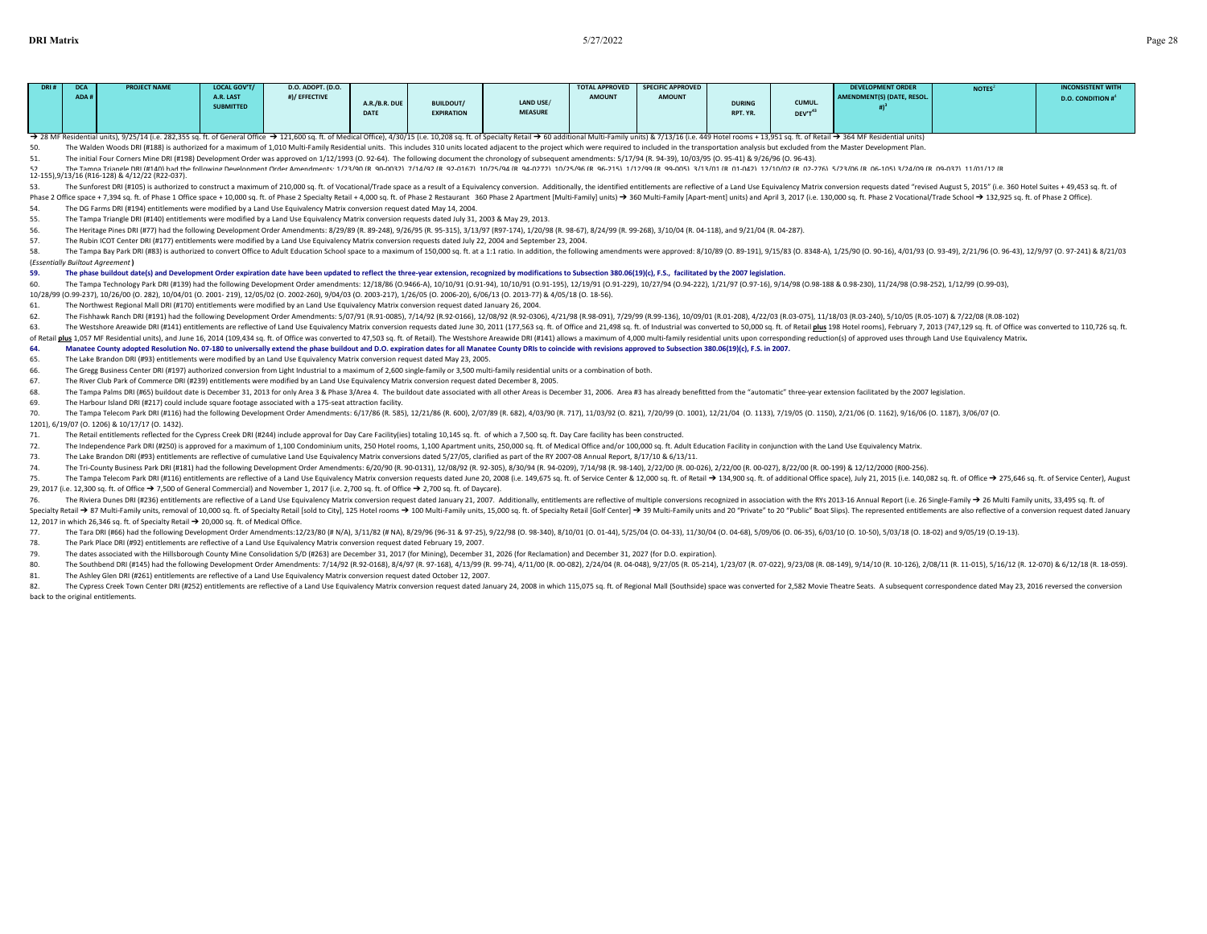| DRI # | DCA ADA # | PROJECT NAME | LOCAL GOV'T/ A.R. LAST SUBMITTED | D.O. ADOPT. (D.O. #)/ EFFECTIVE | A.R./B.R. DUE DATE | BUILDOUT/ EXPIRATION | LAND USE/ MEASURE | TOTAL APPROVED AMOUNT | SPECIFIC APPROVED AMOUNT | DURING RPT. YR. | CUMUL. DEV'T[43] | DEVELOPMENT ORDER AMENDMENT(S) (DATE, RESOL. #)[3] | NOTES[2] | INCONSISTENT WITH D.O. CONDITION #[4] |
|---|---|---|---|---|---|---|---|---|---|---|---|---|---|---|

→ 28 MF Residential units), 9/25/14 (i.e. 282,355 sq. ft. of General Office → 121,600 sq. ft. of Medical Office), 4/30/15 (i.e. 10,208 sq. ft. of Specialty Retail → 60 additional Multi-Family units) & 7/13/16 (i.e. 449 Hotel rooms + 13,951 sq. ft. of Retail → 364 MF Residential units)

50. The Walden Woods DRI (#188) is authorized for a maximum of 1,010 Multi-Family Residential units. This includes 310 units located adjacent to the project which were required to included in the transportation analysis but excluded from the Master Development Plan.

51. The initial Four Corners Mine DRI (#198) Development Order was approved on 1/12/1993 (O. 92-64). The following document the chronology of subsequent amendments: 5/17/94 (R. 94-39), 10/03/95 (O. 95-41) & 9/26/96 (O. 96-43).

52. The Tampa Triangle DRI (#140) had the following Development Order Amendments: 1/23/90 (R. 90-0032), 7/14/92 (R. 92-0167), 10/25/94 (R. 94-0272), 10/25/96 (R. 96-215), 1/12/99 (R. 99-005), 3/13/01 (R. 01-042), 12/10/02 (R. 02-276), 5/23/06 (R. 06-105) 3/24/09 (R. 09-037), 11/01/12 (R. 12-155),9/13/16 (R16-128) & 4/12/22 (R22-037).

53. The Sunforest DRI (#105) is authorized to construct a maximum of 210,000 sq. ft. of Vocational/Trade space as a result of a Equivalency conversion. Additionally, the identified entitlements are reflective of a Land Use Equivalency Matrix conversion requests dated "revised August 5, 2015" (i.e. 360 Hotel Suites + 49,453 sq. ft. of Phase 2 Office space + 7,394 sq. ft. of Phase 1 Office space + 10,000 sq. ft. of Phase 2 Specialty Retail + 4,000 sq. ft. of Phase 2 Restaurant 360 Phase 2 Apartment [Multi-Family] units) → 360 Multi-Family [Apart-ment] units) and April 3, 2017 (i.e. 130,000 sq. ft. Phase 2 Vocational/Trade School → 132,925 sq. ft. of Phase 2 Office).

54. The DG Farms DRI (#194) entitlements were modified by a Land Use Equivalency Matrix conversion request dated May 14, 2004.

55. The Tampa Triangle DRI (#140) entitlements were modified by a Land Use Equivalency Matrix conversion requests dated July 31, 2003 & May 29, 2013.

56. The Heritage Pines DRI (#77) had the following Development Order Amendments: 8/29/89 (R. 89-248), 9/26/95 (R. 95-315), 3/13/97 (R97-174), 1/20/98 (R. 98-67), 8/24/99 (R. 99-268), 3/10/04 (R. 04-118), and 9/21/04 (R. 04-287).

57. The Rubin ICOT Center DRI (#177) entitlements were modified by a Land Use Equivalency Matrix conversion requests dated July 22, 2004 and September 23, 2004.

58. The Tampa Bay Park DRI (#83) is authorized to convert Office to Adult Education School space to a maximum of 150,000 sq. ft. at a 1:1 ratio. In addition, the following amendments were approved: 8/10/89 (O. 89-191), 9/15/83 (O. 8348-A), 1/25/90 (O. 90-16), 4/01/93 (O. 93-49), 2/21/96 (O. 96-43), 12/9/97 (O. 97-241) & 8/21/03 (*Essentially Builtout Agreement*)

**59. The phase buildout date(s) and Development Order expiration date have been updated to reflect the three-year extension, recognized by modifications to Subsection 380.06(19)(c), F.S., facilitated by the 2007 legislation.**

60. The Tampa Technology Park DRI (#139) had the following Development Order amendments: 12/18/86 (O.9466-A), 10/10/91 (O.91-94), 10/10/91 (O.91-195), 12/19/91 (O.91-229), 10/27/94 (O.94-222), 1/21/97 (O.97-16), 9/14/98 (O.98-188 & 0.98-230), 11/24/98 (O.98-252), 1/12/99 (O.99-03), 10/28/99 (O.99-237), 10/26/00 (O. 282), 10/04/01 (O. 2001- 219), 12/05/02 (O. 2002-260), 9/04/03 (O. 2003-217), 1/26/05 (O. 2006-20), 6/06/13 (O. 2013-77) & 4/05/18 (O. 18-56).

61. The Northwest Regional Mall DRI (#170) entitlements were modified by an Land Use Equivalency Matrix conversion request dated January 26, 2004.

62. The Fishhawk Ranch DRI (#191) had the following Development Order Amendments: 5/07/91 (R.91-0085), 7/14/92 (R.92-0166), 12/08/92 (R.92-0306), 4/21/98 (R.98-091), 7/29/99 (R.99-136), 10/09/01 (R.01-208), 4/22/03 (R.03-075), 11/18/03 (R.03-240), 5/10/05 (R.05-107) & 7/22/08 (R.08-102)

63. The Westshore Areawide DRI (#141) entitlements are reflective of Land Use Equivalency Matrix conversion requests dated June 30, 2011 (177,563 sq. ft. of Office and 21,498 sq. ft. of Industrial was converted to 50,000 sq. ft. of Retail **plus** 198 Hotel rooms), February 7, 2013 (747,129 sq. ft. of Office was converted to 110,726 sq. ft. of Retail **plus** 1,057 MF Residential units), and June 16, 2014 (109,434 sq. ft. of Office was converted to 47,503 sq. ft. of Retail). The Westshore Areawide DRI (#141) allows a maximum of 4,000 multi-family residential units upon corresponding reduction(s) of approved uses through Land Use Equivalency Matrix.

**64. Manatee County adopted Resolution No. 07-180 to universally extend the phase buildout and D.O. expiration dates for all Manatee County DRIs to coincide with revisions approved to Subsection 380.06(19)(c), F.S. in 2007.**

65. The Lake Brandon DRI (#93) entitlements were modified by an Land Use Equivalency Matrix conversion request dated May 23, 2005.

66. The Gregg Business Center DRI (#197) authorized conversion from Light Industrial to a maximum of 2,600 single-family or 3,500 multi-family residential units or a combination of both.

67. The River Club Park of Commerce DRI (#239) entitlements were modified by an Land Use Equivalency Matrix conversion request dated December 8, 2005.

68. The Tampa Palms DRI (#65) buildout date is December 31, 2013 for only Area 3 & Phase 3/Area 4. The buildout date associated with all other Areas is December 31, 2006. Area #3 has already benefitted from the "automatic" three-year extension facilitated by the 2007 legislation.

69. The Harbour Island DRI (#217) could include square footage associated with a 175-seat attraction facility.

70. The Tampa Telecom Park DRI (#116) had the following Development Order Amendments: 6/17/86 (R. 585), 12/21/86 (R. 600), 2/07/89 (R. 682), 4/03/90 (R. 717), 11/03/92 (O. 821), 7/20/99 (O. 1001), 12/21/04 (O. 1133), 7/19/05 (O. 1150), 2/21/06 (O. 1162), 9/16/06 (O. 1187), 3/06/07 (O. 1201), 6/19/07 (O. 1206) & 10/17/17 (O. 1432).

71. The Retail entitlements reflected for the Cypress Creek DRI (#244) include approval for Day Care Facility(ies) totaling 10,145 sq. ft. of which a 7,500 sq. ft. Day Care facility has been constructed.

72. The Independence Park DRI (#250) is approved for a maximum of 1,100 Condominium units, 250 Hotel rooms, 1,100 Apartment units, 250,000 sq. ft. of Medical Office and/or 100,000 sq. ft. Adult Education Facility in conjunction with the Land Use Equivalency Matrix.

73. The Lake Brandon DRI (#93) entitlements are reflective of cumulative Land Use Equivalency Matrix conversions dated 5/27/05, clarified as part of the RY 2007-08 Annual Report, 8/17/10 & 6/13/11.

74. The Tri-County Business Park DRI (#181) had the following Development Order Amendments: 6/20/90 (R. 90-0131), 12/08/92 (R. 92-305), 8/30/94 (R. 94-0209), 7/14/98 (R. 98-140), 2/22/00 (R. 00-026), 2/22/00 (R. 00-027), 8/22/00 (R. 00-199) & 12/12/2000 (R00-256).

75. The Tampa Telecom Park DRI (#116) entitlements are reflective of a Land Use Equivalency Matrix conversion requests dated June 20, 2008 (i.e. 149,675 sq. ft. of Service Center & 12,000 sq. ft. of Retail → 134,900 sq. ft. of additional Office space), July 21, 2015 (i.e. 140,082 sq. ft. of Office → 275,646 sq. ft. of Service Center), August 29, 2017 (i.e. 12,300 sq. ft. of Office → 7,500 of General Commercial) and November 1, 2017 (i.e. 2,700 sq. ft. of Office → 2,700 sq. ft. of Daycare).

76. The Riviera Dunes DRI (#236) entitlements are reflective of a Land Use Equivalency Matrix conversion request dated January 21, 2007. Additionally, entitlements are reflective of multiple conversions recognized in association with the RYs 2013-16 Annual Report (i.e. 26 Single-Family → 26 Multi Family units, 33,495 sq. ft. of Specialty Retail → 87 Multi-Family units, removal of 10,000 sq. ft. of Specialty Retail [sold to City], 125 Hotel rooms → 100 Multi-Family units, 15,000 sq. ft. of Specialty Retail [Golf Center] → 39 Multi-Family units and 20 "Private" to 20 "Public" Boat Slips). The represented entitlements are also reflective of a conversion request dated January 12, 2017 in which 26,346 sq. ft. of Specialty Retail → 20,000 sq. ft. of Medical Office.

77. The Tara DRI (#66) had the following Development Order Amendments:12/23/80 (# N/A), 3/11/82 (# NA), 8/29/96 (96-31 & 97-25), 9/22/98 (O. 98-340), 8/10/01 (O. 01-44), 5/25/04 (O. 04-33), 11/30/04 (O. 04-68), 5/09/06 (O. 06-35), 6/03/10 (O. 10-50), 5/03/18 (O. 18-02) and 9/05/19 (O.19-13).

78. The Park Place DRI (#92) entitlements are reflective of a Land Use Equivalency Matrix conversion request dated February 19, 2007.

79. The dates associated with the Hillsborough County Mine Consolidation S/D (#263) are December 31, 2017 (for Mining), December 31, 2026 (for Reclamation) and December 31, 2027 (for D.O. expiration).

80. The Southbend DRI (#145) had the following Development Order Amendments: 7/14/92 (R.92-0168), 8/4/97 (R. 97-168), 4/13/99 (R. 99-74), 4/11/00 (R. 00-082), 2/24/04 (R. 04-048), 9/27/05 (R. 05-214), 1/23/07 (R. 07-022), 9/23/08 (R. 08-149), 9/14/10 (R. 10-126), 2/08/11 (R. 11-015), 5/16/12 (R. 12-070) & 6/12/18 (R. 18-059).

81. The Ashley Glen DRI (#261) entitlements are reflective of a Land Use Equivalency Matrix conversion request dated October 12, 2007.

82. The Cypress Creek Town Center DRI (#252) entitlements are reflective of a Land Use Equivalency Matrix conversion request dated January 24, 2008 in which 115,075 sq. ft. of Regional Mall (Southside) space was converted for 2,582 Movie Theatre Seats. A subsequent correspondence dated May 23, 2016 reversed the conversion back to the original entitlements.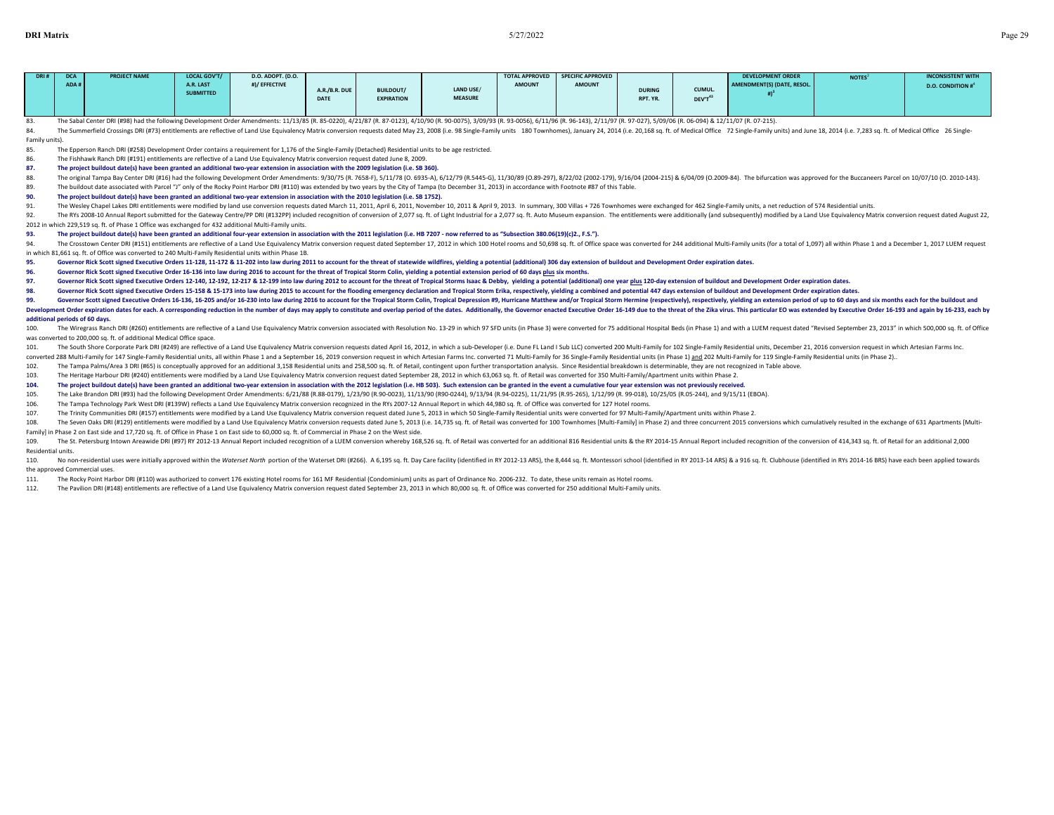| DRI # | DCA ADA # | PROJECT NAME | LOCAL GOV'T/ A.R. LAST SUBMITTED | D.O. ADOPT. (D.O. #)/ EFFECTIVE | A.R./B.R. DUE DATE | BUILDOUT/ EXPIRATION | LAND USE/ MEASURE | TOTAL APPROVED AMOUNT | SPECIFIC APPROVED AMOUNT | DURING RPT. YR. | CUMUL. DEV'T[43] | DEVELOPMENT ORDER AMENDMENT(S) (DATE, RESOL. #)[3] | NOTES[2] | INCONSISTENT WITH D.O. CONDITION #[4] |
|---|---|---|---|---|---|---|---|---|---|---|---|---|---|---|

83. The Sabal Center DRI (#98) had the following Development Order Amendments: 11/13/85 (R. 85-0220), 4/21/87 (R. 87-0123), 4/10/90 (R. 90-0075), 3/09/93 (R. 93-0056), 6/11/96 (R. 96-143), 2/11/97 (R. 97-027), 5/09/06 (R. 06-094) & 12/11/07 (R. 07-215).
84. The Summerfield Crossings DRI (#73) entitlements are reflective of Land Use Equivalency Matrix conversion requests dated May 23, 2008 (i.e. 98 Single-Family units 180 Townhomes), January 24, 2014 (i.e. 20,168 sq. ft. of Medical Office 72 Single-Family units) and June 18, 2014 (i.e. 7,283 sq. ft. of Medical Office 26 Single-Family units).
85. The Epperson Ranch DRI (#258) Development Order contains a requirement for 1,176 of the Single-Family (Detached) Residential units to be age restricted.
86. The Fishhawk Ranch DRI (#191) entitlements are reflective of a Land Use Equivalency Matrix conversion request dated June 8, 2009.
87. **The project buildout date(s) have been granted an additional two-year extension in association with the 2009 legislation (i.e. SB 360).**
88. The original Tampa Bay Center DRI (#16) had the following Development Order Amendments: 9/30/75 (R. 7658-F), 5/11/78 (O. 6935-A), 6/12/79 (R.5445-G), 11/30/89 (O.89-297), 8/22/02 (2002-179), 9/16/04 (2004-215) & 6/04/09 (O.2009-84). The bifurcation was approved for the Buccaneers Parcel on 10/07/10 (O. 2010-143).
89. The buildout date associated with Parcel "J" only of the Rocky Point Harbor DRI (#110) was extended by two years by the City of Tampa (to December 31, 2013) in accordance with Footnote #87 of this Table.
90. **The project buildout date(s) have been granted an additional two-year extension in association with the 2010 legislation (i.e. SB 1752).**
91. The Wesley Chapel Lakes DRI entitlements were modified by land use conversion requests dated March 11, 2011, April 6, 2011, November 10, 2011 & April 9, 2013. In summary, 300 Villas + 726 Townhomes were exchanged for 462 Single-Family units, a net reduction of 574 Residential units.
92. The RYs 2008-10 Annual Report submitted for the Gateway Centre/PP DRI (#132PP) included recognition of conversion of 2,077 sq. ft. of Light Industrial for a 2,077 sq. ft. Auto Museum expansion. The entitlements were additionally (and subsequently) modified by a Land Use Equivalency Matrix conversion request dated August 22, 2012 in which 229,519 sq. ft. of Phase 1 Office was exchanged for 432 additional Multi-Family units.
93. **The project buildout date(s) have been granted an additional four-year extension in association with the 2011 legislation (i.e. HB 7207 - now referred to as "Subsection 380.06(19)(c)2., F.S.").**
94. The Crosstown Center DRI (#151) entitlements are reflective of a Land Use Equivalency Matrix conversion request dated September 17, 2012 in which 100 Hotel rooms and 50,698 sq. ft. of Office space was converted for 244 additional Multi-Family units (for a total of 1,097) all within Phase 1 and a December 1, 2017 LUEM request in which 81,661 sq. ft. of Office was converted to 240 Multi-Family Residential units within Phase 1B.
95. **Governor Rick Scott signed Executive Orders 11-128, 11-172 & 11-202 into law during 2011 to account for the threat of statewide wildfires, yielding a potential (additional) 306 day extension of buildout and Development Order expiration dates.**
96. **Governor Rick Scott signed Executive Order 16-136 into law during 2016 to account for the threat of Tropical Storm Colin, yielding a potential extension period of 60 days plus six months.**
97. **Governor Rick Scott signed Executive Orders 12-140, 12-192, 12-217 & 12-199 into law during 2012 to account for the threat of Tropical Storms Isaac & Debby, yielding a potential (additional) one year plus 120-day extension of buildout and Development Order expiration dates.**
98. **Governor Rick Scott signed Executive Orders 15-158 & 15-173 into law during 2015 to account for the flooding emergency declaration and Tropical Storm Erika, respectively, yielding a combined and potential 447 days extension of buildout and Development Order expiration dates.**
99. **Governor Scott signed Executive Orders 16-136, 16-205 and/or 16-230 into law during 2016 to account for the Tropical Storm Colin, Tropical Depression #9, Hurricane Matthew and/or Tropical Storm Hermine (respectively), respectively, yielding an extension period of up to 60 days and six months each for the buildout and Development Order expiration dates for each. A corresponding reduction in the number of days may apply to constitute and overlap period of the dates. Additionally, the Governor enacted Executive Order 16-149 due to the threat of the Zika virus. This particular EO was extended by Executive Order 16-193 and again by 16-233, each by additional periods of 60 days.**
100. The Wiregrass Ranch DRI (#260) entitlements are reflective of a Land Use Equivalency Matrix conversion associated with Resolution No. 13-29 in which 97 SFD units (in Phase 3) were converted for 75 additional Hospital Beds (in Phase 1) and with a LUEM request dated "Revised September 23, 2013" in which 500,000 sq. ft. of Office was converted to 200,000 sq. ft. of additional Medical Office space.
101. The South Shore Corporate Park DRI (#249) are reflective of a Land Use Equivalency Matrix conversion requests dated April 16, 2012, in which a sub-Developer (i.e. Dune FL Land I Sub LLC) converted 200 Multi-Family for 102 Single-Family Residential units, December 21, 2016 conversion request in which Artesian Farms Inc. converted 288 Multi-Family for 147 Single-Family Residential units, all within Phase 1 and a September 16, 2019 conversion request in which Artesian Farms Inc. converted 71 Multi-Family for 36 Single-Family Residential units (in Phase 1) and 202 Multi-Family for 119 Single-Family Residential units (in Phase 2)..
102. The Tampa Palms/Area 3 DRI (#65) is conceptually approved for an additional 3,158 Residential units and 258,500 sq. ft. of Retail, contingent upon further transportation analysis. Since Residential breakdown is determinable, they are not recognized in Table above.
103. The Heritage Harbour DRI (#240) entitlements were modified by a Land Use Equivalency Matrix conversion request dated September 28, 2012 in which 63,063 sq. ft. of Retail was converted for 350 Multi-Family/Apartment units within Phase 2.
104. **The project buildout date(s) have been granted an additional two-year extension in association with the 2012 legislation (i.e. HB 503). Such extension can be granted in the event a cumulative four year extension was not previously received.**
105. The Lake Brandon DRI (#93) had the following Development Order Amendments: 6/21/88 (R.88-0179), 1/23/90 (R.90-0023), 11/13/90 (R90-0244), 9/13/94 (R.94-0225), 11/21/95 (R.95-265), 1/12/99 (R. 99-018), 10/25/05 (R.05-244), and 9/15/11 (EBOA).
106. The Tampa Technology Park West DRI (#139W) reflects a Land Use Equivalency Matrix conversion recognized in the RYs 2007-12 Annual Report in which 44,980 sq. ft. of Office was converted for 127 Hotel rooms.
107. The Trinity Communities DRI (#157) entitlements were modified by a Land Use Equivalency Matrix conversion request dated June 5, 2013 in which 50 Single-Family Residential units were converted for 97 Multi-Family/Apartment units within Phase 2.
108. The Seven Oaks DRI (#129) entitlements were modified by a Land Use Equivalency Matrix conversion requests dated June 5, 2013 (i.e. 14,735 sq. ft. of Retail was converted for 100 Townhomes [Multi-Family] in Phase 2) and three concurrent 2015 conversions which cumulatively resulted in the exchange of 631 Apartments [Multi-Family] in Phase 2 on East side and 17,720 sq. ft. of Office in Phase 1 on East side to 60,000 sq. ft. of Commercial in Phase 2 on the West side.
109. The St. Petersburg Intown Areawide DRI (#97) RY 2012-13 Annual Report included recognition of a LUEM conversion whereby 168,526 sq. ft. of Retail was converted for an additional 816 Residential units & the RY 2014-15 Annual Report included recognition of the conversion of 414,343 sq. ft. of Retail for an additional 2,000 Residential units.
110. No non-residential uses were initially approved within the *Waterset North* portion of the Waterset DRI (#266). A 6,195 sq. ft. Day Care facility (identified in RY 2012-13 ARS), the 8,444 sq. ft. Montessori school (identified in RY 2013-14 ARS) & a 916 sq. ft. Clubhouse (identified in RYs 2014-16 BRS) have each been applied towards the approved Commercial uses.
111. The Rocky Point Harbor DRI (#110) was authorized to convert 176 existing Hotel rooms for 161 MF Residential (Condominium) units as part of Ordinance No. 2006-232. To date, these units remain as Hotel rooms.
112. The Pavilion DRI (#148) entitlements are reflective of a Land Use Equivalency Matrix conversion request dated September 23, 2013 in which 80,000 sq. ft. of Office was converted for 250 additional Multi-Family units.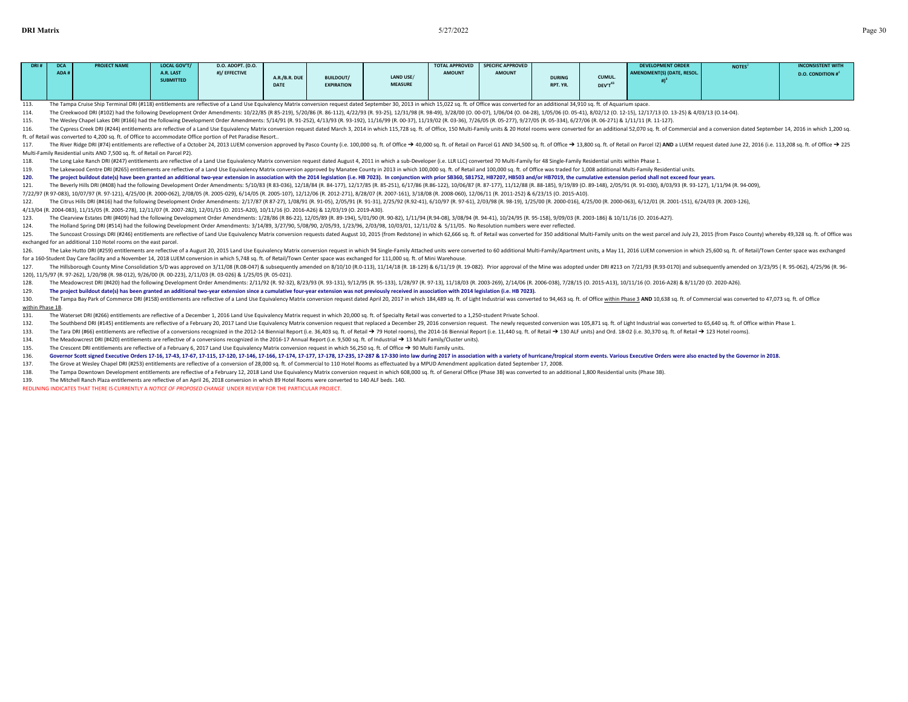| DRI # | DCA ADA # | PROJECT NAME | LOCAL GOV'T/ A.R. LAST SUBMITTED | D.O. ADOPT. (D.O. #)/ EFFECTIVE | A.R./B.R. DUE DATE | BUILDOUT/ EXPIRATION | LAND USE/ MEASURE | TOTAL APPROVED AMOUNT | SPECIFIC APPROVED AMOUNT | DURING RPT. YR. | CUMUL. DEV'T[43] | DEVELOPMENT ORDER AMENDMENT(S) (DATE, RESOL. #)[3] | NOTES[2] | INCONSISTENT WITH D.O. CONDITION #[4] |
|---|---|---|---|---|---|---|---|---|---|---|---|---|---|---|

113. The Tampa Cruise Ship Terminal DRI (#118) entitlements are reflective of a Land Use Equivalency Matrix conversion request dated September 30, 2013 in which 15,022 sq. ft. of Office was converted for an additional 34,910 sq. ft. of Aquarium space.

114. The Creekwood DRI (#102) had the following Development Order Amendments: 10/22/85 (R 85-219), 5/20/86 (R. 86-112), 4/22/93 (R. 93-25), 12/31/98 (R. 98-49), 3/28/00 (O. 00-07), 1/06/04 (O. 04-28), 1/05/06 (O. 05-41), 8/02/12 (O. 12-15), 12/17/13 (O. 13-25) & 4/03/13 (O.14-04).

115. The Wesley Chapel Lakes DRI (#166) had the following Development Order Amendments: 5/14/91 (R. 91-252), 4/13/93 (R. 93-192), 11/16/99 (R. 00-37), 11/19/02 (R. 03-36), 7/26/05 (R. 05-277), 9/27/05 (R. 05-334), 6/27/06 (R. 06-271) & 1/11/11 (R. 11-127).

116. The Cypress Creek DRI (#244) entitlements are reflective of a Land Use Equivalency Matrix conversion request dated March 3, 2014 in which 115,728 sq. ft. of Office, 150 Multi-Family units & 20 Hotel rooms were converted for an additional 52,070 sq. ft. of Commercial and a conversion dated September 14, 2016 in which 1,200 sq. ft. of Retail was converted to 4,200 sq. ft. of Office to accommodate Office portion of Pet Paradise Resort..

117. The River Ridge DRI (#74) entitlements are reflective of a October 24, 2013 LUEM conversion approved by Pasco County (i.e. 100,000 sq. ft. of Office → 40,000 sq. ft. of Retail on Parcel G1 AND 34,500 sq. ft. of Office → 13,800 sq. ft. of Retail on Parcel I2) **AND** a LUEM request dated June 22, 2016 (i.e. 113,208 sq. ft. of Office → 225 Multi-Family Residential units AND 7,500 sq. ft. of Retail on Parcel P2).

118. The Long Lake Ranch DRI (#247) entitlements are reflective of a Land Use Equivalency Matrix conversion request dated August 4, 2011 in which a sub-Developer (i.e. LLR LLC) converted 70 Multi-Family for 48 Single-Family Residential units within Phase 1.

119. The Lakewood Centre DRI (#265) entitlements are reflective of a Land Use Equivalency Matrix conversion approved by Manatee County in 2013 in which 100,000 sq. ft. of Retail and 100,000 sq. ft. of Office was traded for 1,008 additional Multi-Family Residential units.

120. **The project buildout date(s) have been granted an additional two-year extension in association with the 2014 legislation (i.e. HB 7023). In conjunction with prior SB360, SB1752, HB7207, HB503 and/or HB7019, the cumulative extension period shall not exceed four years.**

121. The Beverly Hills DRI (#408) had the following Development Order Amendments: 5/10/83 (R 83-036), 12/18/84 (R. 84-177), 12/17/85 (R. 85-251), 6/17/86 (R.86-122), 10/06/87 (R. 87-177), 11/12/88 (R. 88-185), 9/19/89 (O. 89-148), 2/05/91 (R. 91-030), 8/03/93 (R. 93-127), 1/11/94 (R. 94-009), 7/22/97 (R 97-083), 10/07/97 (R. 97-121), 4/25/00 (R. 2000-062), 2/08/05 (R. 2005-029), 6/14/05 (R. 2005-107), 12/12/06 (R. 2012-271), 8/28/07 (R. 2007-161), 3/18/08 (R. 2008-060), 12/06/11 (R. 2011-252) & 6/23/15 (O. 2015-A10).

122. The Citrus Hills DRI (#416) had the following Development Order Amendments: 2/17/87 (R 87-27), 1/08/91 (R. 91-05), 2/05/91 (R. 91-31), 2/25/92 (R.92-41), 6/10/97 (R. 97-61), 2/03/98 (R. 98-19), 1/25/00 (R. 2000-016), 4/25/00 (R. 2000-063), 6/12/01 (R. 2001-151), 6/24/03 (R. 2003-126), 4/13/04 (R. 2004-083), 11/15/05 (R. 2005-278), 12/11/07 (R. 2007-282), 12/01/15 (O. 2015-A20), 10/11/16 (O. 2016-A26) & 12/03/19 (O. 2019-A30).

123. The Clearview Estates DRI (#409) had the following Development Order Amendments: 1/28/86 (R 86-22), 12/05/89 (R. 89-194), 5/01/90 (R. 90-82), 1/11/94 (R.94-08), 3/08/94 (R. 94-41), 10/24/95 (R. 95-158), 9/09/03 (R. 2003-186) & 10/11/16 (O. 2016-A27).

124. The Holland Spring DRI (#514) had the following Development Order Amendments: 3/14/89, 3/27/90, 5/08/90, 2/05/93, 1/23/96, 2/03/98, 10/03/01, 12/11/02 & 5/11/05. No Resolution numbers were ever reflected.

125. The Suncoast Crossings DRI (#246) entitlements are reflective of Land Use Equivalency Matrix conversion requests dated August 10, 2015 (from Redstone) in which 62,666 sq. ft. of Retail was converted for 350 additional Multi-Family units on the west parcel and July 23, 2015 (from Pasco County) whereby 49,328 sq. ft. of Office was exchanged for an additional 110 Hotel rooms on the east parcel.

126. The Lake Hutto DRI (#259) entitlements are reflective of a August 20, 2015 Land Use Equivalency Matrix conversion request in which 94 Single-Family Attached units were converted to 60 additional Multi-Family/Apartment units, a May 11, 2016 LUEM conversion in which 25,600 sq. ft. of Retail/Town Center space was exchanged for a 160-Student Day Care facility and a November 14, 2018 LUEM conversion in which 5,748 sq. ft. of Retail/Town Center space was exchanged for 111,000 sq. ft. of Mini Warehouse.

127. The Hillsborough County Mine Consolidation S/D was approved on 3/11/08 (R.08-047) & subsequently amended on 8/10/10 (R.0-113), 11/14/18 (R. 18-129) & 6/11/19 (R. 19-082). Prior approval of the Mine was adopted under DRI #213 on 7/21/93 (R.93-0170) and subsequently amended on 3/23/95 ( R. 95-062), 4/25/96 (R. 96-120), 11/5/97 (R. 97-262), 1/20/98 (R. 98-012), 9/26/00 (R. 00-223), 2/11/03 (R. 03-026) & 1/25/05 (R. 05-021).

128. The Meadowcrest DRI (#420) had the following Development Order Amendments: 2/11/92 (R. 92-32), 8/23/93 (R. 93-131), 9/12/95 (R. 95-133), 1/28/97 (R. 97-13), 11/18/03 (R. 2003-269), 2/14/06 (R. 2006-038), 7/28/15 (O. 2015-A13), 10/11/16 (O. 2016-A28) & 8/11/20 (O. 2020-A26).

129. **The project buildout date(s) has been granted an additional two-year extension since a cumulative four-year extension was not previously received in association with 2014 legislation (i.e. HB 7023).**

130. The Tampa Bay Park of Commerce DRI (#158) entitlements are reflective of a Land Use Equivalency Matrix conversion request dated April 20, 2017 in which 184,489 sq. ft. of Light Industrial was converted to 94,463 sq. ft. of Office within Phase 3 **AND** 10,638 sq. ft. of Commercial was converted to 47,073 sq. ft. of Office within Phase 1B.

131. The Waterset DRI (#266) entitlements are reflective of a December 1, 2016 Land Use Equivalency Matrix request in which 20,000 sq. ft. of Specialty Retail was converted to a 1,250-student Private School.

132. The Southbend DRI (#145) entitlements are reflective of a February 20, 2017 Land Use Equivalency Matrix conversion request that replaced a December 29, 2016 conversion request. The newly requested conversion was 105,871 sq. ft. of Light Industrial was converted to 65,640 sq. ft. of Office within Phase 1.

133. The Tara DRI (#66) entitlements are reflective of a conversions recognized in the 2012-14 Biennial Report (i.e. 36,403 sq. ft. of Retail → 79 Hotel rooms), the 2014-16 Biennial Report (i.e. 11,440 sq. ft. of Retail → 130 ALF units) and Ord. 18-02 (i.e. 30,370 sq. ft. of Retail → 123 Hotel rooms).

134. The Meadowcrest DRI (#420) entitlements are reflective of a conversions recognized in the 2016-17 Annual Report (i.e. 9,500 sq. ft. of Industrial → 13 Multi Family/Cluster units).

135. The Crescent DRI entitlements are reflective of a February 6, 2017 Land Use Equivalency Matrix conversion request in which 56,250 sq. ft. of Office → 90 Multi Family units.

136. **Governor Scott signed Executive Orders 17-16, 17-43, 17-67, 17-115, 17-120, 17-146, 17-166, 17-174, 17-177, 17-178, 17-235, 17-287 & 17-330 into law during 2017 in association with a variety of hurricane/tropical storm events. Various Executive Orders were also enacted by the Governor in 2018.**

137. The Grove at Wesley Chapel DRI (#253) entitlements are reflective of a conversion of 28,000 sq. ft. of Commercial to 110 Hotel Rooms as effectuated by a MPUD Amendment application dated September 17, 2008.

138. The Tampa Downtown Development entitlements are reflective of a February 12, 2018 Land Use Equivalency Matrix conversion request in which 608,000 sq. ft. of General Office (Phase 3B) was converted to an additional 1,800 Residential units (Phase 3B).

139. The Mitchell Ranch Plaza entitlements are reflective of an April 26, 2018 conversion in which 89 Hotel Rooms were converted to 140 ALF beds. 140.

REDLINING INDICATES THAT THERE IS CURRENTLY A *NOTICE OF PROPOSED CHANGE* UNDER REVIEW FOR THE PARTICULAR PROJECT.